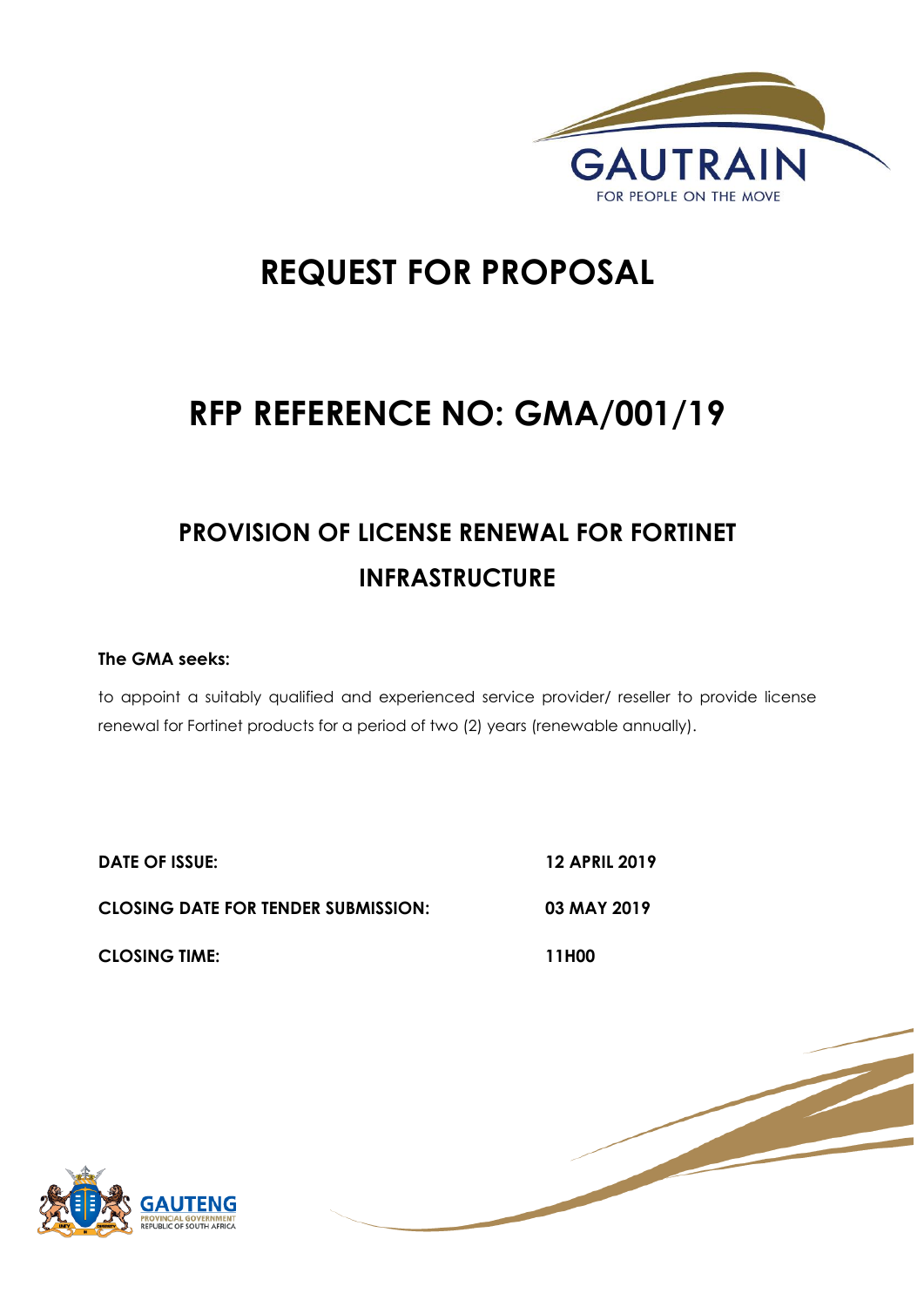# REQUEST FOR PROPOSAL

# RFP REFERENCE NO: GMA/001/19

## PROVISION OF LICENSE RENEWAL FOR FORTINET INFRASTRUCTURE

**The GMA seeks:**

to appoint a suitably qualified and experienced service provider/ reseller to provide license renewal for Fortinet products for a period of two (2) years (renewable annually).

| | |
|---|---|
| **DATE OF ISSUE:** | **12 APRIL 2019** |
| **CLOSING DATE FOR TENDER SUBMISSION:** | **03 MAY 2019** |
| **CLOSING TIME:** | **11H00** |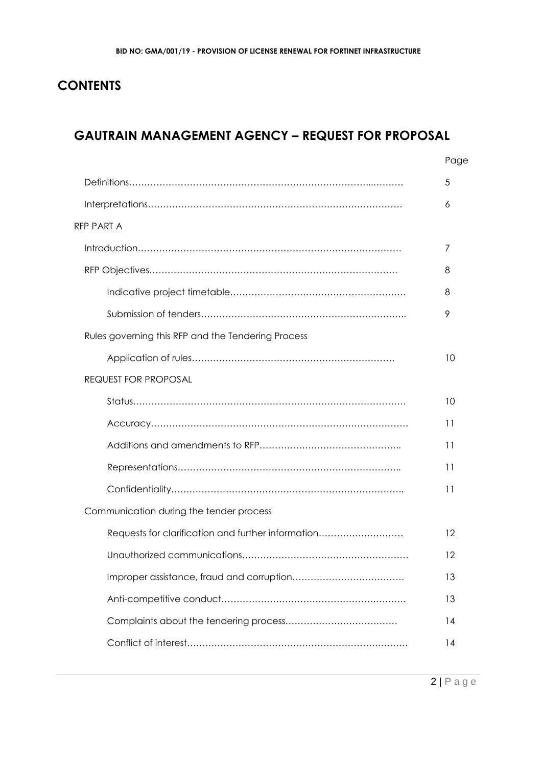# CONTENTS

## GAUTRAIN MANAGEMENT AGENCY – REQUEST FOR PROPOSAL

| | Page |
|---|---|
| Definitions | 5 |
| Interpretations | 6 |
| RFP PART A | |
| Introduction | 7 |
| RFP Objectives | 8 |
| Indicative project timetable | 8 |
| Submission of tenders | 9 |
| Rules governing this RFP and the Tendering Process | |
| Application of rules | 10 |
| REQUEST FOR PROPOSAL | |
| Status | 10 |
| Accuracy | 11 |
| Additions and amendments to RFP | 11 |
| Representations | 11 |
| Confidentiality | 11 |
| Communication during the tender process | |
| Requests for clarification and further information | 12 |
| Unauthorized communications | 12 |
| Improper assistance, fraud and corruption | 13 |
| Anti-competitive conduct | 13 |
| Complaints about the tendering process | 14 |
| Conflict of interest | 14 |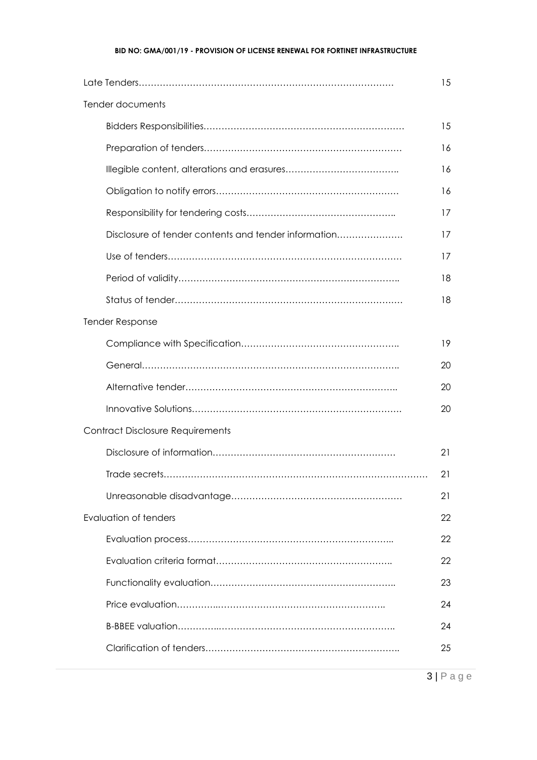| | |
|---|---|
| Late Tenders………………………………………………………………………… | 15 |
| Tender documents | |
| Bidders Responsibilities………………………………………………………… | 15 |
| Preparation of tenders………………………………………………………… | 16 |
| Illegible content, alterations and erasures……………………………….. | 16 |
| Obligation to notify errors…………………………………………………… | 16 |
| Responsibility for tendering costs………………………………………….. | 17 |
| Disclosure of tender contents and tender information…………………. | 17 |
| Use of tenders…………………………………………………………………… | 17 |
| Period of validity……………………………………………………………….. | 18 |
| Status of tender………………………………………………………………… | 18 |
| Tender Response | |
| Compliance with Specification…………………………………………….. | 19 |
| General………………………………………………………………………….. | 20 |
| Alternative tender…………………………………………………………….. | 20 |
| Innovative Solutions…………………………………………………………… | 20 |
| Contract Disclosure Requirements | |
| Disclosure of information…………………………………………………… | 21 |
| Trade secrets…………………………………………………………………………… | 21 |
| Unreasonable disadvantage………………………………………………… | 21 |
| Evaluation of tenders | 22 |
| Evaluation process…………………………………………………………….. | 22 |
| Evaluation criteria format………………………………………………….. | 22 |
| Functionality evaluation…………………………………………………….. | 23 |
| Price evaluation…………..……………………………………………….. | 24 |
| B-BBEE valuation…………..………………………………………………….. | 24 |
| Clarification of tenders……………………………………………………….. | 25 |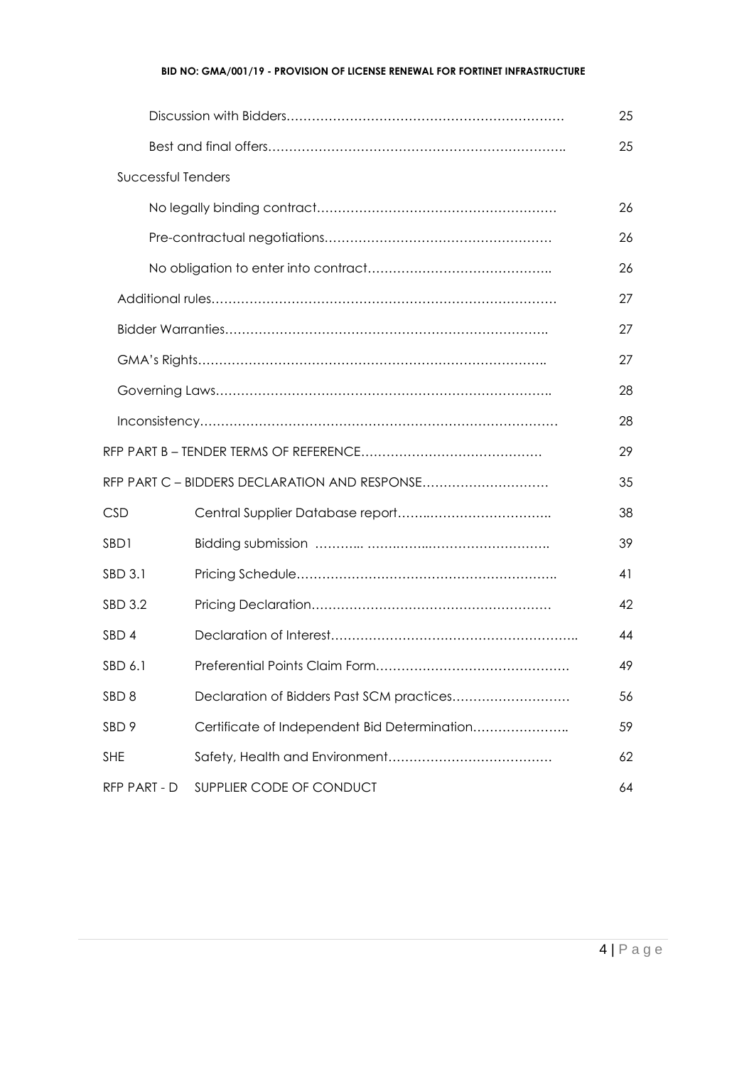| | | |
|---|---|---|
| | Discussion with Bidders………………………………………………………… | 25 |
| | Best and final offers…………………………………………………………….. | 25 |
| Successful Tenders | | |
| | No legally binding contract………………………………………………… | 26 |
| | Pre-contractual negotiations……………………………………………… | 26 |
| | No obligation to enter into contract…………………………………….. | 26 |
| | Additional rules……………………………………………………………………… | 27 |
| | Bidder Warranties………………………………………………………………. | 27 |
| | GMA's Rights……………………………………………………………………….. | 27 |
| | Governing Laws…………………………………………………………………….. | 28 |
| | Inconsistency……………………………………………………………………… | 28 |
| RFP PART B – TENDER TERMS OF REFERENCE…………………………………… | | 29 |
| RFP PART C – BIDDERS DECLARATION AND RESPONSE………………………… | | 35 |
| CSD | Central Supplier Database report……..……………………….. | 38 |
| SBD1 | Bidding submission ……….. ………..……………………….. | 39 |
| SBD 3.1 | Pricing Schedule…………………………………………………….. | 41 |
| SBD 3.2 | Pricing Declaration………………………………………………… | 42 |
| SBD 4 | Declaration of Interest………………………………………………….. | 44 |
| SBD 6.1 | Preferential Points Claim Form………………………………………. | 49 |
| SBD 8 | Declaration of Bidders Past SCM practices……………………… | 56 |
| SBD 9 | Certificate of Independent Bid Determination………………….. | 59 |
| SHE | Safety, Health and Environment………………………………… | 62 |
| RFP PART - D | SUPPLIER CODE OF CONDUCT | 64 |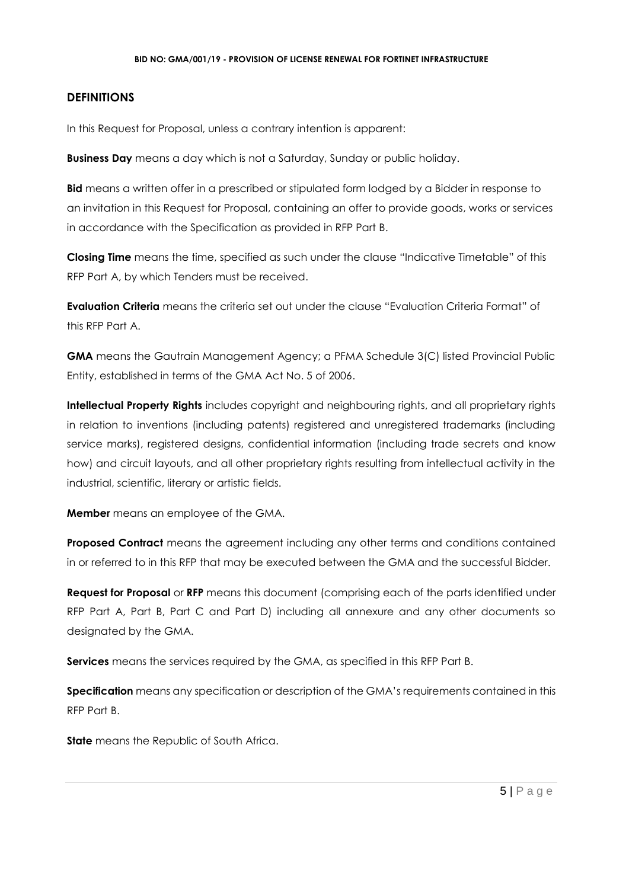## DEFINITIONS

In this Request for Proposal, unless a contrary intention is apparent:

**Business Day** means a day which is not a Saturday, Sunday or public holiday.

**Bid** means a written offer in a prescribed or stipulated form lodged by a Bidder in response to an invitation in this Request for Proposal, containing an offer to provide goods, works or services in accordance with the Specification as provided in RFP Part B.

**Closing Time** means the time, specified as such under the clause "Indicative Timetable" of this RFP Part A, by which Tenders must be received.

**Evaluation Criteria** means the criteria set out under the clause "Evaluation Criteria Format" of this RFP Part A.

**GMA** means the Gautrain Management Agency; a PFMA Schedule 3(C) listed Provincial Public Entity, established in terms of the GMA Act No. 5 of 2006.

**Intellectual Property Rights** includes copyright and neighbouring rights, and all proprietary rights in relation to inventions (including patents) registered and unregistered trademarks (including service marks), registered designs, confidential information (including trade secrets and know how) and circuit layouts, and all other proprietary rights resulting from intellectual activity in the industrial, scientific, literary or artistic fields.

**Member** means an employee of the GMA.

**Proposed Contract** means the agreement including any other terms and conditions contained in or referred to in this RFP that may be executed between the GMA and the successful Bidder.

**Request for Proposal** or **RFP** means this document (comprising each of the parts identified under RFP Part A, Part B, Part C and Part D) including all annexure and any other documents so designated by the GMA.

**Services** means the services required by the GMA, as specified in this RFP Part B.

**Specification** means any specification or description of the GMA's requirements contained in this RFP Part B.

**State** means the Republic of South Africa.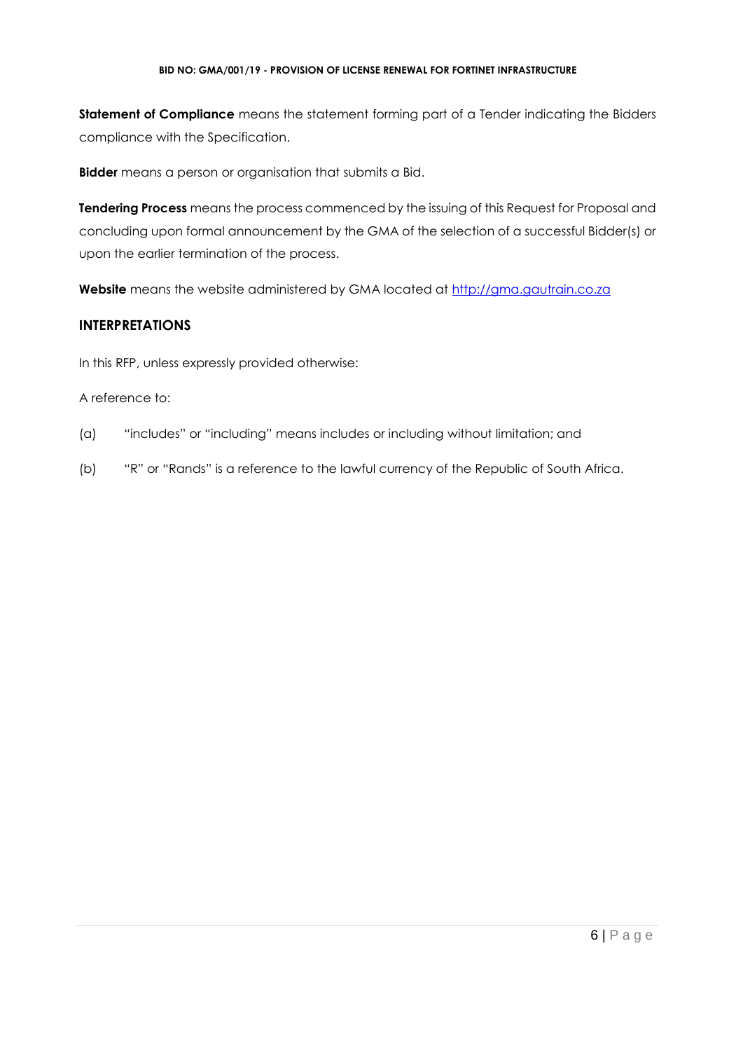**Statement of Compliance** means the statement forming part of a Tender indicating the Bidders compliance with the Specification.

**Bidder** means a person or organisation that submits a Bid.

**Tendering Process** means the process commenced by the issuing of this Request for Proposal and concluding upon formal announcement by the GMA of the selection of a successful Bidder(s) or upon the earlier termination of the process.

**Website** means the website administered by GMA located at [http://gma.gautrain.co.za](http://gma.gautrain.co.za)

## INTERPRETATIONS

In this RFP, unless expressly provided otherwise:

A reference to:

(a) "includes" or "including" means includes or including without limitation; and

(b) "R" or "Rands" is a reference to the lawful currency of the Republic of South Africa.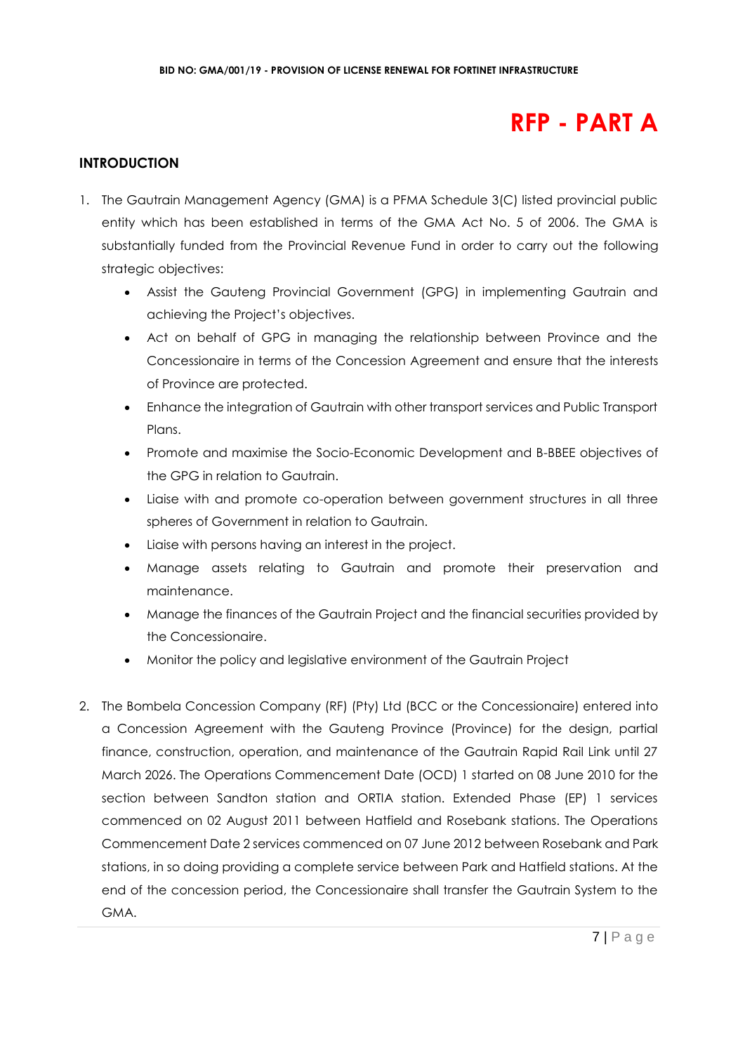# RFP - PART A

## INTRODUCTION

1. The Gautrain Management Agency (GMA) is a PFMA Schedule 3(C) listed provincial public entity which has been established in terms of the GMA Act No. 5 of 2006. The GMA is substantially funded from the Provincial Revenue Fund in order to carry out the following strategic objectives:
   - Assist the Gauteng Provincial Government (GPG) in implementing Gautrain and achieving the Project's objectives.
   - Act on behalf of GPG in managing the relationship between Province and the Concessionaire in terms of the Concession Agreement and ensure that the interests of Province are protected.
   - Enhance the integration of Gautrain with other transport services and Public Transport Plans.
   - Promote and maximise the Socio-Economic Development and B-BBEE objectives of the GPG in relation to Gautrain.
   - Liaise with and promote co-operation between government structures in all three spheres of Government in relation to Gautrain.
   - Liaise with persons having an interest in the project.
   - Manage assets relating to Gautrain and promote their preservation and maintenance.
   - Manage the finances of the Gautrain Project and the financial securities provided by the Concessionaire.
   - Monitor the policy and legislative environment of the Gautrain Project

2. The Bombela Concession Company (RF) (Pty) Ltd (BCC or the Concessionaire) entered into a Concession Agreement with the Gauteng Province (Province) for the design, partial finance, construction, operation, and maintenance of the Gautrain Rapid Rail Link until 27 March 2026. The Operations Commencement Date (OCD) 1 started on 08 June 2010 for the section between Sandton station and ORTIA station. Extended Phase (EP) 1 services commenced on 02 August 2011 between Hatfield and Rosebank stations. The Operations Commencement Date 2 services commenced on 07 June 2012 between Rosebank and Park stations, in so doing providing a complete service between Park and Hatfield stations. At the end of the concession period, the Concessionaire shall transfer the Gautrain System to the GMA.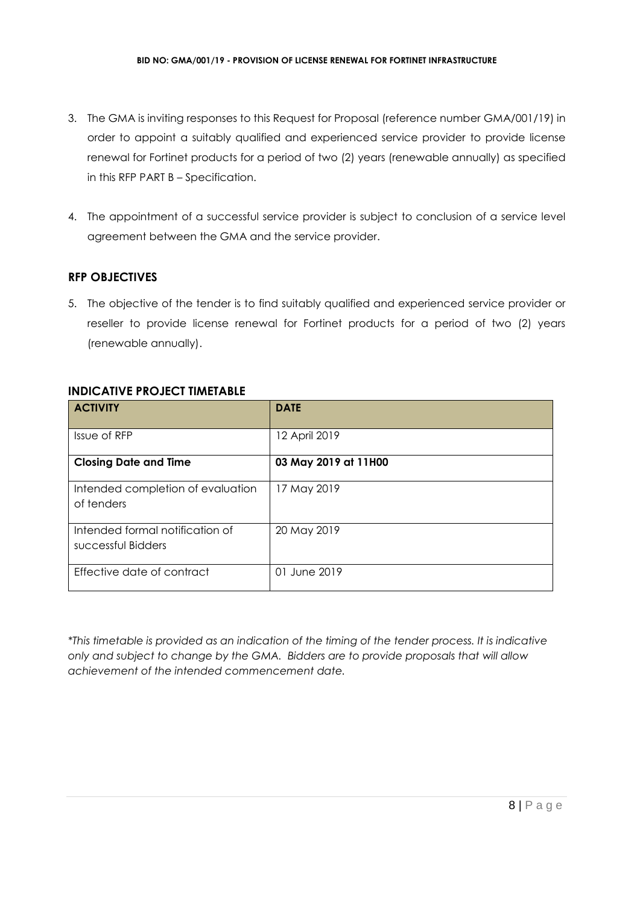3. The GMA is inviting responses to this Request for Proposal (reference number GMA/001/19) in order to appoint a suitably qualified and experienced service provider to provide license renewal for Fortinet products for a period of two (2) years (renewable annually) as specified in this RFP PART B – Specification.

4. The appointment of a successful service provider is subject to conclusion of a service level agreement between the GMA and the service provider.

## RFP OBJECTIVES

5. The objective of the tender is to find suitably qualified and experienced service provider or reseller to provide license renewal for Fortinet products for a period of two (2) years (renewable annually).

## INDICATIVE PROJECT TIMETABLE

| ACTIVITY | DATE |
|---|---|
| Issue of RFP | 12 April 2019 |
| **Closing Date and Time** | **03 May 2019 at 11H00** |
| Intended completion of evaluation of tenders | 17 May 2019 |
| Intended formal notification of successful Bidders | 20 May 2019 |
| Effective date of contract | 01 June 2019 |

*\*This timetable is provided as an indication of the timing of the tender process. It is indicative only and subject to change by the GMA. Bidders are to provide proposals that will allow achievement of the intended commencement date.*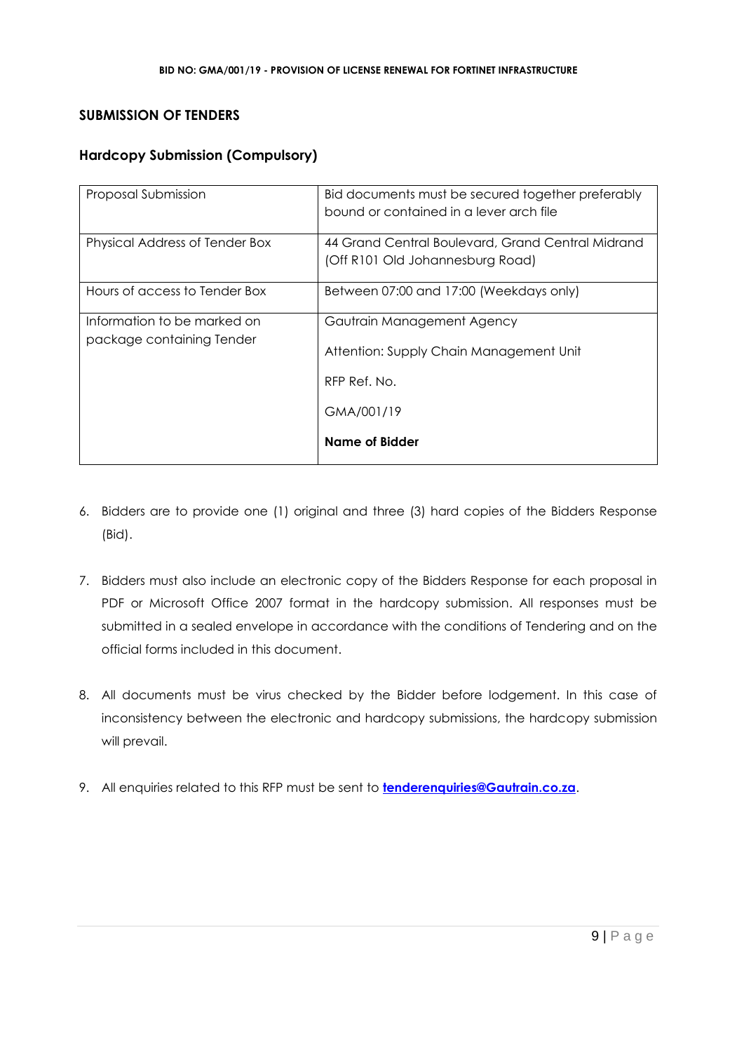## SUBMISSION OF TENDERS

### Hardcopy Submission (Compulsory)

| | |
|---|---|
| Proposal Submission | Bid documents must be secured together preferably bound or contained in a lever arch file |
| Physical Address of Tender Box | 44 Grand Central Boulevard, Grand Central Midrand (Off R101 Old Johannesburg Road) |
| Hours of access to Tender Box | Between 07:00 and 17:00 (Weekdays only) |
| Information to be marked on package containing Tender | Gautrain Management Agency<br><br>Attention: Supply Chain Management Unit<br><br>RFP Ref. No.<br><br>GMA/001/19<br><br>**Name of Bidder** |

6. Bidders are to provide one (1) original and three (3) hard copies of the Bidders Response (Bid).

7. Bidders must also include an electronic copy of the Bidders Response for each proposal in PDF or Microsoft Office 2007 format in the hardcopy submission. All responses must be submitted in a sealed envelope in accordance with the conditions of Tendering and on the official forms included in this document.

8. All documents must be virus checked by the Bidder before lodgement. In this case of inconsistency between the electronic and hardcopy submissions, the hardcopy submission will prevail.

9. All enquiries related to this RFP must be sent to **tenderenquiries@Gautrain.co.za**.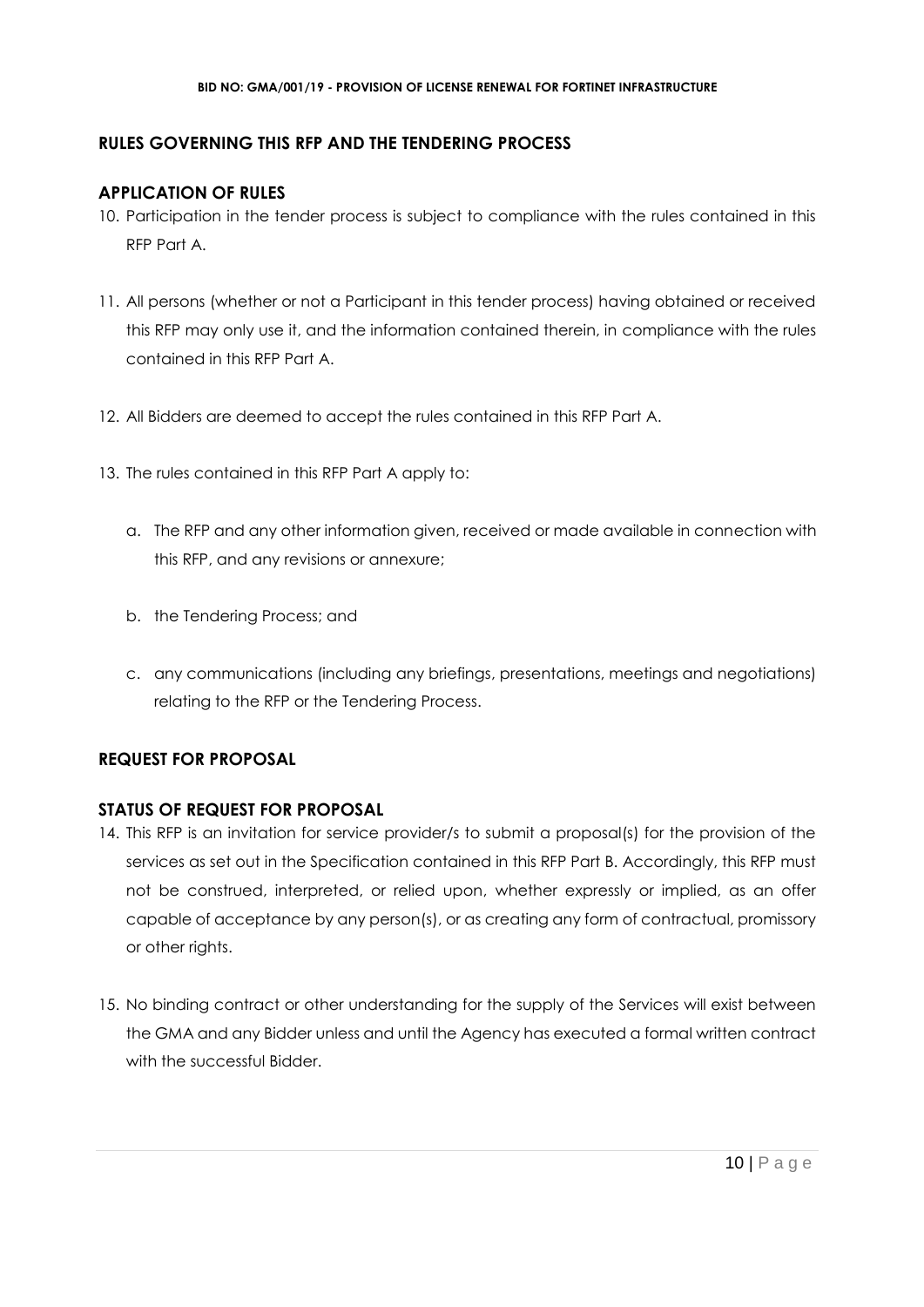## RULES GOVERNING THIS RFP AND THE TENDERING PROCESS

### APPLICATION OF RULES

10. Participation in the tender process is subject to compliance with the rules contained in this RFP Part A.

11. All persons (whether or not a Participant in this tender process) having obtained or received this RFP may only use it, and the information contained therein, in compliance with the rules contained in this RFP Part A.

12. All Bidders are deemed to accept the rules contained in this RFP Part A.

13. The rules contained in this RFP Part A apply to:

    a. The RFP and any other information given, received or made available in connection with this RFP, and any revisions or annexure;

    b. the Tendering Process; and

    c. any communications (including any briefings, presentations, meetings and negotiations) relating to the RFP or the Tendering Process.

## REQUEST FOR PROPOSAL

### STATUS OF REQUEST FOR PROPOSAL

14. This RFP is an invitation for service provider/s to submit a proposal(s) for the provision of the services as set out in the Specification contained in this RFP Part B. Accordingly, this RFP must not be construed, interpreted, or relied upon, whether expressly or implied, as an offer capable of acceptance by any person(s), or as creating any form of contractual, promissory or other rights.

15. No binding contract or other understanding for the supply of the Services will exist between the GMA and any Bidder unless and until the Agency has executed a formal written contract with the successful Bidder.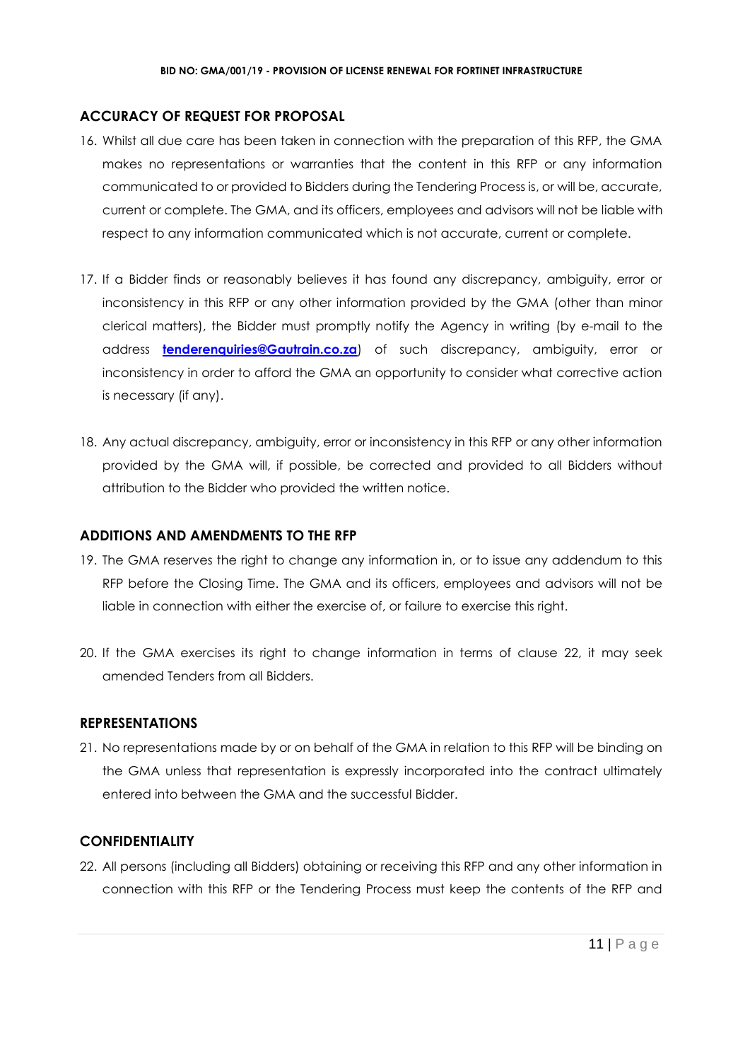## ACCURACY OF REQUEST FOR PROPOSAL

16. Whilst all due care has been taken in connection with the preparation of this RFP, the GMA makes no representations or warranties that the content in this RFP or any information communicated to or provided to Bidders during the Tendering Process is, or will be, accurate, current or complete. The GMA, and its officers, employees and advisors will not be liable with respect to any information communicated which is not accurate, current or complete.

17. If a Bidder finds or reasonably believes it has found any discrepancy, ambiguity, error or inconsistency in this RFP or any other information provided by the GMA (other than minor clerical matters), the Bidder must promptly notify the Agency in writing (by e-mail to the address **tenderenquiries@Gautrain.co.za**) of such discrepancy, ambiguity, error or inconsistency in order to afford the GMA an opportunity to consider what corrective action is necessary (if any).

18. Any actual discrepancy, ambiguity, error or inconsistency in this RFP or any other information provided by the GMA will, if possible, be corrected and provided to all Bidders without attribution to the Bidder who provided the written notice.

## ADDITIONS AND AMENDMENTS TO THE RFP

19. The GMA reserves the right to change any information in, or to issue any addendum to this RFP before the Closing Time. The GMA and its officers, employees and advisors will not be liable in connection with either the exercise of, or failure to exercise this right.

20. If the GMA exercises its right to change information in terms of clause 22, it may seek amended Tenders from all Bidders.

## REPRESENTATIONS

21. No representations made by or on behalf of the GMA in relation to this RFP will be binding on the GMA unless that representation is expressly incorporated into the contract ultimately entered into between the GMA and the successful Bidder.

## CONFIDENTIALITY

22. All persons (including all Bidders) obtaining or receiving this RFP and any other information in connection with this RFP or the Tendering Process must keep the contents of the RFP and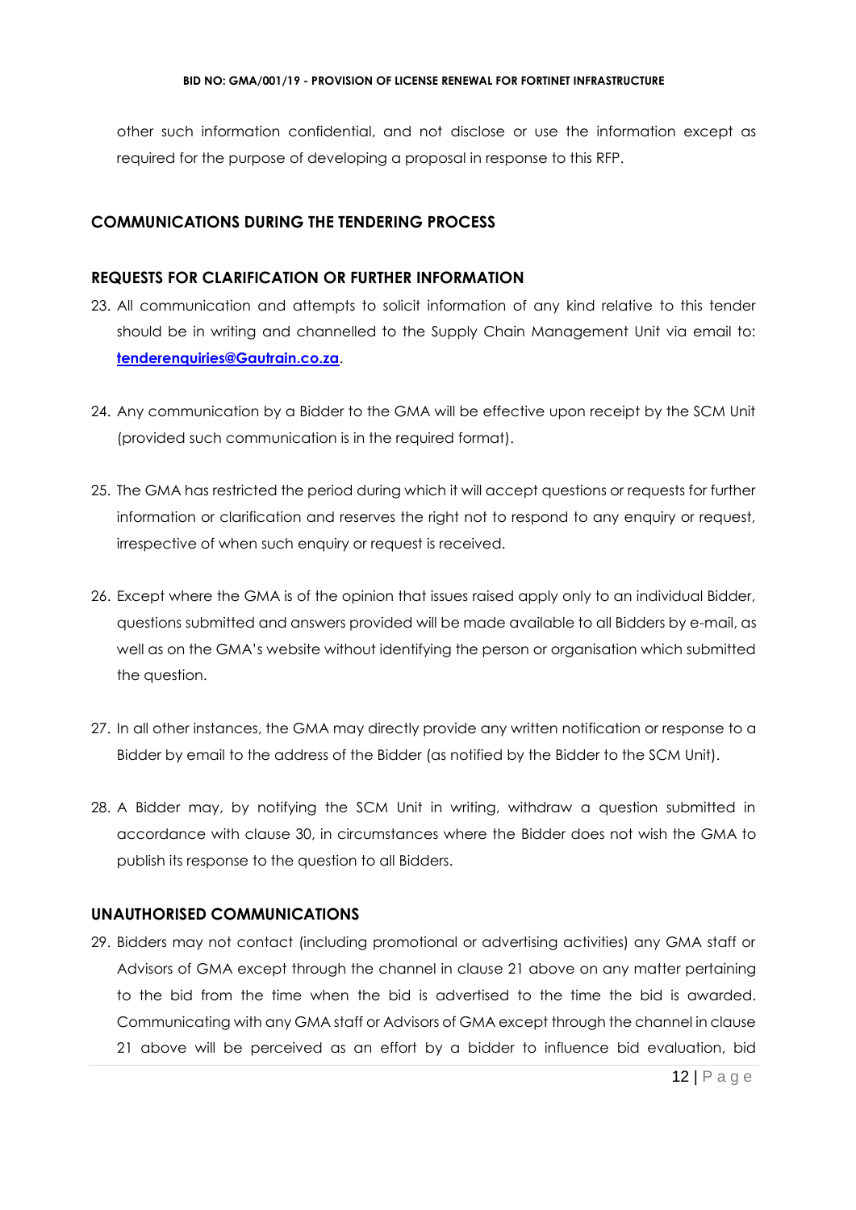other such information confidential, and not disclose or use the information except as required for the purpose of developing a proposal in response to this RFP.

## COMMUNICATIONS DURING THE TENDERING PROCESS

### REQUESTS FOR CLARIFICATION OR FURTHER INFORMATION

23. All communication and attempts to solicit information of any kind relative to this tender should be in writing and channelled to the Supply Chain Management Unit via email to: **tenderenquiries@Gautrain.co.za**.

24. Any communication by a Bidder to the GMA will be effective upon receipt by the SCM Unit (provided such communication is in the required format).

25. The GMA has restricted the period during which it will accept questions or requests for further information or clarification and reserves the right not to respond to any enquiry or request, irrespective of when such enquiry or request is received.

26. Except where the GMA is of the opinion that issues raised apply only to an individual Bidder, questions submitted and answers provided will be made available to all Bidders by e-mail, as well as on the GMA's website without identifying the person or organisation which submitted the question.

27. In all other instances, the GMA may directly provide any written notification or response to a Bidder by email to the address of the Bidder (as notified by the Bidder to the SCM Unit).

28. A Bidder may, by notifying the SCM Unit in writing, withdraw a question submitted in accordance with clause 30, in circumstances where the Bidder does not wish the GMA to publish its response to the question to all Bidders.

### UNAUTHORISED COMMUNICATIONS

29. Bidders may not contact (including promotional or advertising activities) any GMA staff or Advisors of GMA except through the channel in clause 21 above on any matter pertaining to the bid from the time when the bid is advertised to the time the bid is awarded. Communicating with any GMA staff or Advisors of GMA except through the channel in clause 21 above will be perceived as an effort by a bidder to influence bid evaluation, bid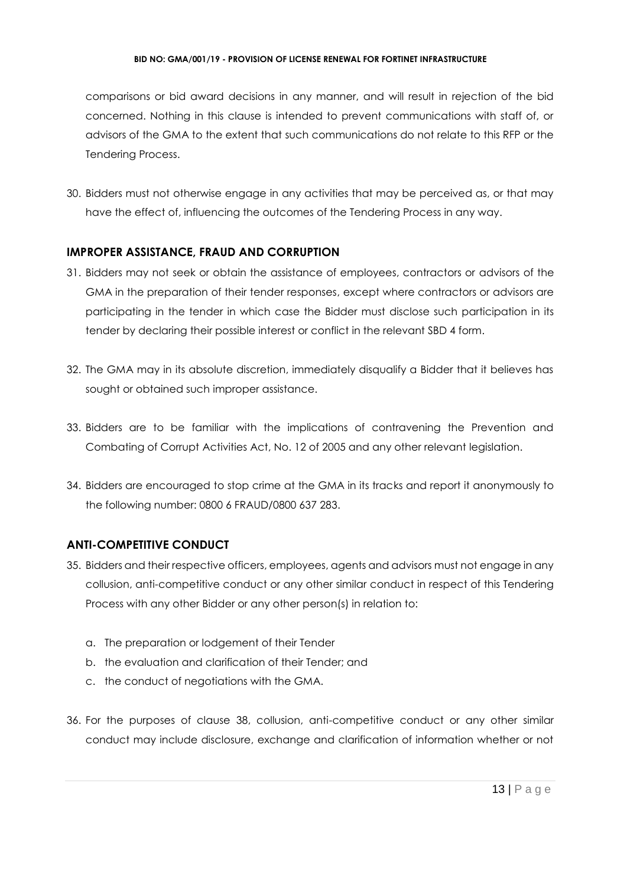comparisons or bid award decisions in any manner, and will result in rejection of the bid concerned. Nothing in this clause is intended to prevent communications with staff of, or advisors of the GMA to the extent that such communications do not relate to this RFP or the Tendering Process.

30. Bidders must not otherwise engage in any activities that may be perceived as, or that may have the effect of, influencing the outcomes of the Tendering Process in any way.

## IMPROPER ASSISTANCE, FRAUD AND CORRUPTION

31. Bidders may not seek or obtain the assistance of employees, contractors or advisors of the GMA in the preparation of their tender responses, except where contractors or advisors are participating in the tender in which case the Bidder must disclose such participation in its tender by declaring their possible interest or conflict in the relevant SBD 4 form.

32. The GMA may in its absolute discretion, immediately disqualify a Bidder that it believes has sought or obtained such improper assistance.

33. Bidders are to be familiar with the implications of contravening the Prevention and Combating of Corrupt Activities Act, No. 12 of 2005 and any other relevant legislation.

34. Bidders are encouraged to stop crime at the GMA in its tracks and report it anonymously to the following number: 0800 6 FRAUD/0800 637 283.

## ANTI-COMPETITIVE CONDUCT

35. Bidders and their respective officers, employees, agents and advisors must not engage in any collusion, anti-competitive conduct or any other similar conduct in respect of this Tendering Process with any other Bidder or any other person(s) in relation to:

    a. The preparation or lodgement of their Tender
    b. the evaluation and clarification of their Tender; and
    c. the conduct of negotiations with the GMA.

36. For the purposes of clause 38, collusion, anti-competitive conduct or any other similar conduct may include disclosure, exchange and clarification of information whether or not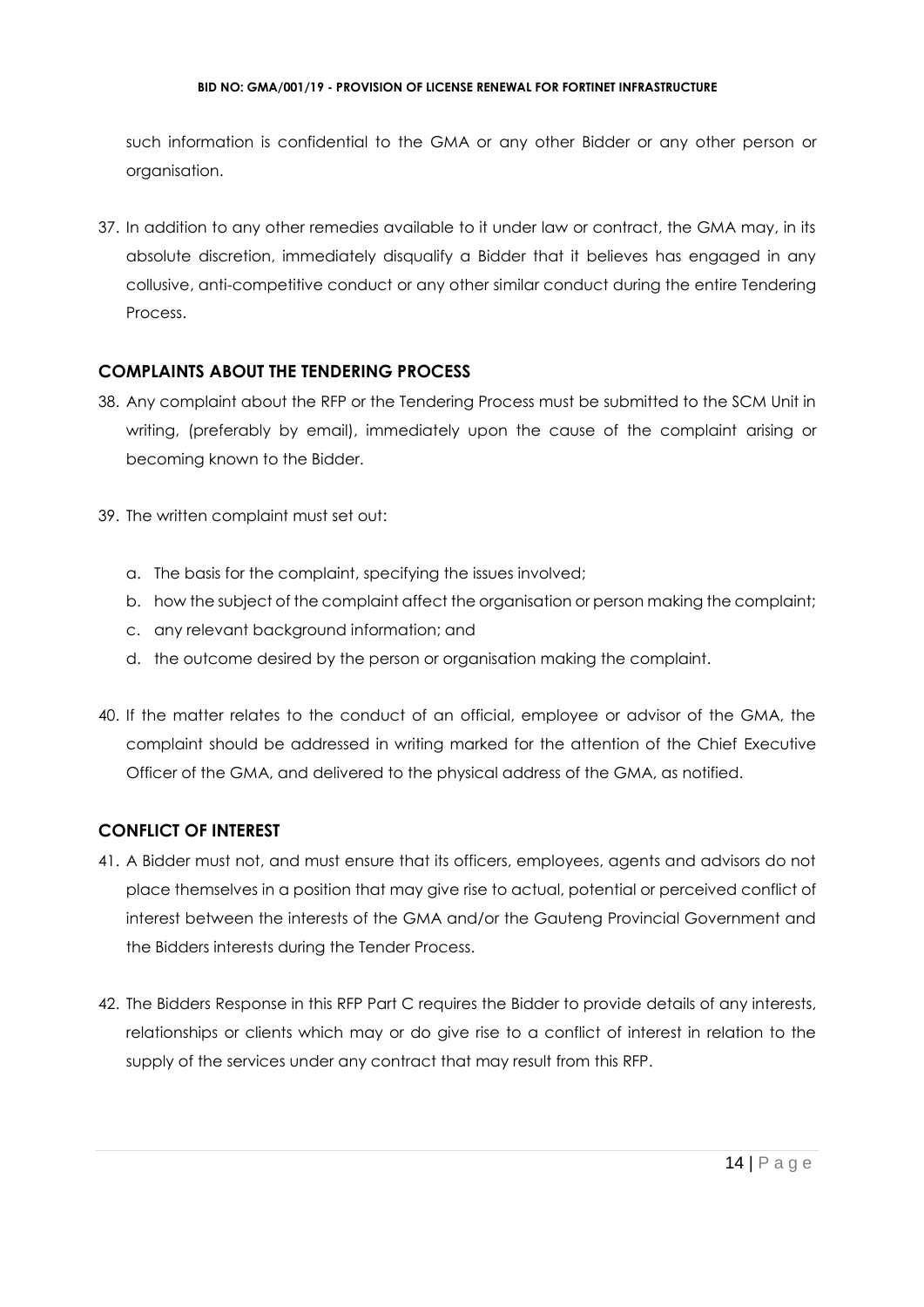such information is confidential to the GMA or any other Bidder or any other person or organisation.

37. In addition to any other remedies available to it under law or contract, the GMA may, in its absolute discretion, immediately disqualify a Bidder that it believes has engaged in any collusive, anti-competitive conduct or any other similar conduct during the entire Tendering Process.

## COMPLAINTS ABOUT THE TENDERING PROCESS

38. Any complaint about the RFP or the Tendering Process must be submitted to the SCM Unit in writing, (preferably by email), immediately upon the cause of the complaint arising or becoming known to the Bidder.

39. The written complaint must set out:

    a. The basis for the complaint, specifying the issues involved;
    b. how the subject of the complaint affect the organisation or person making the complaint;
    c. any relevant background information; and
    d. the outcome desired by the person or organisation making the complaint.

40. If the matter relates to the conduct of an official, employee or advisor of the GMA, the complaint should be addressed in writing marked for the attention of the Chief Executive Officer of the GMA, and delivered to the physical address of the GMA, as notified.

## CONFLICT OF INTEREST

41. A Bidder must not, and must ensure that its officers, employees, agents and advisors do not place themselves in a position that may give rise to actual, potential or perceived conflict of interest between the interests of the GMA and/or the Gauteng Provincial Government and the Bidders interests during the Tender Process.

42. The Bidders Response in this RFP Part C requires the Bidder to provide details of any interests, relationships or clients which may or do give rise to a conflict of interest in relation to the supply of the services under any contract that may result from this RFP.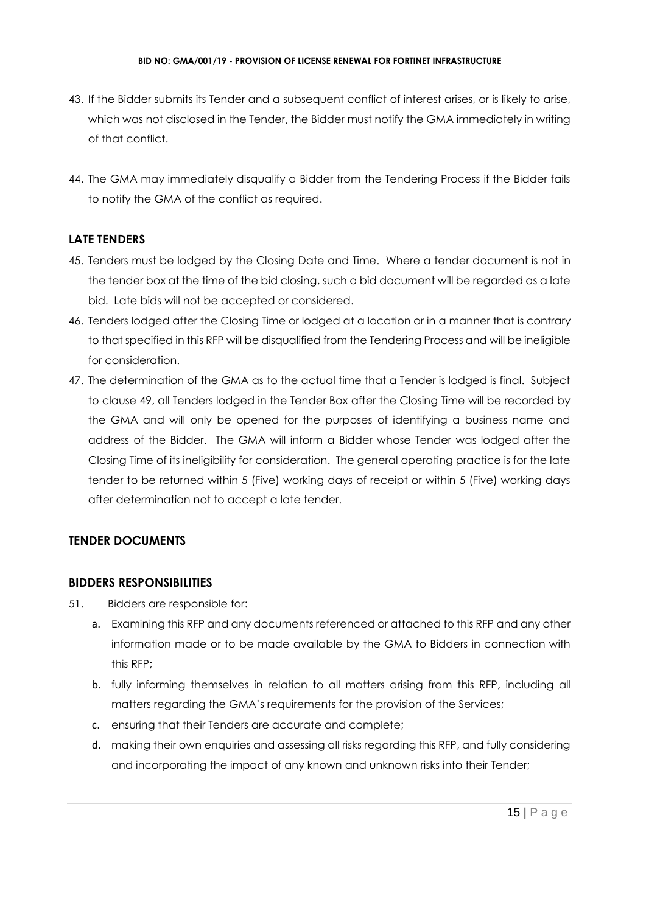43. If the Bidder submits its Tender and a subsequent conflict of interest arises, or is likely to arise, which was not disclosed in the Tender, the Bidder must notify the GMA immediately in writing of that conflict.

44. The GMA may immediately disqualify a Bidder from the Tendering Process if the Bidder fails to notify the GMA of the conflict as required.

## LATE TENDERS

45. Tenders must be lodged by the Closing Date and Time. Where a tender document is not in the tender box at the time of the bid closing, such a bid document will be regarded as a late bid. Late bids will not be accepted or considered.
46. Tenders lodged after the Closing Time or lodged at a location or in a manner that is contrary to that specified in this RFP will be disqualified from the Tendering Process and will be ineligible for consideration.
47. The determination of the GMA as to the actual time that a Tender is lodged is final. Subject to clause 49, all Tenders lodged in the Tender Box after the Closing Time will be recorded by the GMA and will only be opened for the purposes of identifying a business name and address of the Bidder. The GMA will inform a Bidder whose Tender was lodged after the Closing Time of its ineligibility for consideration. The general operating practice is for the late tender to be returned within 5 (Five) working days of receipt or within 5 (Five) working days after determination not to accept a late tender.

## TENDER DOCUMENTS

## BIDDERS RESPONSIBILITIES

51. Bidders are responsible for:
    a. Examining this RFP and any documents referenced or attached to this RFP and any other information made or to be made available by the GMA to Bidders in connection with this RFP;
    b. fully informing themselves in relation to all matters arising from this RFP, including all matters regarding the GMA's requirements for the provision of the Services;
    c. ensuring that their Tenders are accurate and complete;
    d. making their own enquiries and assessing all risks regarding this RFP, and fully considering and incorporating the impact of any known and unknown risks into their Tender;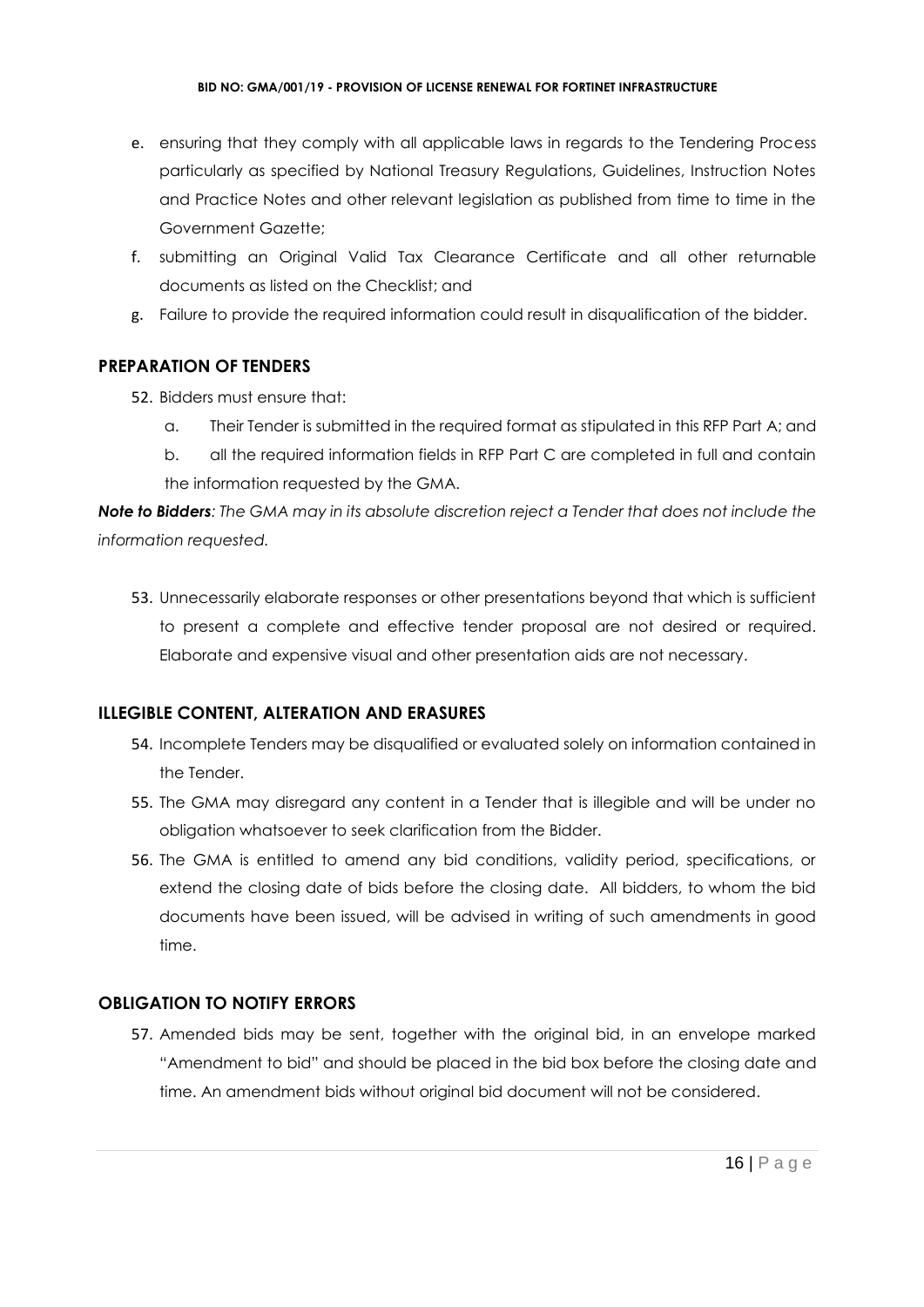e. ensuring that they comply with all applicable laws in regards to the Tendering Process particularly as specified by National Treasury Regulations, Guidelines, Instruction Notes and Practice Notes and other relevant legislation as published from time to time in the Government Gazette;

f. submitting an Original Valid Tax Clearance Certificate and all other returnable documents as listed on the Checklist; and

g. Failure to provide the required information could result in disqualification of the bidder.

## PREPARATION OF TENDERS

52. Bidders must ensure that:

    a. Their Tender is submitted in the required format as stipulated in this RFP Part A; and

    b. all the required information fields in RFP Part C are completed in full and contain the information requested by the GMA.

***Note to Bidders**: The GMA may in its absolute discretion reject a Tender that does not include the information requested.*

53. Unnecessarily elaborate responses or other presentations beyond that which is sufficient to present a complete and effective tender proposal are not desired or required. Elaborate and expensive visual and other presentation aids are not necessary.

## ILLEGIBLE CONTENT, ALTERATION AND ERASURES

54. Incomplete Tenders may be disqualified or evaluated solely on information contained in the Tender.

55. The GMA may disregard any content in a Tender that is illegible and will be under no obligation whatsoever to seek clarification from the Bidder.

56. The GMA is entitled to amend any bid conditions, validity period, specifications, or extend the closing date of bids before the closing date. All bidders, to whom the bid documents have been issued, will be advised in writing of such amendments in good time.

## OBLIGATION TO NOTIFY ERRORS

57. Amended bids may be sent, together with the original bid, in an envelope marked "Amendment to bid" and should be placed in the bid box before the closing date and time. An amendment bids without original bid document will not be considered.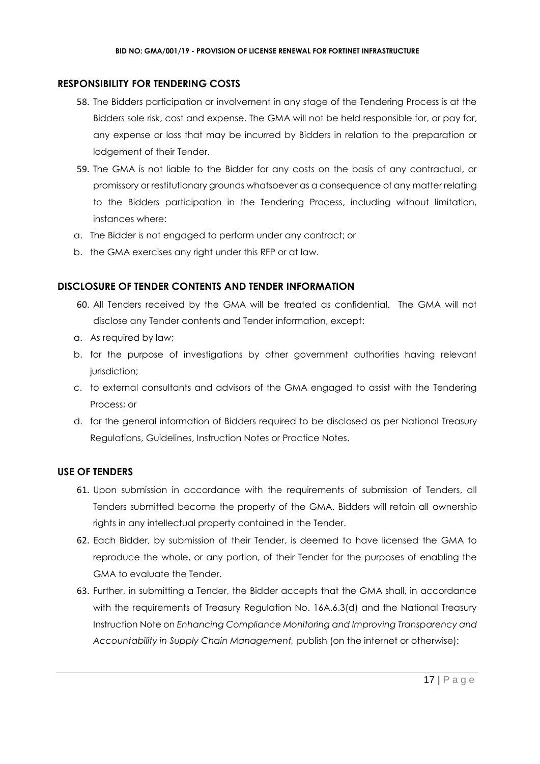## RESPONSIBILITY FOR TENDERING COSTS

58. The Bidders participation or involvement in any stage of the Tendering Process is at the Bidders sole risk, cost and expense. The GMA will not be held responsible for, or pay for, any expense or loss that may be incurred by Bidders in relation to the preparation or lodgement of their Tender.
59. The GMA is not liable to the Bidder for any costs on the basis of any contractual, or promissory or restitutionary grounds whatsoever as a consequence of any matter relating to the Bidders participation in the Tendering Process, including without limitation, instances where:

a. The Bidder is not engaged to perform under any contract; or
b. the GMA exercises any right under this RFP or at law.

## DISCLOSURE OF TENDER CONTENTS AND TENDER INFORMATION

60. All Tenders received by the GMA will be treated as confidential. The GMA will not disclose any Tender contents and Tender information, except:

a. As required by law;
b. for the purpose of investigations by other government authorities having relevant jurisdiction;
c. to external consultants and advisors of the GMA engaged to assist with the Tendering Process; or
d. for the general information of Bidders required to be disclosed as per National Treasury Regulations, Guidelines, Instruction Notes or Practice Notes.

## USE OF TENDERS

61. Upon submission in accordance with the requirements of submission of Tenders, all Tenders submitted become the property of the GMA. Bidders will retain all ownership rights in any intellectual property contained in the Tender.
62. Each Bidder, by submission of their Tender, is deemed to have licensed the GMA to reproduce the whole, or any portion, of their Tender for the purposes of enabling the GMA to evaluate the Tender.
63. Further, in submitting a Tender, the Bidder accepts that the GMA shall, in accordance with the requirements of Treasury Regulation No. 16A.6.3(d) and the National Treasury Instruction Note on *Enhancing Compliance Monitoring and Improving Transparency and Accountability in Supply Chain Management,* publish (on the internet or otherwise):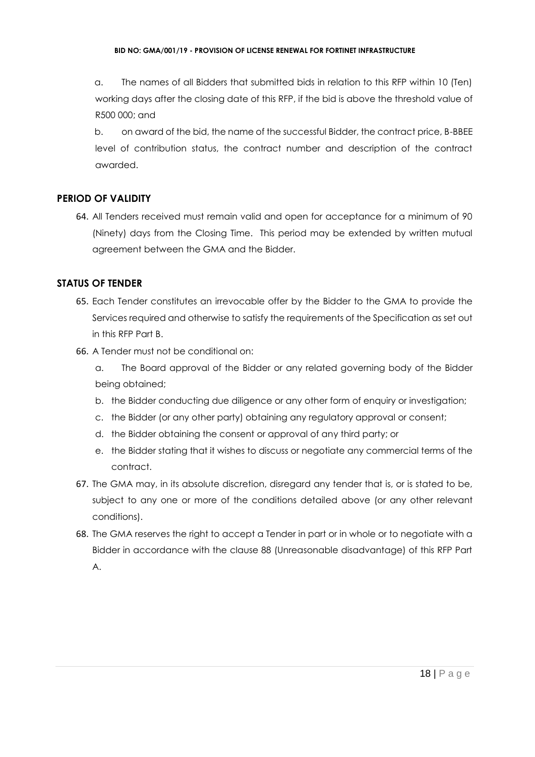a. The names of all Bidders that submitted bids in relation to this RFP within 10 (Ten) working days after the closing date of this RFP, if the bid is above the threshold value of R500 000; and

b. on award of the bid, the name of the successful Bidder, the contract price, B-BBEE level of contribution status, the contract number and description of the contract awarded.

## PERIOD OF VALIDITY

64. All Tenders received must remain valid and open for acceptance for a minimum of 90 (Ninety) days from the Closing Time. This period may be extended by written mutual agreement between the GMA and the Bidder.

## STATUS OF TENDER

65. Each Tender constitutes an irrevocable offer by the Bidder to the GMA to provide the Services required and otherwise to satisfy the requirements of the Specification as set out in this RFP Part B.
66. A Tender must not be conditional on:
    a. The Board approval of the Bidder or any related governing body of the Bidder being obtained;
    b. the Bidder conducting due diligence or any other form of enquiry or investigation;
    c. the Bidder (or any other party) obtaining any regulatory approval or consent;
    d. the Bidder obtaining the consent or approval of any third party; or
    e. the Bidder stating that it wishes to discuss or negotiate any commercial terms of the contract.
67. The GMA may, in its absolute discretion, disregard any tender that is, or is stated to be, subject to any one or more of the conditions detailed above (or any other relevant conditions).
68. The GMA reserves the right to accept a Tender in part or in whole or to negotiate with a Bidder in accordance with the clause 88 (Unreasonable disadvantage) of this RFP Part A.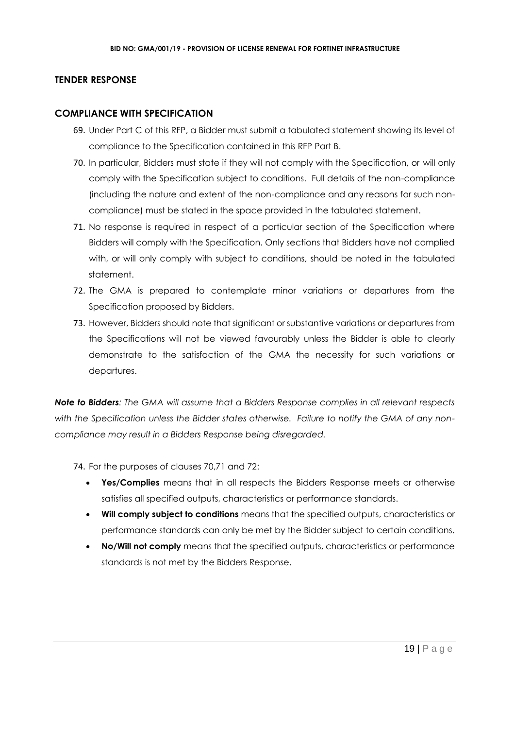## TENDER RESPONSE

## COMPLIANCE WITH SPECIFICATION

69. Under Part C of this RFP, a Bidder must submit a tabulated statement showing its level of compliance to the Specification contained in this RFP Part B.
70. In particular, Bidders must state if they will not comply with the Specification, or will only comply with the Specification subject to conditions. Full details of the non-compliance (including the nature and extent of the non-compliance and any reasons for such non-compliance) must be stated in the space provided in the tabulated statement.
71. No response is required in respect of a particular section of the Specification where Bidders will comply with the Specification. Only sections that Bidders have not complied with, or will only comply with subject to conditions, should be noted in the tabulated statement.
72. The GMA is prepared to contemplate minor variations or departures from the Specification proposed by Bidders.
73. However, Bidders should note that significant or substantive variations or departures from the Specifications will not be viewed favourably unless the Bidder is able to clearly demonstrate to the satisfaction of the GMA the necessity for such variations or departures.

***Note to Bidders**: The GMA will assume that a Bidders Response complies in all relevant respects with the Specification unless the Bidder states otherwise. Failure to notify the GMA of any non-compliance may result in a Bidders Response being disregarded.*

74. For the purposes of clauses 70,71 and 72:
    - **Yes/Complies** means that in all respects the Bidders Response meets or otherwise satisfies all specified outputs, characteristics or performance standards.
    - **Will comply subject to conditions** means that the specified outputs, characteristics or performance standards can only be met by the Bidder subject to certain conditions.
    - **No/Will not comply** means that the specified outputs, characteristics or performance standards is not met by the Bidders Response.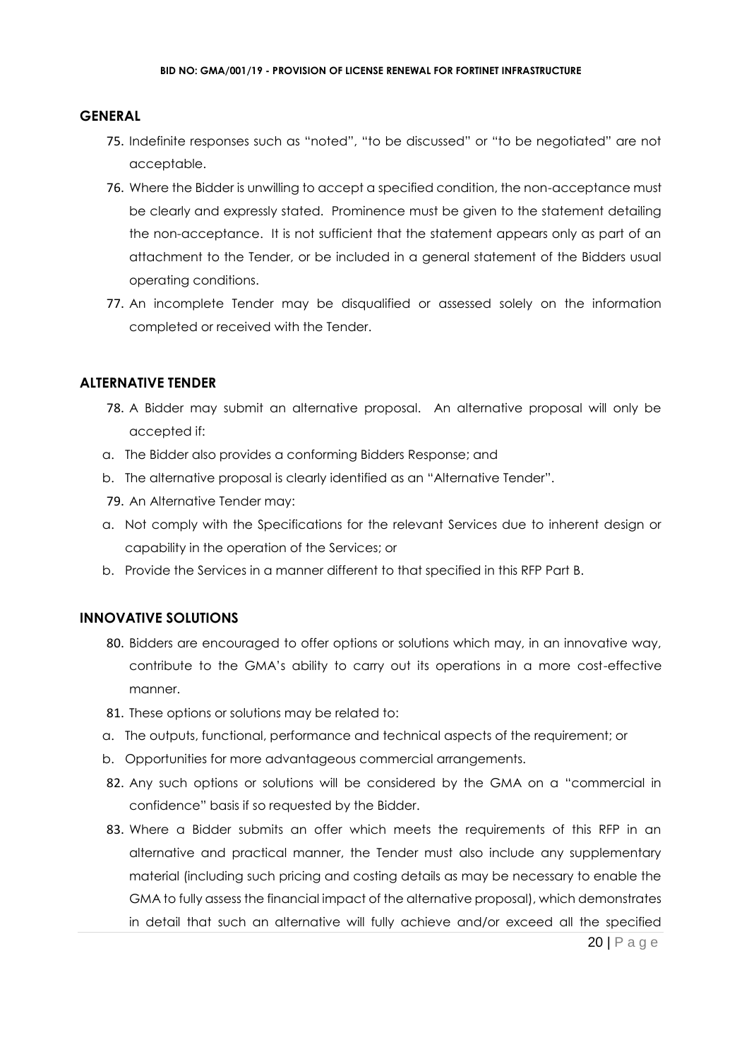## GENERAL

75. Indefinite responses such as "noted", "to be discussed" or "to be negotiated" are not acceptable.
76. Where the Bidder is unwilling to accept a specified condition, the non-acceptance must be clearly and expressly stated. Prominence must be given to the statement detailing the non-acceptance. It is not sufficient that the statement appears only as part of an attachment to the Tender, or be included in a general statement of the Bidders usual operating conditions.
77. An incomplete Tender may be disqualified or assessed solely on the information completed or received with the Tender.

## ALTERNATIVE TENDER

78. A Bidder may submit an alternative proposal. An alternative proposal will only be accepted if:

a. The Bidder also provides a conforming Bidders Response; and
b. The alternative proposal is clearly identified as an "Alternative Tender".

79. An Alternative Tender may:

a. Not comply with the Specifications for the relevant Services due to inherent design or capability in the operation of the Services; or
b. Provide the Services in a manner different to that specified in this RFP Part B.

## INNOVATIVE SOLUTIONS

80. Bidders are encouraged to offer options or solutions which may, in an innovative way, contribute to the GMA's ability to carry out its operations in a more cost-effective manner.
81. These options or solutions may be related to:

a. The outputs, functional, performance and technical aspects of the requirement; or
b. Opportunities for more advantageous commercial arrangements.

82. Any such options or solutions will be considered by the GMA on a "commercial in confidence" basis if so requested by the Bidder.
83. Where a Bidder submits an offer which meets the requirements of this RFP in an alternative and practical manner, the Tender must also include any supplementary material (including such pricing and costing details as may be necessary to enable the GMA to fully assess the financial impact of the alternative proposal), which demonstrates in detail that such an alternative will fully achieve and/or exceed all the specified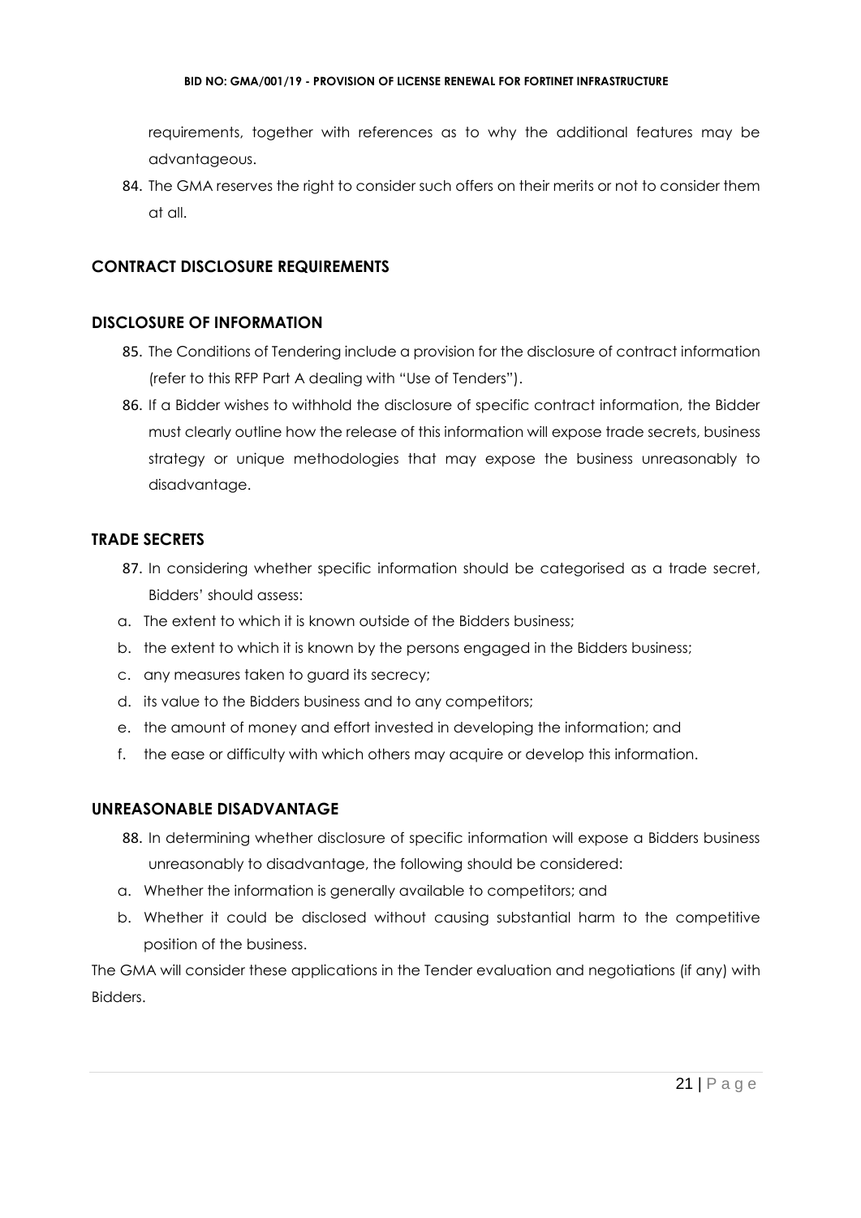requirements, together with references as to why the additional features may be advantageous.

84. The GMA reserves the right to consider such offers on their merits or not to consider them at all.

## CONTRACT DISCLOSURE REQUIREMENTS

### DISCLOSURE OF INFORMATION

85. The Conditions of Tendering include a provision for the disclosure of contract information (refer to this RFP Part A dealing with "Use of Tenders").
86. If a Bidder wishes to withhold the disclosure of specific contract information, the Bidder must clearly outline how the release of this information will expose trade secrets, business strategy or unique methodologies that may expose the business unreasonably to disadvantage.

### TRADE SECRETS

87. In considering whether specific information should be categorised as a trade secret, Bidders' should assess:

a. The extent to which it is known outside of the Bidders business;
b. the extent to which it is known by the persons engaged in the Bidders business;
c. any measures taken to guard its secrecy;
d. its value to the Bidders business and to any competitors;
e. the amount of money and effort invested in developing the information; and
f. the ease or difficulty with which others may acquire or develop this information.

### UNREASONABLE DISADVANTAGE

88. In determining whether disclosure of specific information will expose a Bidders business unreasonably to disadvantage, the following should be considered:

a. Whether the information is generally available to competitors; and
b. Whether it could be disclosed without causing substantial harm to the competitive position of the business.

The GMA will consider these applications in the Tender evaluation and negotiations (if any) with Bidders.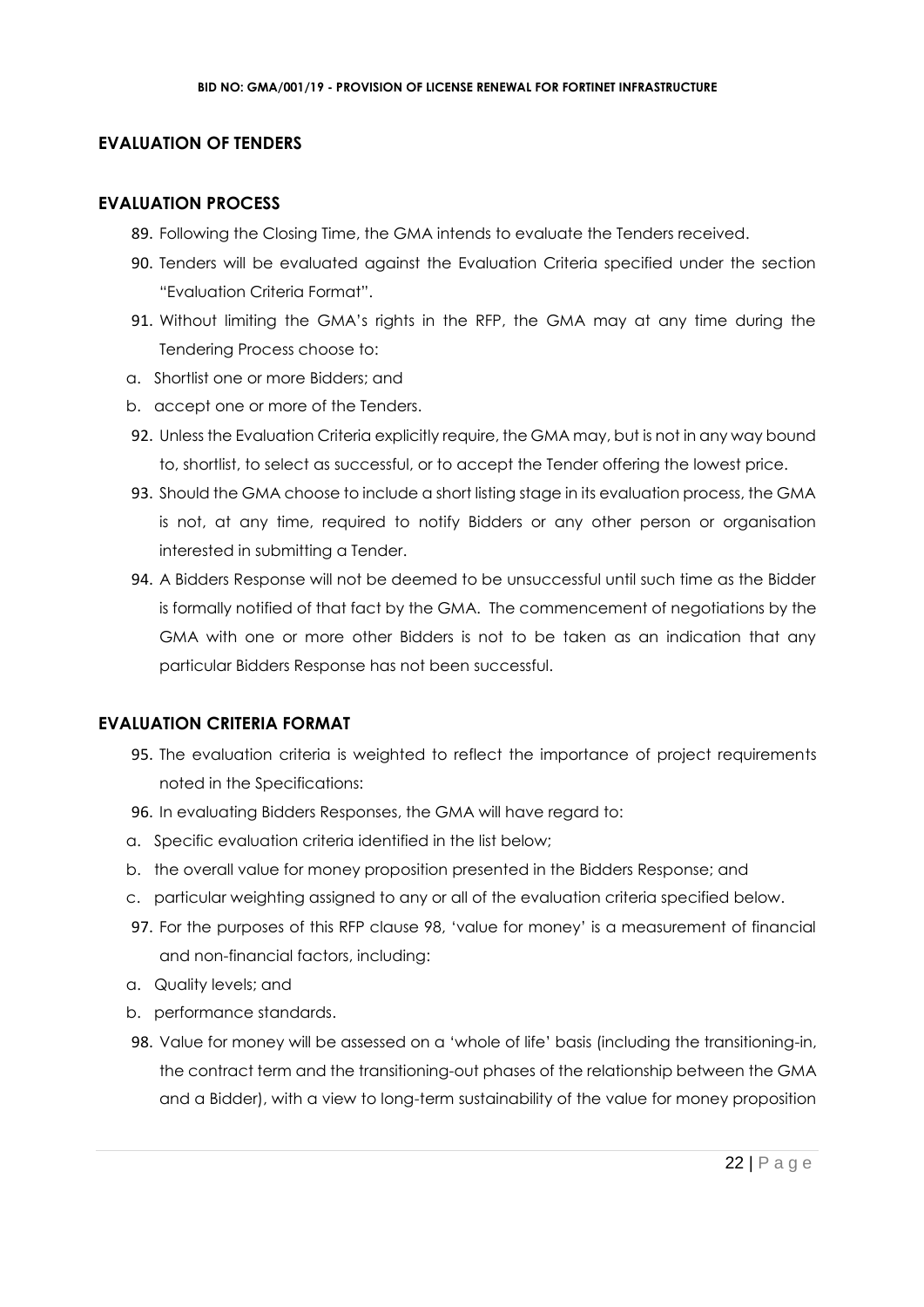## EVALUATION OF TENDERS

### EVALUATION PROCESS

89. Following the Closing Time, the GMA intends to evaluate the Tenders received.
90. Tenders will be evaluated against the Evaluation Criteria specified under the section "Evaluation Criteria Format".
91. Without limiting the GMA's rights in the RFP, the GMA may at any time during the Tendering Process choose to:

a. Shortlist one or more Bidders; and
b. accept one or more of the Tenders.

92. Unless the Evaluation Criteria explicitly require, the GMA may, but is not in any way bound to, shortlist, to select as successful, or to accept the Tender offering the lowest price.
93. Should the GMA choose to include a short listing stage in its evaluation process, the GMA is not, at any time, required to notify Bidders or any other person or organisation interested in submitting a Tender.
94. A Bidders Response will not be deemed to be unsuccessful until such time as the Bidder is formally notified of that fact by the GMA. The commencement of negotiations by the GMA with one or more other Bidders is not to be taken as an indication that any particular Bidders Response has not been successful.

### EVALUATION CRITERIA FORMAT

95. The evaluation criteria is weighted to reflect the importance of project requirements noted in the Specifications:
96. In evaluating Bidders Responses, the GMA will have regard to:

a. Specific evaluation criteria identified in the list below;
b. the overall value for money proposition presented in the Bidders Response; and
c. particular weighting assigned to any or all of the evaluation criteria specified below.

97. For the purposes of this RFP clause 98, 'value for money' is a measurement of financial and non-financial factors, including:

a. Quality levels; and
b. performance standards.

98. Value for money will be assessed on a 'whole of life' basis (including the transitioning-in, the contract term and the transitioning-out phases of the relationship between the GMA and a Bidder), with a view to long-term sustainability of the value for money proposition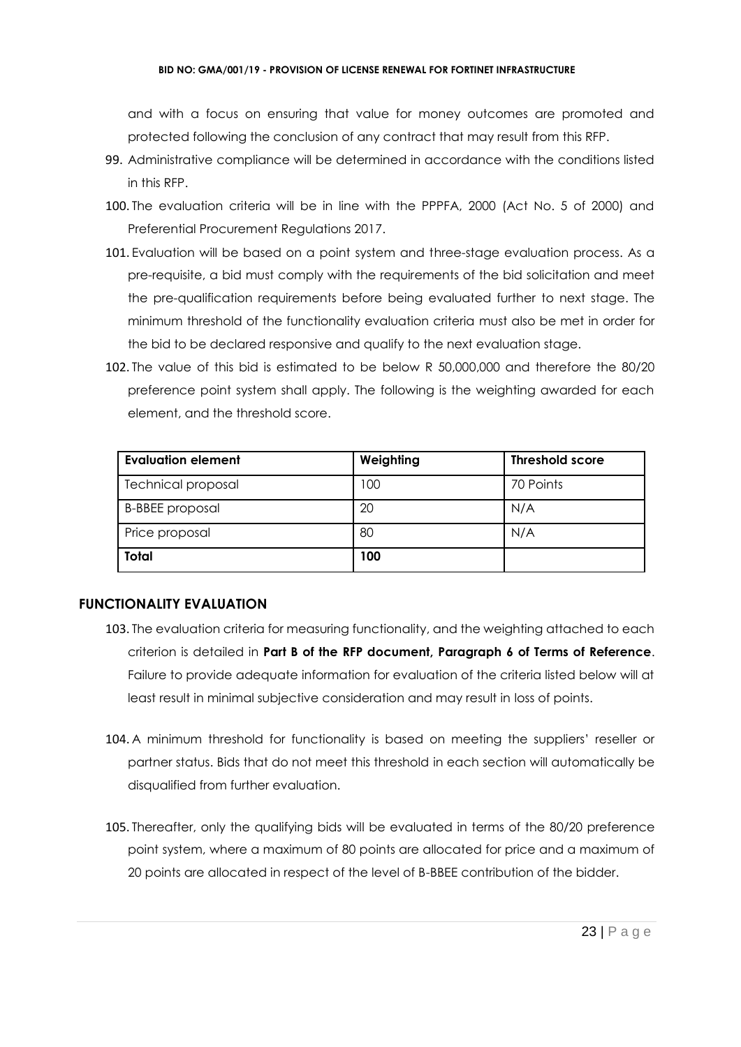and with a focus on ensuring that value for money outcomes are promoted and protected following the conclusion of any contract that may result from this RFP.

99. Administrative compliance will be determined in accordance with the conditions listed in this RFP.
100. The evaluation criteria will be in line with the PPPFA, 2000 (Act No. 5 of 2000) and Preferential Procurement Regulations 2017.
101. Evaluation will be based on a point system and three-stage evaluation process. As a pre-requisite, a bid must comply with the requirements of the bid solicitation and meet the pre-qualification requirements before being evaluated further to next stage. The minimum threshold of the functionality evaluation criteria must also be met in order for the bid to be declared responsive and qualify to the next evaluation stage.
102. The value of this bid is estimated to be below R 50,000,000 and therefore the 80/20 preference point system shall apply. The following is the weighting awarded for each element, and the threshold score.

| **Evaluation element** | **Weighting** | **Threshold score** |
|---|---|---|
| Technical proposal | 100 | 70 Points |
| B-BBEE proposal | 20 | N/A |
| Price proposal | 80 | N/A |
| **Total** | **100** | |

## FUNCTIONALITY EVALUATION

103. The evaluation criteria for measuring functionality, and the weighting attached to each criterion is detailed in **Part B of the RFP document, Paragraph 6 of Terms of Reference**. Failure to provide adequate information for evaluation of the criteria listed below will at least result in minimal subjective consideration and may result in loss of points.

104. A minimum threshold for functionality is based on meeting the suppliers' reseller or partner status. Bids that do not meet this threshold in each section will automatically be disqualified from further evaluation.

105. Thereafter, only the qualifying bids will be evaluated in terms of the 80/20 preference point system, where a maximum of 80 points are allocated for price and a maximum of 20 points are allocated in respect of the level of B-BBEE contribution of the bidder.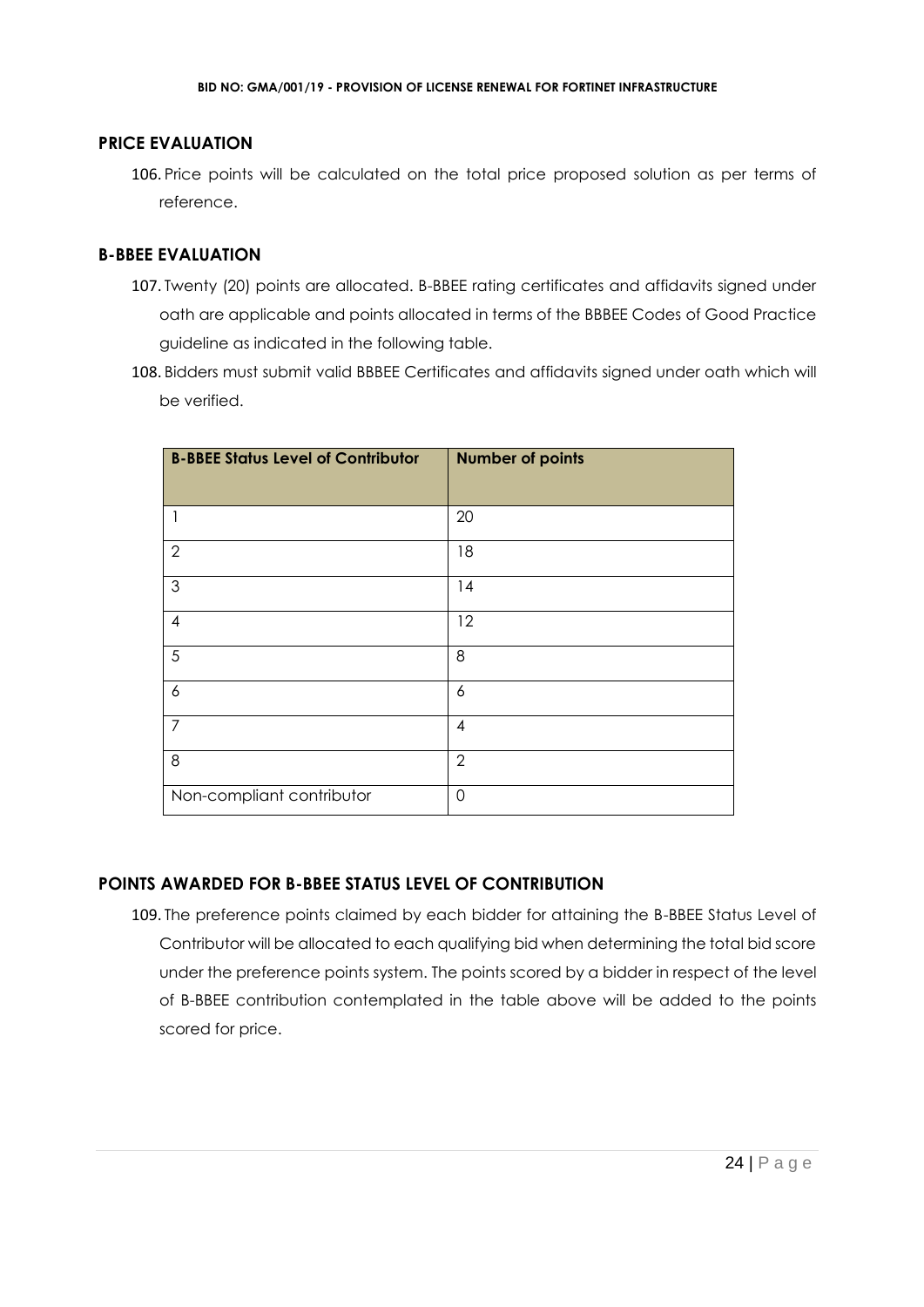## PRICE EVALUATION

106. Price points will be calculated on the total price proposed solution as per terms of reference.

## B-BBEE EVALUATION

107. Twenty (20) points are allocated. B-BBEE rating certificates and affidavits signed under oath are applicable and points allocated in terms of the BBBEE Codes of Good Practice guideline as indicated in the following table.
108. Bidders must submit valid BBBEE Certificates and affidavits signed under oath which will be verified.

| B-BBEE Status Level of Contributor | Number of points |
|---|---|
| 1 | 20 |
| 2 | 18 |
| 3 | 14 |
| 4 | 12 |
| 5 | 8 |
| 6 | 6 |
| 7 | 4 |
| 8 | 2 |
| Non-compliant contributor | 0 |

## POINTS AWARDED FOR B-BBEE STATUS LEVEL OF CONTRIBUTION

109. The preference points claimed by each bidder for attaining the B-BBEE Status Level of Contributor will be allocated to each qualifying bid when determining the total bid score under the preference points system. The points scored by a bidder in respect of the level of B-BBEE contribution contemplated in the table above will be added to the points scored for price.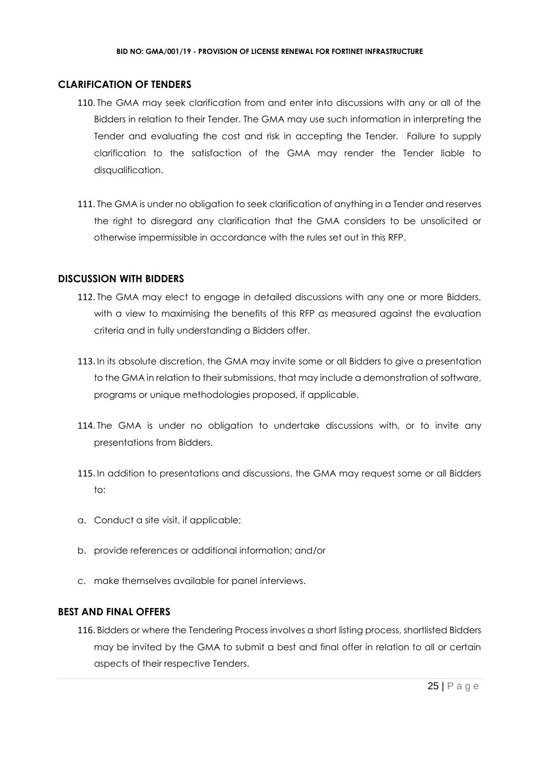## CLARIFICATION OF TENDERS

110. The GMA may seek clarification from and enter into discussions with any or all of the Bidders in relation to their Tender. The GMA may use such information in interpreting the Tender and evaluating the cost and risk in accepting the Tender. Failure to supply clarification to the satisfaction of the GMA may render the Tender liable to disqualification.

111. The GMA is under no obligation to seek clarification of anything in a Tender and reserves the right to disregard any clarification that the GMA considers to be unsolicited or otherwise impermissible in accordance with the rules set out in this RFP.

## DISCUSSION WITH BIDDERS

112. The GMA may elect to engage in detailed discussions with any one or more Bidders, with a view to maximising the benefits of this RFP as measured against the evaluation criteria and in fully understanding a Bidders offer.

113. In its absolute discretion, the GMA may invite some or all Bidders to give a presentation to the GMA in relation to their submissions, that may include a demonstration of software, programs or unique methodologies proposed, if applicable.

114. The GMA is under no obligation to undertake discussions with, or to invite any presentations from Bidders.

115. In addition to presentations and discussions, the GMA may request some or all Bidders to:

a. Conduct a site visit, if applicable;

b. provide references or additional information; and/or

c. make themselves available for panel interviews.

## BEST AND FINAL OFFERS

116. Bidders or where the Tendering Process involves a short listing process, shortlisted Bidders may be invited by the GMA to submit a best and final offer in relation to all or certain aspects of their respective Tenders.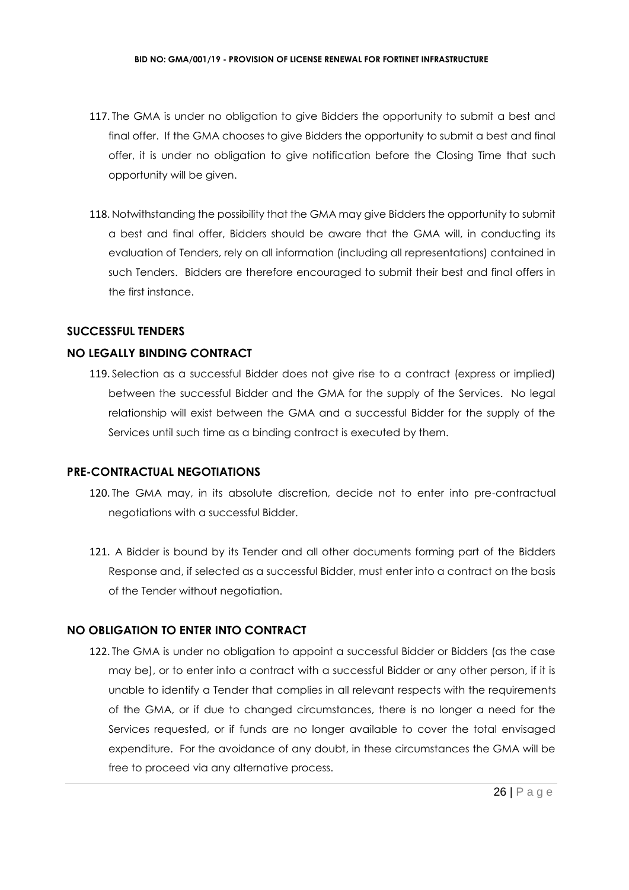117. The GMA is under no obligation to give Bidders the opportunity to submit a best and final offer. If the GMA chooses to give Bidders the opportunity to submit a best and final offer, it is under no obligation to give notification before the Closing Time that such opportunity will be given.

118. Notwithstanding the possibility that the GMA may give Bidders the opportunity to submit a best and final offer, Bidders should be aware that the GMA will, in conducting its evaluation of Tenders, rely on all information (including all representations) contained in such Tenders. Bidders are therefore encouraged to submit their best and final offers in the first instance.

## SUCCESSFUL TENDERS

## NO LEGALLY BINDING CONTRACT

119. Selection as a successful Bidder does not give rise to a contract (express or implied) between the successful Bidder and the GMA for the supply of the Services. No legal relationship will exist between the GMA and a successful Bidder for the supply of the Services until such time as a binding contract is executed by them.

## PRE-CONTRACTUAL NEGOTIATIONS

120. The GMA may, in its absolute discretion, decide not to enter into pre-contractual negotiations with a successful Bidder.

121. A Bidder is bound by its Tender and all other documents forming part of the Bidders Response and, if selected as a successful Bidder, must enter into a contract on the basis of the Tender without negotiation.

## NO OBLIGATION TO ENTER INTO CONTRACT

122. The GMA is under no obligation to appoint a successful Bidder or Bidders (as the case may be), or to enter into a contract with a successful Bidder or any other person, if it is unable to identify a Tender that complies in all relevant respects with the requirements of the GMA, or if due to changed circumstances, there is no longer a need for the Services requested, or if funds are no longer available to cover the total envisaged expenditure. For the avoidance of any doubt, in these circumstances the GMA will be free to proceed via any alternative process.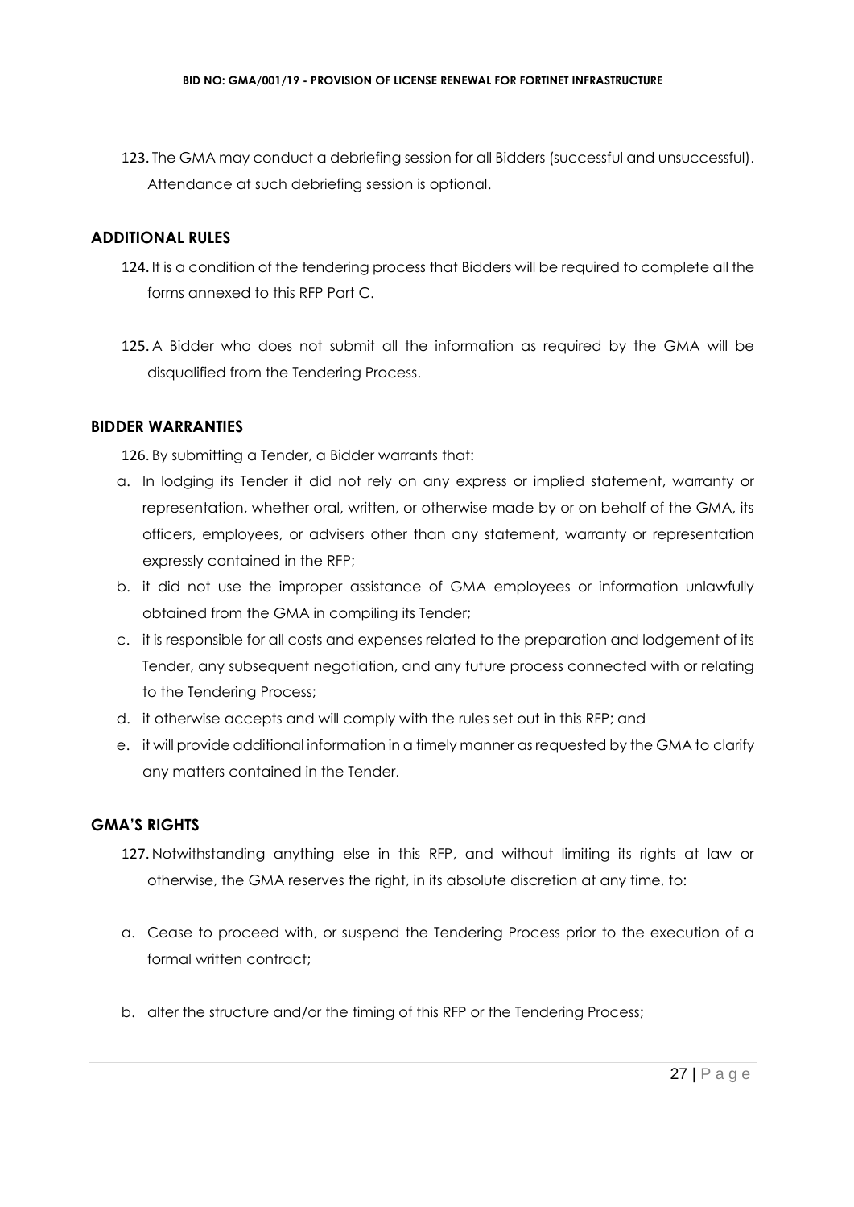123. The GMA may conduct a debriefing session for all Bidders (successful and unsuccessful). Attendance at such debriefing session is optional.

## ADDITIONAL RULES

124. It is a condition of the tendering process that Bidders will be required to complete all the forms annexed to this RFP Part C.

125. A Bidder who does not submit all the information as required by the GMA will be disqualified from the Tendering Process.

## BIDDER WARRANTIES

126. By submitting a Tender, a Bidder warrants that:

a. In lodging its Tender it did not rely on any express or implied statement, warranty or representation, whether oral, written, or otherwise made by or on behalf of the GMA, its officers, employees, or advisers other than any statement, warranty or representation expressly contained in the RFP;
b. it did not use the improper assistance of GMA employees or information unlawfully obtained from the GMA in compiling its Tender;
c. it is responsible for all costs and expenses related to the preparation and lodgement of its Tender, any subsequent negotiation, and any future process connected with or relating to the Tendering Process;
d. it otherwise accepts and will comply with the rules set out in this RFP; and
e. it will provide additional information in a timely manner as requested by the GMA to clarify any matters contained in the Tender.

## GMA'S RIGHTS

127. Notwithstanding anything else in this RFP, and without limiting its rights at law or otherwise, the GMA reserves the right, in its absolute discretion at any time, to:

a. Cease to proceed with, or suspend the Tendering Process prior to the execution of a formal written contract;

b. alter the structure and/or the timing of this RFP or the Tendering Process;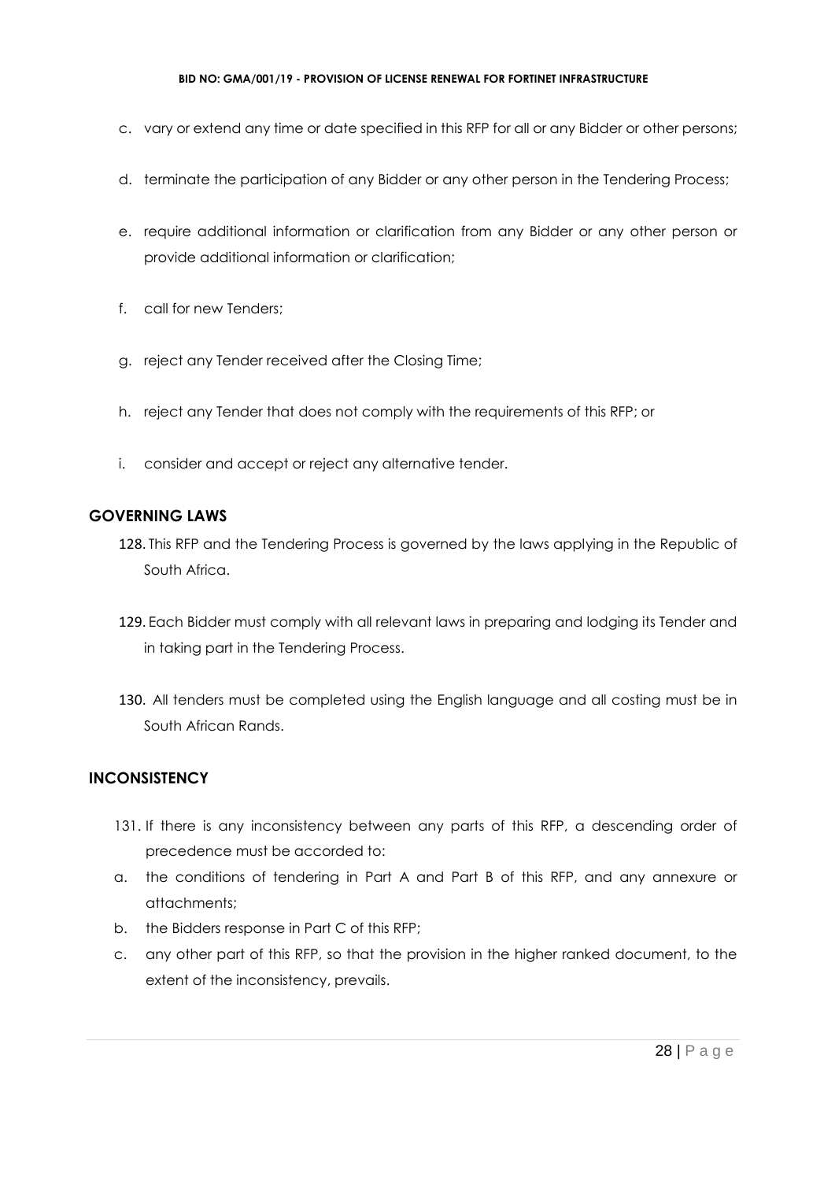c. vary or extend any time or date specified in this RFP for all or any Bidder or other persons;

d. terminate the participation of any Bidder or any other person in the Tendering Process;

e. require additional information or clarification from any Bidder or any other person or provide additional information or clarification;

f. call for new Tenders;

g. reject any Tender received after the Closing Time;

h. reject any Tender that does not comply with the requirements of this RFP; or

i. consider and accept or reject any alternative tender.

## GOVERNING LAWS

128. This RFP and the Tendering Process is governed by the laws applying in the Republic of South Africa.

129. Each Bidder must comply with all relevant laws in preparing and lodging its Tender and in taking part in the Tendering Process.

130. All tenders must be completed using the English language and all costing must be in South African Rands.

## INCONSISTENCY

131. If there is any inconsistency between any parts of this RFP, a descending order of precedence must be accorded to:

a. the conditions of tendering in Part A and Part B of this RFP, and any annexure or attachments;

b. the Bidders response in Part C of this RFP;

c. any other part of this RFP, so that the provision in the higher ranked document, to the extent of the inconsistency, prevails.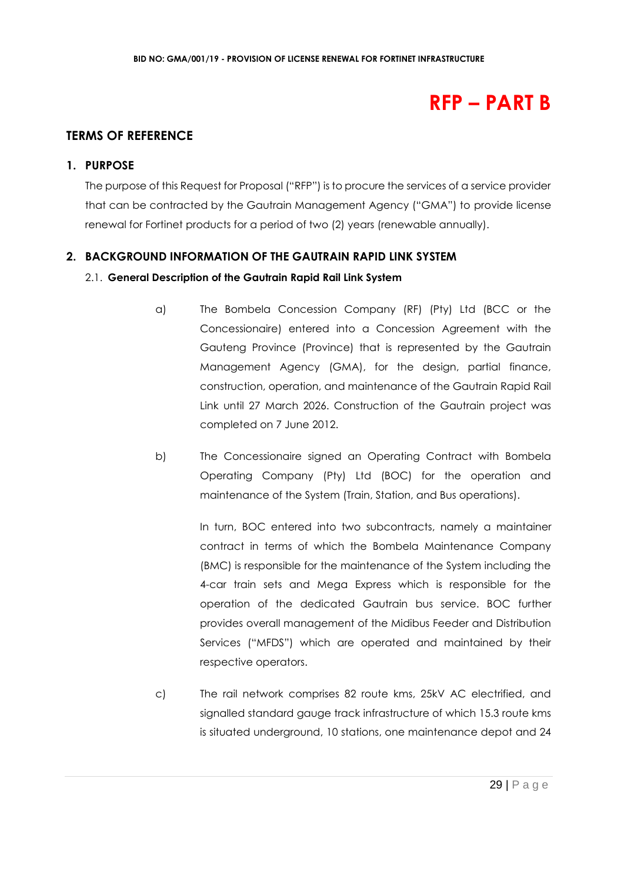# RFP – PART B

## TERMS OF REFERENCE

### 1. PURPOSE

The purpose of this Request for Proposal ("RFP") is to procure the services of a service provider that can be contracted by the Gautrain Management Agency ("GMA") to provide license renewal for Fortinet products for a period of two (2) years (renewable annually).

### 2. BACKGROUND INFORMATION OF THE GAUTRAIN RAPID LINK SYSTEM

#### 2.1. General Description of the Gautrain Rapid Rail Link System

a) The Bombela Concession Company (RF) (Pty) Ltd (BCC or the Concessionaire) entered into a Concession Agreement with the Gauteng Province (Province) that is represented by the Gautrain Management Agency (GMA), for the design, partial finance, construction, operation, and maintenance of the Gautrain Rapid Rail Link until 27 March 2026. Construction of the Gautrain project was completed on 7 June 2012.

b) The Concessionaire signed an Operating Contract with Bombela Operating Company (Pty) Ltd (BOC) for the operation and maintenance of the System (Train, Station, and Bus operations).

   In turn, BOC entered into two subcontracts, namely a maintainer contract in terms of which the Bombela Maintenance Company (BMC) is responsible for the maintenance of the System including the 4-car train sets and Mega Express which is responsible for the operation of the dedicated Gautrain bus service. BOC further provides overall management of the Midibus Feeder and Distribution Services ("MFDS") which are operated and maintained by their respective operators.

c) The rail network comprises 82 route kms, 25kV AC electrified, and signalled standard gauge track infrastructure of which 15.3 route kms is situated underground, 10 stations, one maintenance depot and 24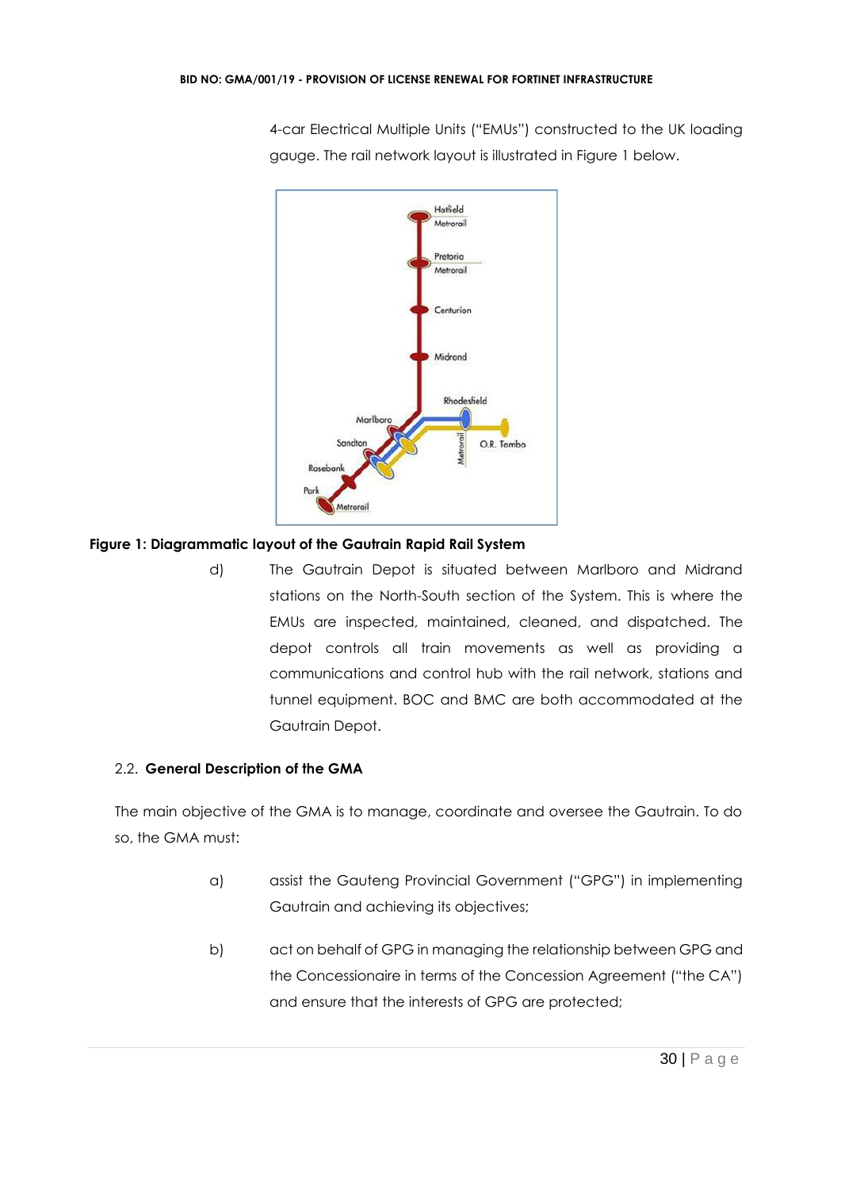4-car Electrical Multiple Units ("EMUs") constructed to the UK loading gauge. The rail network layout is illustrated in Figure 1 below.

**Figure 1: Diagrammatic layout of the Gautrain Rapid Rail System**

d) The Gautrain Depot is situated between Marlboro and Midrand stations on the North-South section of the System. This is where the EMUs are inspected, maintained, cleaned, and dispatched. The depot controls all train movements as well as providing a communications and control hub with the rail network, stations and tunnel equipment. BOC and BMC are both accommodated at the Gautrain Depot.

2.2. **General Description of the GMA**

The main objective of the GMA is to manage, coordinate and oversee the Gautrain. To do so, the GMA must:

a) assist the Gauteng Provincial Government ("GPG") in implementing Gautrain and achieving its objectives;

b) act on behalf of GPG in managing the relationship between GPG and the Concessionaire in terms of the Concession Agreement ("the CA") and ensure that the interests of GPG are protected;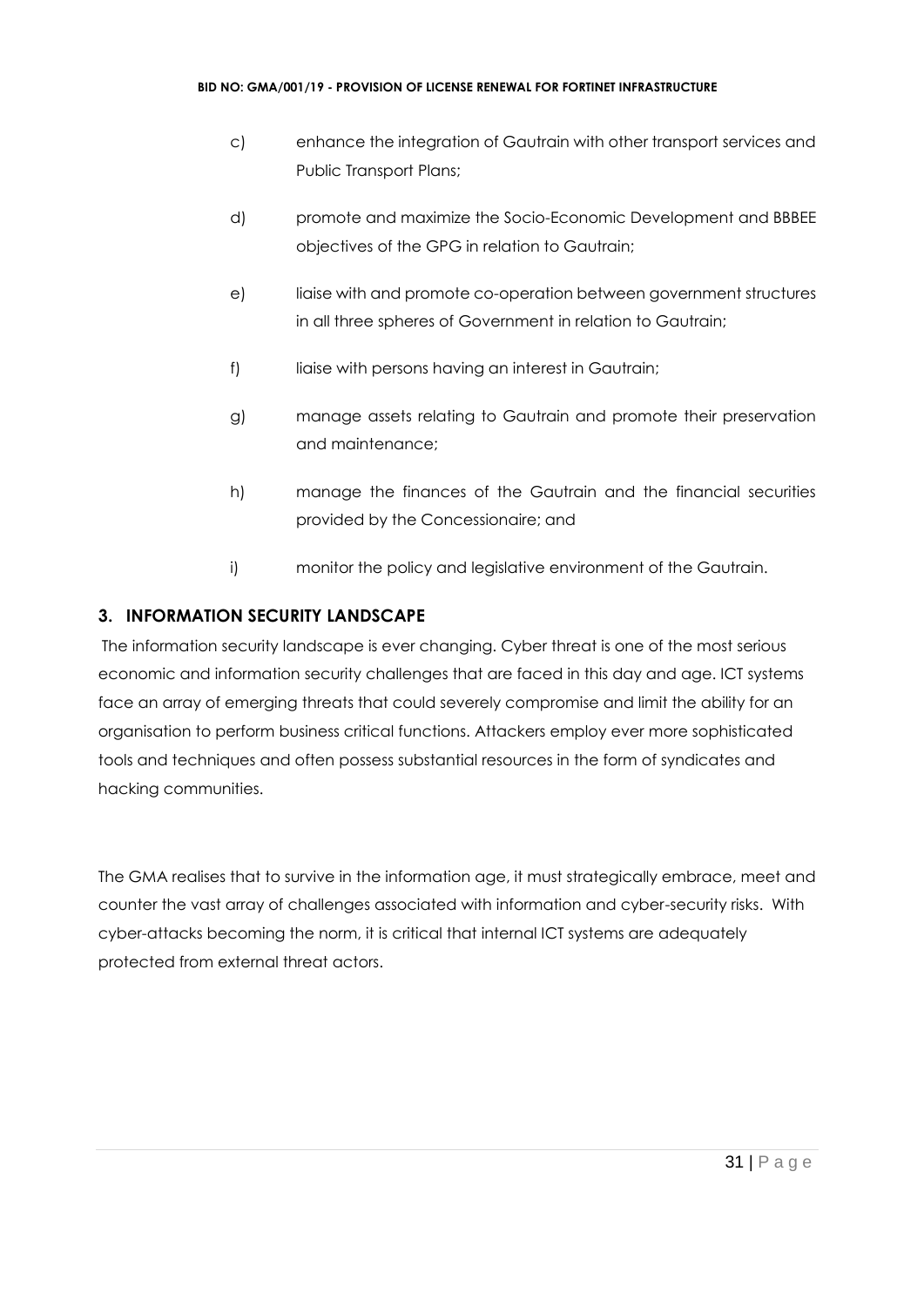c) enhance the integration of Gautrain with other transport services and Public Transport Plans;

d) promote and maximize the Socio-Economic Development and BBBEE objectives of the GPG in relation to Gautrain;

e) liaise with and promote co-operation between government structures in all three spheres of Government in relation to Gautrain;

f) liaise with persons having an interest in Gautrain;

g) manage assets relating to Gautrain and promote their preservation and maintenance;

h) manage the finances of the Gautrain and the financial securities provided by the Concessionaire; and

i) monitor the policy and legislative environment of the Gautrain.

## 3. INFORMATION SECURITY LANDSCAPE

The information security landscape is ever changing. Cyber threat is one of the most serious economic and information security challenges that are faced in this day and age. ICT systems face an array of emerging threats that could severely compromise and limit the ability for an organisation to perform business critical functions. Attackers employ ever more sophisticated tools and techniques and often possess substantial resources in the form of syndicates and hacking communities.

The GMA realises that to survive in the information age, it must strategically embrace, meet and counter the vast array of challenges associated with information and cyber-security risks. With cyber-attacks becoming the norm, it is critical that internal ICT systems are adequately protected from external threat actors.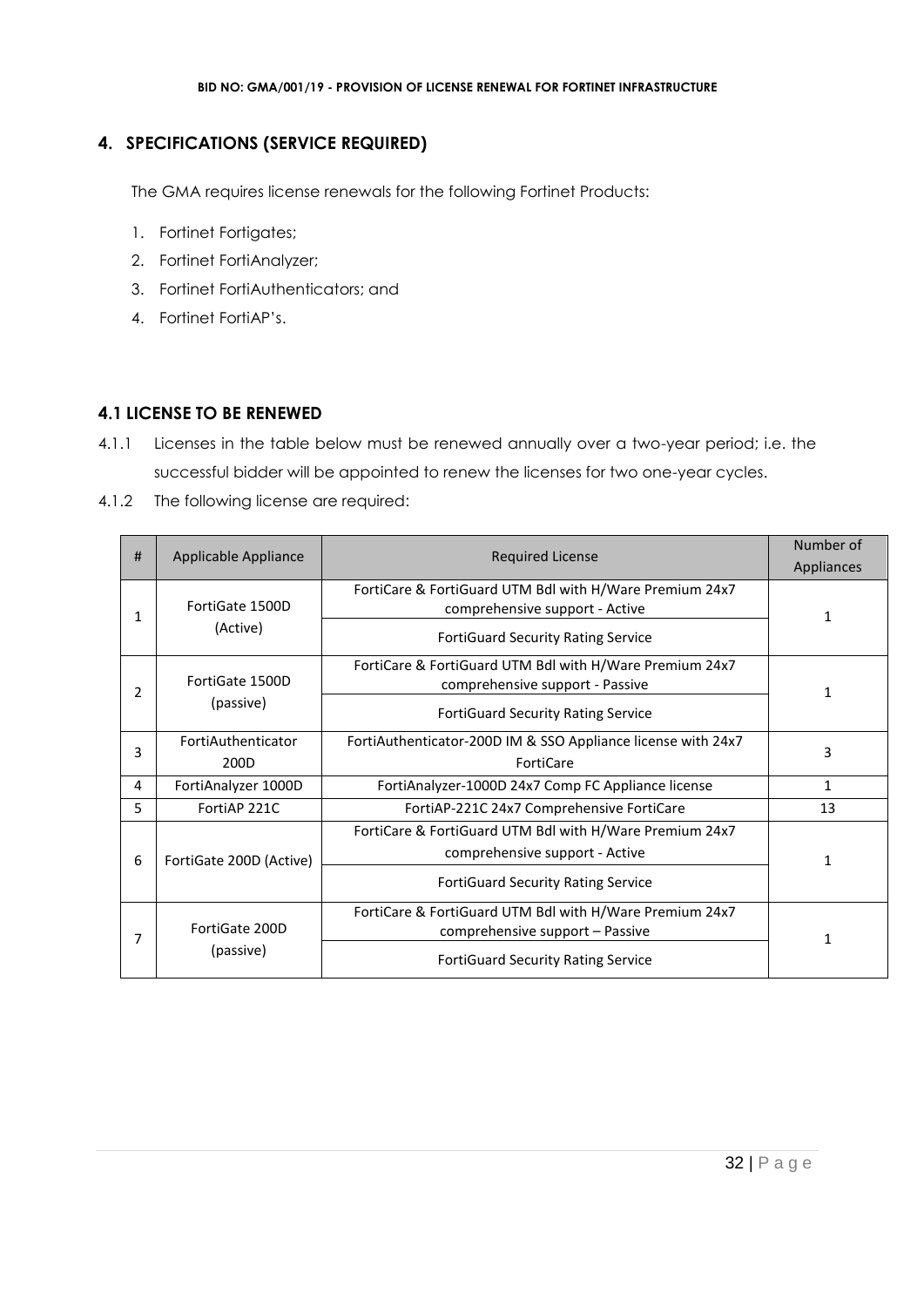## 4. SPECIFICATIONS (SERVICE REQUIRED)

The GMA requires license renewals for the following Fortinet Products:

1. Fortinet Fortigates;
2. Fortinet FortiAnalyzer;
3. Fortinet FortiAuthenticators; and
4. Fortinet FortiAP's.

### 4.1 LICENSE TO BE RENEWED

4.1.1 Licenses in the table below must be renewed annually over a two-year period; i.e. the successful bidder will be appointed to renew the licenses for two one-year cycles.

4.1.2 The following license are required:

| # | Applicable Appliance | Required License | Number of Appliances |
|---|---|---|---|
| 1 | FortiGate 1500D (Active) | FortiCare & FortiGuard UTM Bdl with H/Ware Premium 24x7 comprehensive support - Active | 1 |
| | | FortiGuard Security Rating Service | |
| 2 | FortiGate 1500D (passive) | FortiCare & FortiGuard UTM Bdl with H/Ware Premium 24x7 comprehensive support - Passive | 1 |
| | | FortiGuard Security Rating Service | |
| 3 | FortiAuthenticator 200D | FortiAuthenticator-200D IM & SSO Appliance license with 24x7 FortiCare | 3 |
| 4 | FortiAnalyzer 1000D | FortiAnalyzer-1000D 24x7 Comp FC Appliance license | 1 |
| 5 | FortiAP 221C | FortiAP-221C 24x7 Comprehensive FortiCare | 13 |
| 6 | FortiGate 200D (Active) | FortiCare & FortiGuard UTM Bdl with H/Ware Premium 24x7 comprehensive support - Active | 1 |
| | | FortiGuard Security Rating Service | |
| 7 | FortiGate 200D (passive) | FortiCare & FortiGuard UTM Bdl with H/Ware Premium 24x7 comprehensive support – Passive | 1 |
| | | FortiGuard Security Rating Service | |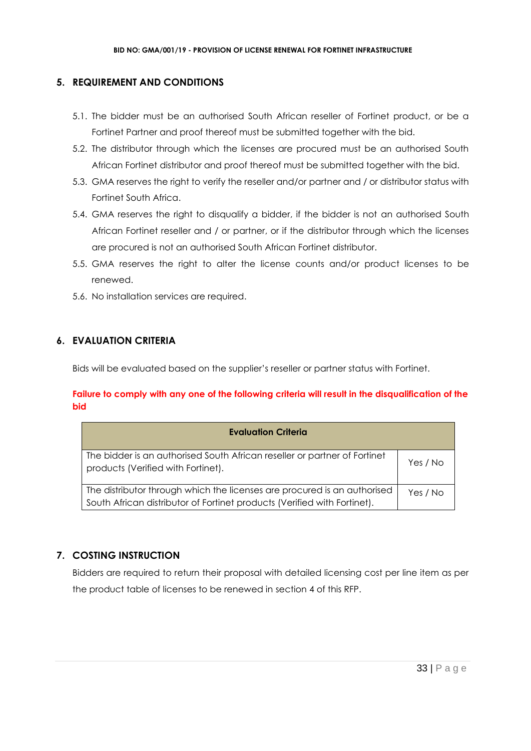## 5. REQUIREMENT AND CONDITIONS

5.1. The bidder must be an authorised South African reseller of Fortinet product, or be a Fortinet Partner and proof thereof must be submitted together with the bid.

5.2. The distributor through which the licenses are procured must be an authorised South African Fortinet distributor and proof thereof must be submitted together with the bid.

5.3. GMA reserves the right to verify the reseller and/or partner and / or distributor status with Fortinet South Africa.

5.4. GMA reserves the right to disqualify a bidder, if the bidder is not an authorised South African Fortinet reseller and / or partner, or if the distributor through which the licenses are procured is not an authorised South African Fortinet distributor.

5.5. GMA reserves the right to alter the license counts and/or product licenses to be renewed.

5.6. No installation services are required.

## 6. EVALUATION CRITERIA

Bids will be evaluated based on the supplier's reseller or partner status with Fortinet.

**Failure to comply with any one of the following criteria will result in the disqualification of the bid**

| Evaluation Criteria | |
|---|---|
| The bidder is an authorised South African reseller or partner of Fortinet products (Verified with Fortinet). | Yes / No |
| The distributor through which the licenses are procured is an authorised South African distributor of Fortinet products (Verified with Fortinet). | Yes / No |

## 7. COSTING INSTRUCTION

Bidders are required to return their proposal with detailed licensing cost per line item as per the product table of licenses to be renewed in section 4 of this RFP.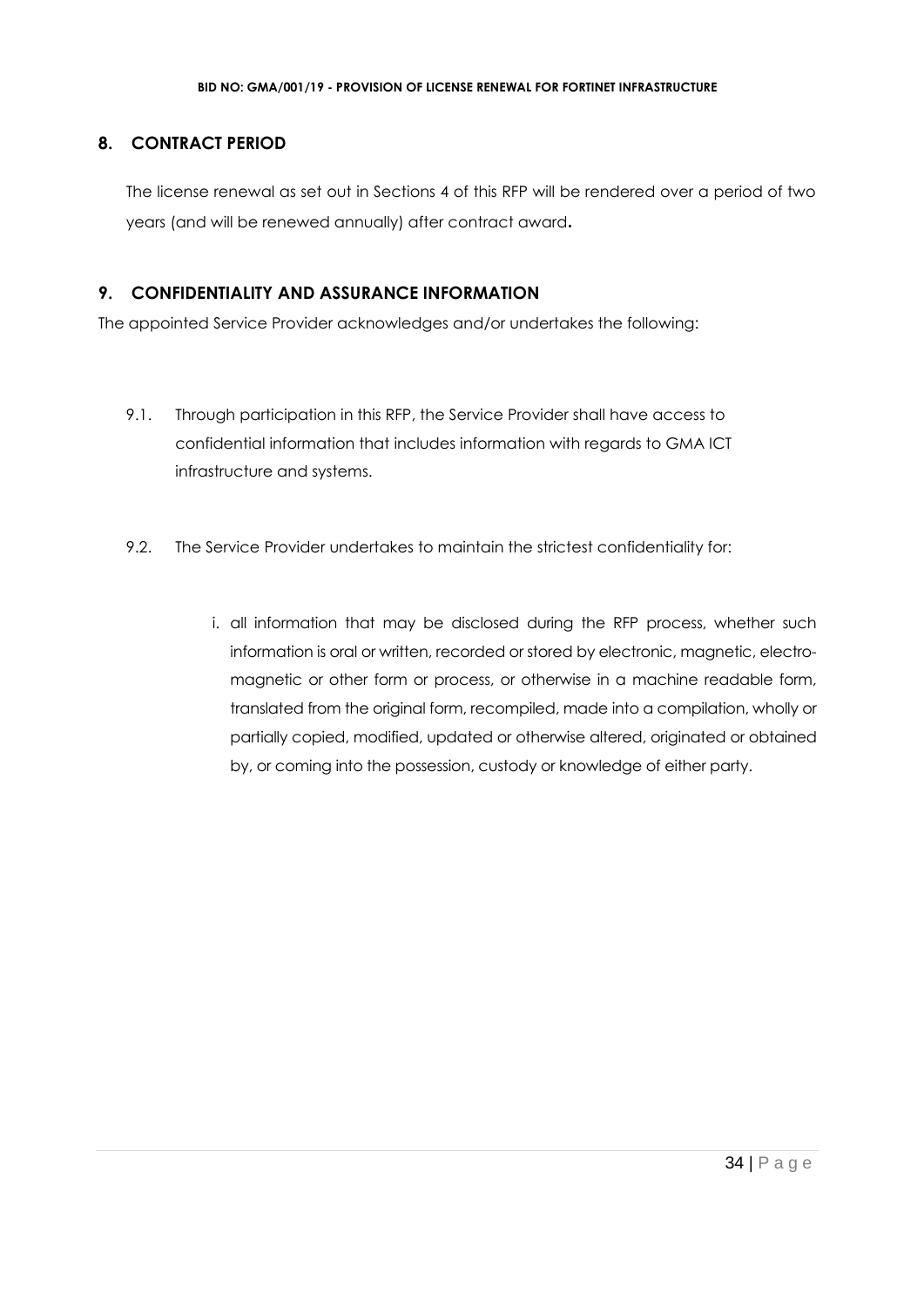## 8. CONTRACT PERIOD

The license renewal as set out in Sections 4 of this RFP will be rendered over a period of two years (and will be renewed annually) after contract award**.**

## 9. CONFIDENTIALITY AND ASSURANCE INFORMATION

The appointed Service Provider acknowledges and/or undertakes the following:

9.1. Through participation in this RFP, the Service Provider shall have access to confidential information that includes information with regards to GMA ICT infrastructure and systems.

9.2. The Service Provider undertakes to maintain the strictest confidentiality for:

i. all information that may be disclosed during the RFP process, whether such information is oral or written, recorded or stored by electronic, magnetic, electro-magnetic or other form or process, or otherwise in a machine readable form, translated from the original form, recompiled, made into a compilation, wholly or partially copied, modified, updated or otherwise altered, originated or obtained by, or coming into the possession, custody or knowledge of either party.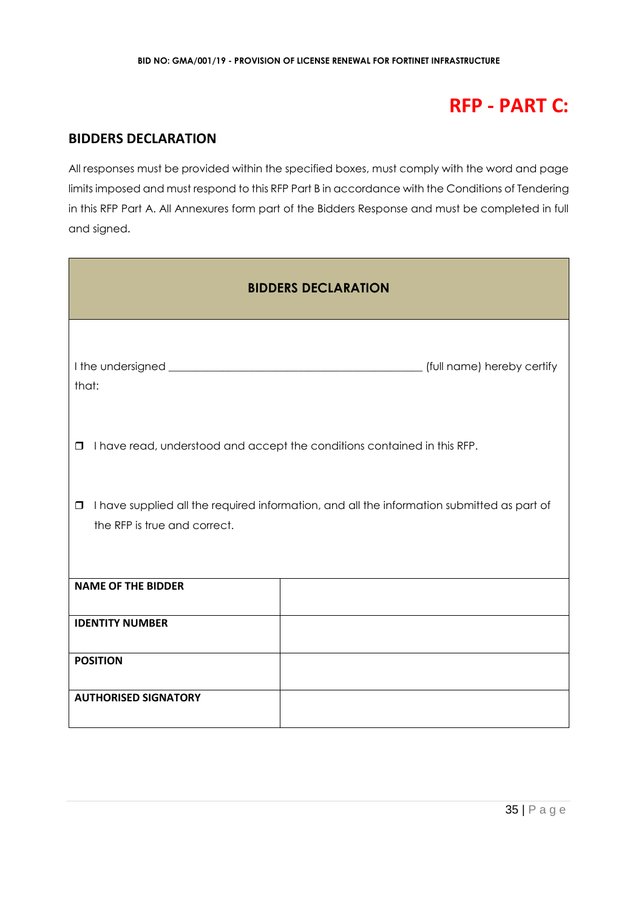# RFP - PART C:

## BIDDERS DECLARATION

All responses must be provided within the specified boxes, must comply with the word and page limits imposed and must respond to this RFP Part B in accordance with the Conditions of Tendering in this RFP Part A. All Annexures form part of the Bidders Response and must be completed in full and signed.

**BIDDERS DECLARATION**

I the undersigned ____________________________________________ (full name) hereby certify that:

- ☐ I have read, understood and accept the conditions contained in this RFP.
- ☐ I have supplied all the required information, and all the information submitted as part of the RFP is true and correct.

| | |
|---|---|
| **NAME OF THE BIDDER** | |
| **IDENTITY NUMBER** | |
| **POSITION** | |
| **AUTHORISED SIGNATORY** | |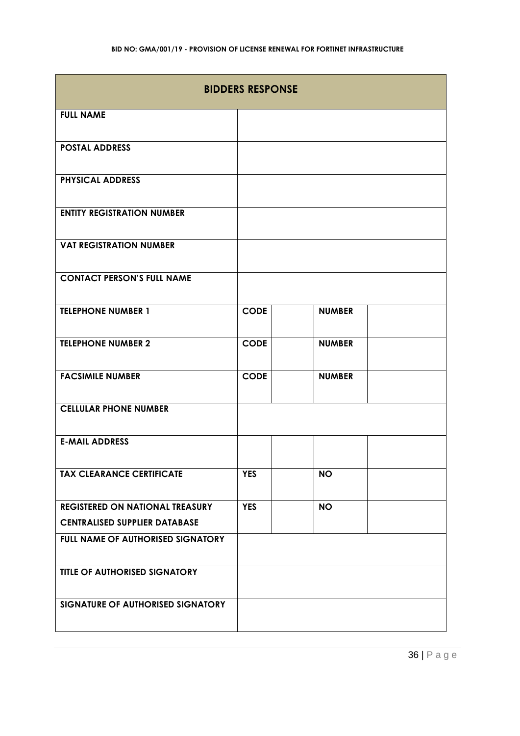| BIDDERS RESPONSE | | | | |
|---|---|---|---|---|
| **FULL NAME** | | | | |
| **POSTAL ADDRESS** | | | | |
| **PHYSICAL ADDRESS** | | | | |
| **ENTITY REGISTRATION NUMBER** | | | | |
| **VAT REGISTRATION NUMBER** | | | | |
| **CONTACT PERSON'S FULL NAME** | | | | |
| **TELEPHONE NUMBER 1** | **CODE** | | **NUMBER** | |
| **TELEPHONE NUMBER 2** | **CODE** | | **NUMBER** | |
| **FACSIMILE NUMBER** | **CODE** | | **NUMBER** | |
| **CELLULAR PHONE NUMBER** | | | | |
| **E-MAIL ADDRESS** | | | | |
| **TAX CLEARANCE CERTIFICATE** | **YES** | | **NO** | |
| **REGISTERED ON NATIONAL TREASURY CENTRALISED SUPPLIER DATABASE** | **YES** | | **NO** | |
| **FULL NAME OF AUTHORISED SIGNATORY** | | | | |
| **TITLE OF AUTHORISED SIGNATORY** | | | | |
| **SIGNATURE OF AUTHORISED SIGNATORY** | | | | |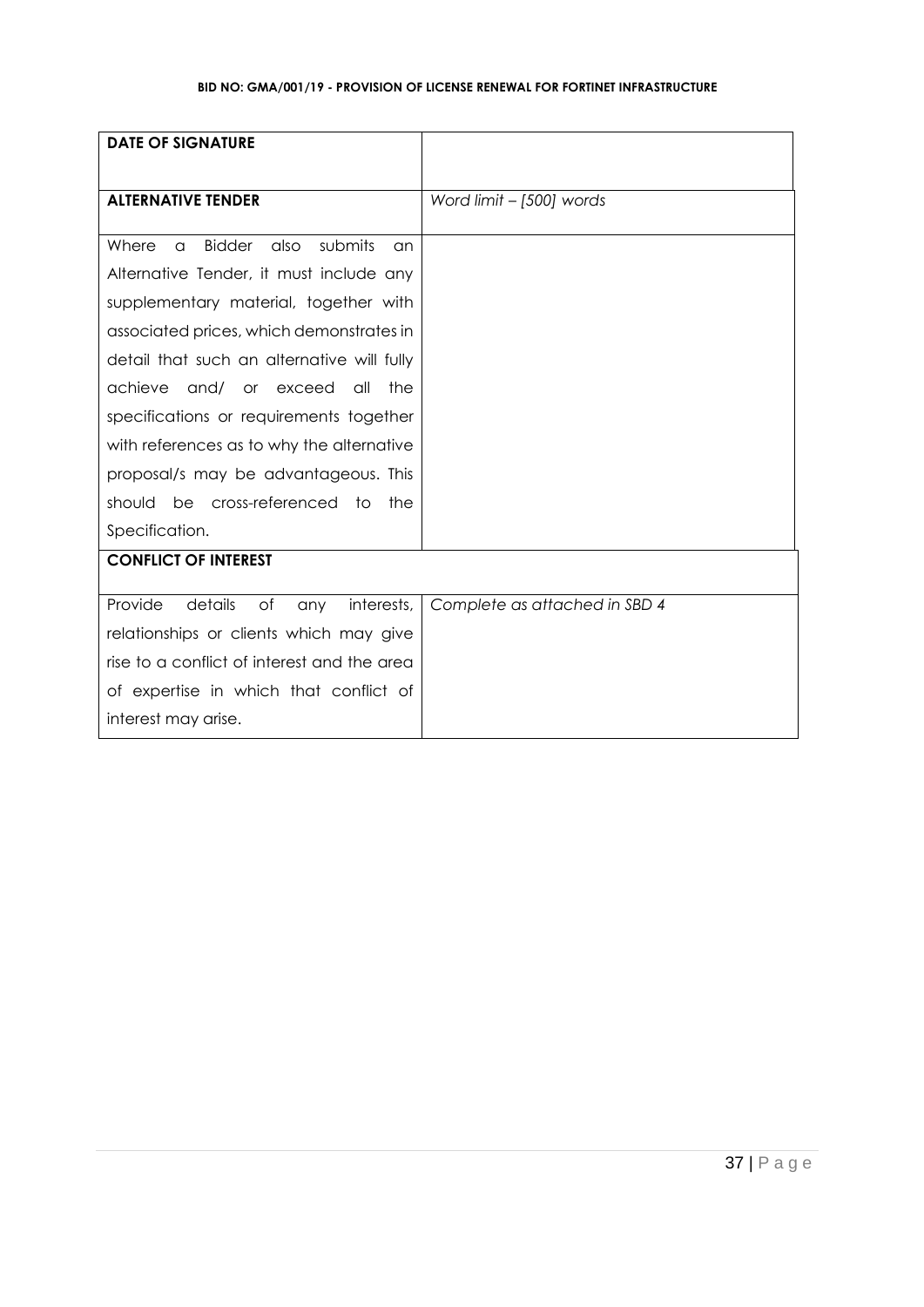| **DATE OF SIGNATURE** | |
|---|---|
| **ALTERNATIVE TENDER** | *Word limit – [500] words* |
| Where a Bidder also submits an Alternative Tender, it must include any supplementary material, together with associated prices, which demonstrates in detail that such an alternative will fully achieve and/ or exceed all the specifications or requirements together with references as to why the alternative proposal/s may be advantageous. This should be cross-referenced to the Specification. | |
| **CONFLICT OF INTEREST** | |
| Provide details of any interests, relationships or clients which may give rise to a conflict of interest and the area of expertise in which that conflict of interest may arise. | *Complete as attached in SBD 4* |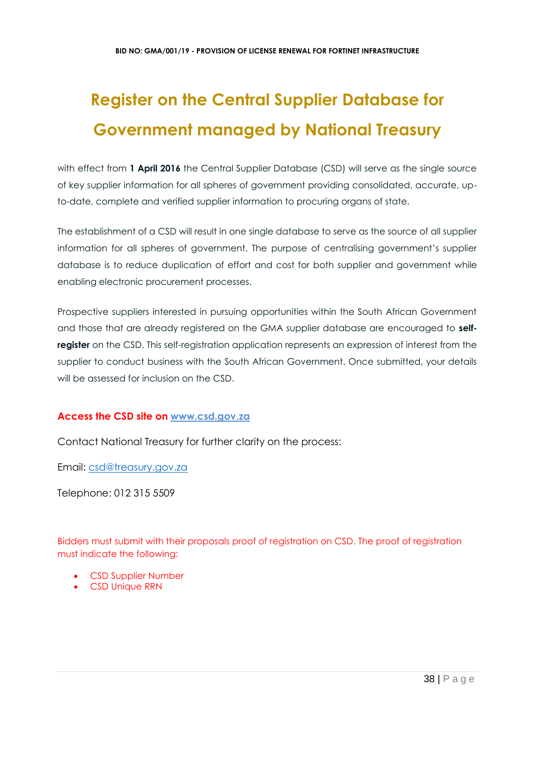# Register on the Central Supplier Database for Government managed by National Treasury

with effect from **1 April 2016** the Central Supplier Database (CSD) will serve as the single source of key supplier information for all spheres of government providing consolidated, accurate, up-to-date, complete and verified supplier information to procuring organs of state.

The establishment of a CSD will result in one single database to serve as the source of all supplier information for all spheres of government. The purpose of centralising government's supplier database is to reduce duplication of effort and cost for both supplier and government while enabling electronic procurement processes.

Prospective suppliers interested in pursuing opportunities within the South African Government and those that are already registered on the GMA supplier database are encouraged to **self-register** on the CSD. This self-registration application represents an expression of interest from the supplier to conduct business with the South African Government. Once submitted, your details will be assessed for inclusion on the CSD.

**Access the CSD site on www.csd.gov.za**

Contact National Treasury for further clarity on the process:

Email: csd@treasury.gov.za

Telephone: 012 315 5509

Bidders must submit with their proposals proof of registration on CSD. The proof of registration must indicate the following:

- CSD Supplier Number
- CSD Unique RRN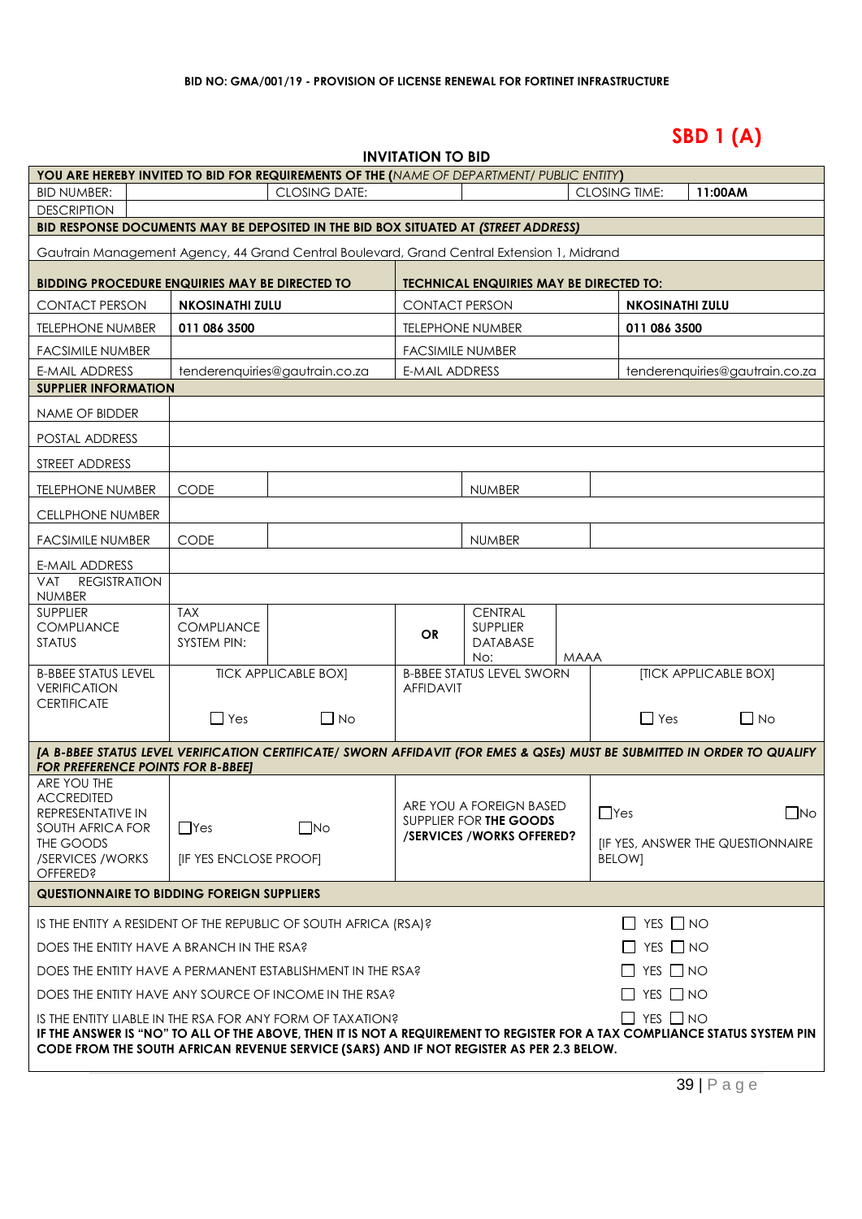**BID NO: GMA/001/19 - PROVISION OF LICENSE RENEWAL FOR FORTINET INFRASTRUCTURE**

# SBD 1 (A)

## INVITATION TO BID

| **YOU ARE HEREBY INVITED TO BID FOR REQUIREMENTS OF THE (*NAME OF DEPARTMENT/ PUBLIC ENTITY*)** | | | | | |
|---|---|---|---|---|---|
| BID NUMBER: | | CLOSING DATE: | | CLOSING TIME: | **11:00AM** |
| DESCRIPTION | | | | | |
| **BID RESPONSE DOCUMENTS MAY BE DEPOSITED IN THE BID BOX SITUATED AT (*STREET ADDRESS*)** | | | | | |
| Gautrain Management Agency, 44 Grand Central Boulevard, Grand Central Extension 1, Midrand | | | | | |

| **BIDDING PROCEDURE ENQUIRIES MAY BE DIRECTED TO** | | **TECHNICAL ENQUIRIES MAY BE DIRECTED TO:** | |
|---|---|---|---|
| CONTACT PERSON | **NKOSINATHI ZULU** | CONTACT PERSON | **NKOSINATHI ZULU** |
| TELEPHONE NUMBER | **011 086 3500** | TELEPHONE NUMBER | **011 086 3500** |
| FACSIMILE NUMBER | | FACSIMILE NUMBER | |
| E-MAIL ADDRESS | tenderenquiries@gautrain.co.za | E-MAIL ADDRESS | tenderenquiries@gautrain.co.za |

| **SUPPLIER INFORMATION** | | | | | | |
|---|---|---|---|---|---|---|
| NAME OF BIDDER | | | | | | |
| POSTAL ADDRESS | | | | | | |
| STREET ADDRESS | | | | | | |
| TELEPHONE NUMBER | CODE | | | NUMBER | | |
| CELLPHONE NUMBER | | | | | | |
| FACSIMILE NUMBER | CODE | | | NUMBER | | |
| E-MAIL ADDRESS | | | | | | |
| VAT REGISTRATION NUMBER | | | | | | |
| SUPPLIER COMPLIANCE STATUS | TAX COMPLIANCE SYSTEM PIN: | | **OR** | CENTRAL SUPPLIER DATABASE No: | MAAA | |
| B-BBEE STATUS LEVEL VERIFICATION CERTIFICATE | TICK APPLICABLE BOX] ☐ Yes | ☐ No | B-BBEE STATUS LEVEL SWORN AFFIDAVIT | | [TICK APPLICABLE BOX] ☐ Yes | ☐ No |
| ***[A B-BBEE STATUS LEVEL VERIFICATION CERTIFICATE/ SWORN AFFIDAVIT (FOR EMES & QSEs) MUST BE SUBMITTED IN ORDER TO QUALIFY FOR PREFERENCE POINTS FOR B-BBEE]*** | | | | | | |
| ARE YOU THE ACCREDITED REPRESENTATIVE IN SOUTH AFRICA FOR THE GOODS /SERVICES /WORKS OFFERED? | ☐Yes [IF YES ENCLOSE PROOF] | ☐No | ARE YOU A FOREIGN BASED SUPPLIER FOR **THE GOODS /SERVICES /WORKS OFFERED?** | | ☐Yes [IF YES, ANSWER THE QUESTIONNAIRE BELOW] | ☐No |

| **QUESTIONNAIRE TO BIDDING FOREIGN SUPPLIERS** | |
|---|---|
| IS THE ENTITY A RESIDENT OF THE REPUBLIC OF SOUTH AFRICA (RSA)? | ☐ YES ☐ NO |
| DOES THE ENTITY HAVE A BRANCH IN THE RSA? | ☐ YES ☐ NO |
| DOES THE ENTITY HAVE A PERMANENT ESTABLISHMENT IN THE RSA? | ☐ YES ☐ NO |
| DOES THE ENTITY HAVE ANY SOURCE OF INCOME IN THE RSA? | ☐ YES ☐ NO |
| IS THE ENTITY LIABLE IN THE RSA FOR ANY FORM OF TAXATION? | ☐ YES ☐ NO |
| **IF THE ANSWER IS "NO" TO ALL OF THE ABOVE, THEN IT IS NOT A REQUIREMENT TO REGISTER FOR A TAX COMPLIANCE STATUS SYSTEM PIN CODE FROM THE SOUTH AFRICAN REVENUE SERVICE (SARS) AND IF NOT REGISTER AS PER 2.3 BELOW.** | |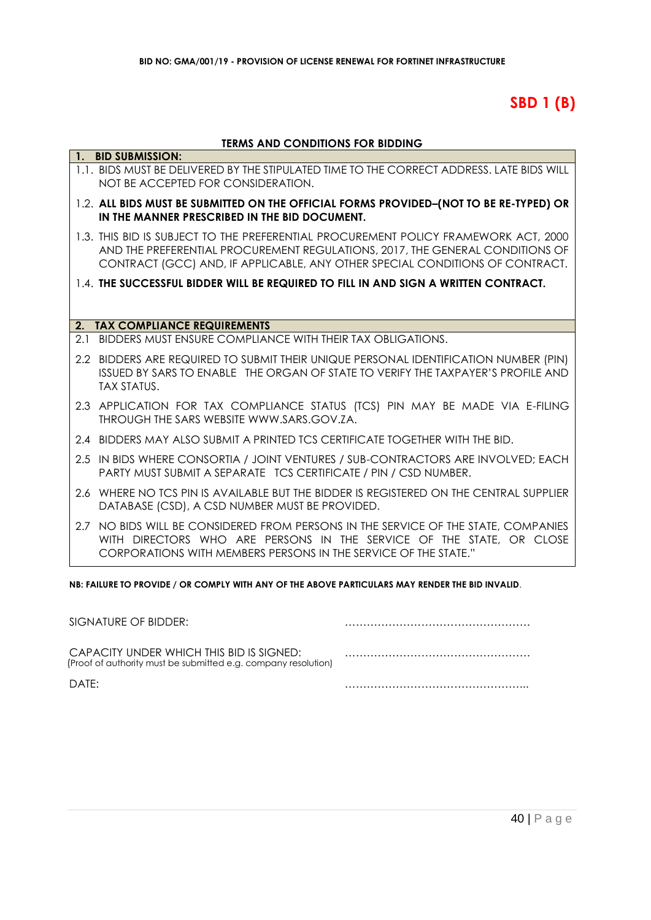# SBD 1 (B)

## TERMS AND CONDITIONS FOR BIDDING

### 1. BID SUBMISSION:

1.1. BIDS MUST BE DELIVERED BY THE STIPULATED TIME TO THE CORRECT ADDRESS. LATE BIDS WILL NOT BE ACCEPTED FOR CONSIDERATION.

1.2. **ALL BIDS MUST BE SUBMITTED ON THE OFFICIAL FORMS PROVIDED–(NOT TO BE RE-TYPED) OR IN THE MANNER PRESCRIBED IN THE BID DOCUMENT.**

1.3. THIS BID IS SUBJECT TO THE PREFERENTIAL PROCUREMENT POLICY FRAMEWORK ACT, 2000 AND THE PREFERENTIAL PROCUREMENT REGULATIONS, 2017, THE GENERAL CONDITIONS OF CONTRACT (GCC) AND, IF APPLICABLE, ANY OTHER SPECIAL CONDITIONS OF CONTRACT.

1.4. **THE SUCCESSFUL BIDDER WILL BE REQUIRED TO FILL IN AND SIGN A WRITTEN CONTRACT.**

### 2. TAX COMPLIANCE REQUIREMENTS

2.1 BIDDERS MUST ENSURE COMPLIANCE WITH THEIR TAX OBLIGATIONS.

2.2 BIDDERS ARE REQUIRED TO SUBMIT THEIR UNIQUE PERSONAL IDENTIFICATION NUMBER (PIN) ISSUED BY SARS TO ENABLE THE ORGAN OF STATE TO VERIFY THE TAXPAYER'S PROFILE AND TAX STATUS.

2.3 APPLICATION FOR TAX COMPLIANCE STATUS (TCS) PIN MAY BE MADE VIA E-FILING THROUGH THE SARS WEBSITE WWW.SARS.GOV.ZA.

2.4 BIDDERS MAY ALSO SUBMIT A PRINTED TCS CERTIFICATE TOGETHER WITH THE BID.

2.5 IN BIDS WHERE CONSORTIA / JOINT VENTURES / SUB-CONTRACTORS ARE INVOLVED; EACH PARTY MUST SUBMIT A SEPARATE TCS CERTIFICATE / PIN / CSD NUMBER.

2.6 WHERE NO TCS PIN IS AVAILABLE BUT THE BIDDER IS REGISTERED ON THE CENTRAL SUPPLIER DATABASE (CSD), A CSD NUMBER MUST BE PROVIDED.

2.7 NO BIDS WILL BE CONSIDERED FROM PERSONS IN THE SERVICE OF THE STATE, COMPANIES WITH DIRECTORS WHO ARE PERSONS IN THE SERVICE OF THE STATE, OR CLOSE CORPORATIONS WITH MEMBERS PERSONS IN THE SERVICE OF THE STATE."

**NB: FAILURE TO PROVIDE / OR COMPLY WITH ANY OF THE ABOVE PARTICULARS MAY RENDER THE BID INVALID**.

SIGNATURE OF BIDDER: ……………………………………………

CAPACITY UNDER WHICH THIS BID IS SIGNED: ……………………………………………
(Proof of authority must be submitted e.g. company resolution)

DATE: …………………………………………...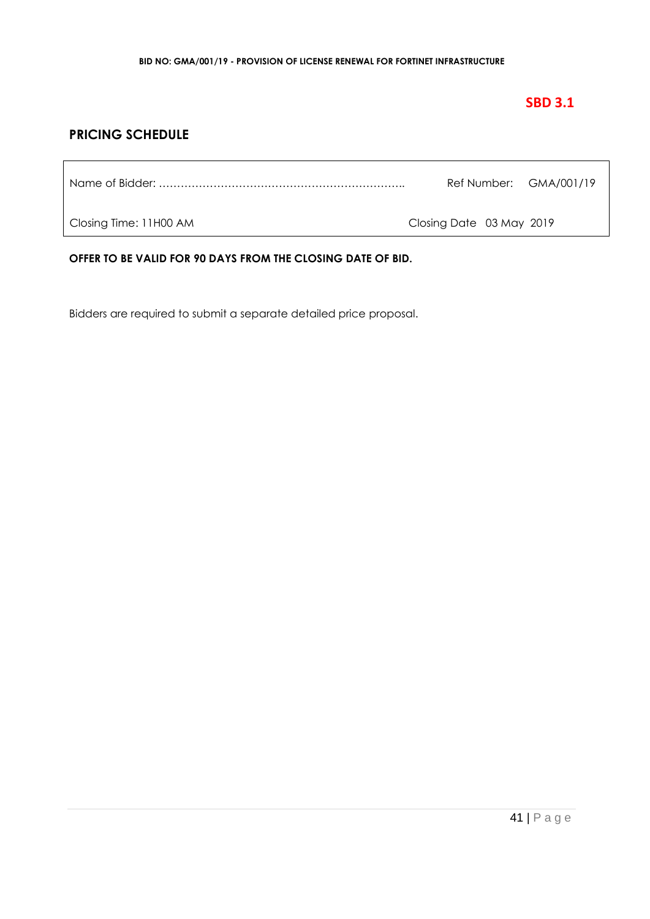**SBD 3.1**

## PRICING SCHEDULE

| Name of Bidder: ………………………………………………………….. | Ref Number: GMA/001/19 |
|---|---|
| Closing Time: 11H00 AM | Closing Date 03 May 2019 |

**OFFER TO BE VALID FOR 90 DAYS FROM THE CLOSING DATE OF BID.**

Bidders are required to submit a separate detailed price proposal.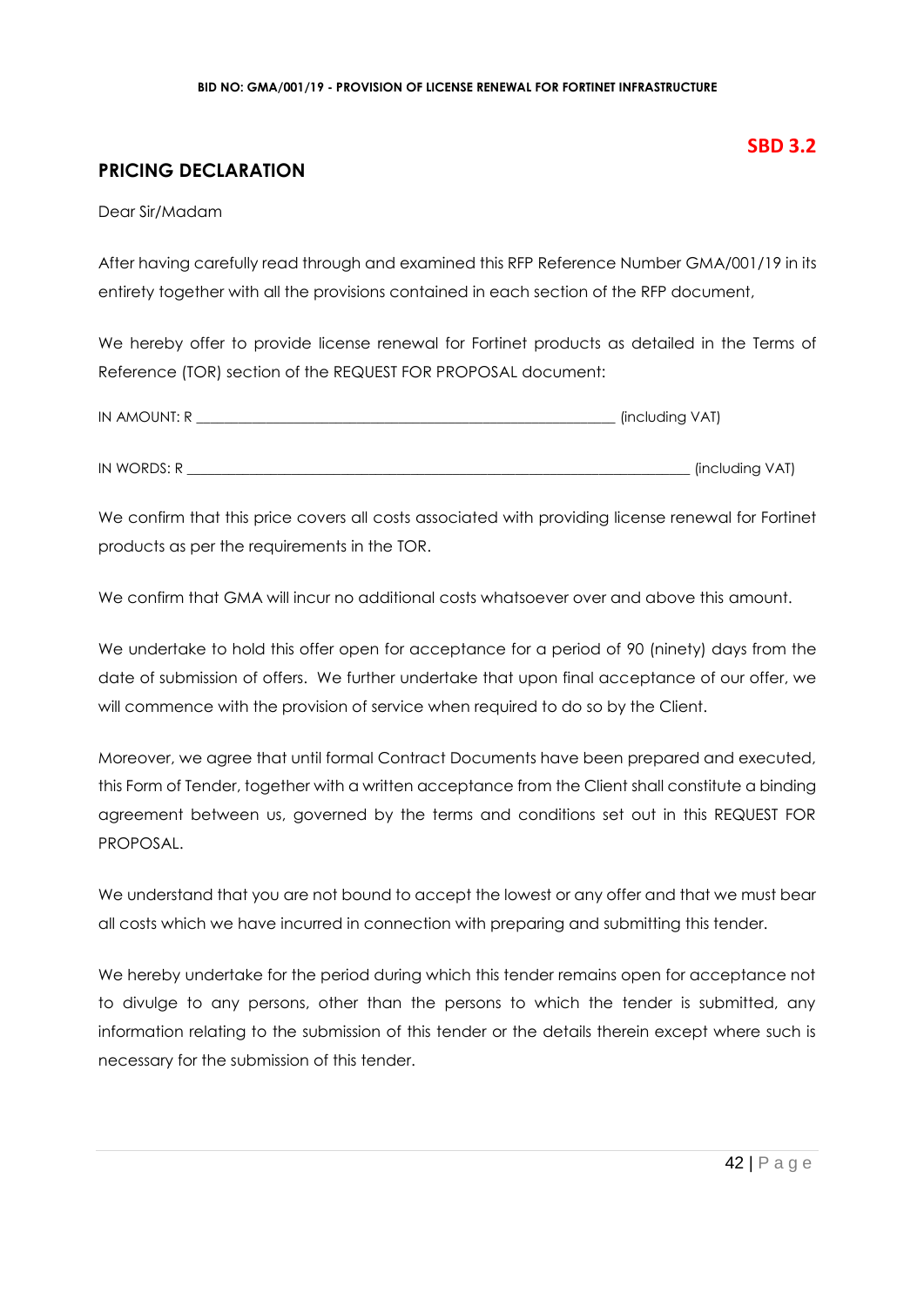**SBD 3.2**

## PRICING DECLARATION

Dear Sir/Madam

After having carefully read through and examined this RFP Reference Number GMA/001/19 in its entirety together with all the provisions contained in each section of the RFP document,

We hereby offer to provide license renewal for Fortinet products as detailed in the Terms of Reference (TOR) section of the REQUEST FOR PROPOSAL document:

IN AMOUNT: R ____________________________________________________________ (including VAT)

IN WORDS: R _______________________________________________________________________ (including VAT)

We confirm that this price covers all costs associated with providing license renewal for Fortinet products as per the requirements in the TOR.

We confirm that GMA will incur no additional costs whatsoever over and above this amount.

We undertake to hold this offer open for acceptance for a period of 90 (ninety) days from the date of submission of offers. We further undertake that upon final acceptance of our offer, we will commence with the provision of service when required to do so by the Client.

Moreover, we agree that until formal Contract Documents have been prepared and executed, this Form of Tender, together with a written acceptance from the Client shall constitute a binding agreement between us, governed by the terms and conditions set out in this REQUEST FOR PROPOSAL.

We understand that you are not bound to accept the lowest or any offer and that we must bear all costs which we have incurred in connection with preparing and submitting this tender.

We hereby undertake for the period during which this tender remains open for acceptance not to divulge to any persons, other than the persons to which the tender is submitted, any information relating to the submission of this tender or the details therein except where such is necessary for the submission of this tender.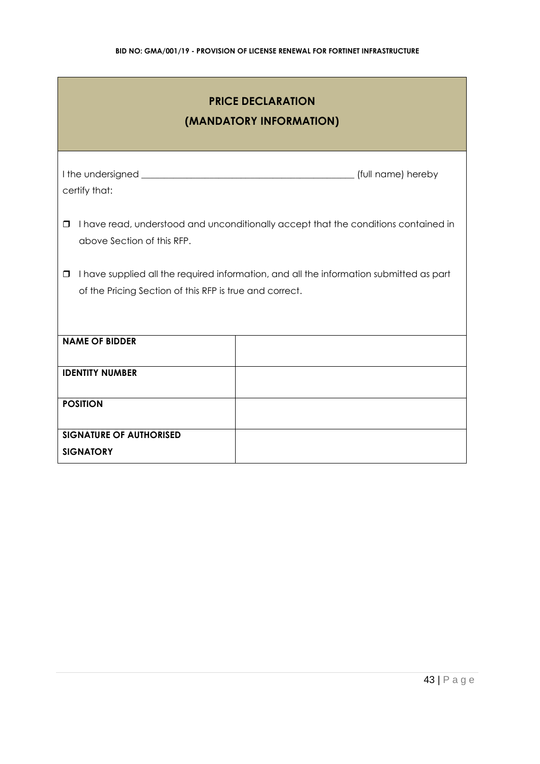## PRICE DECLARATION
## (MANDATORY INFORMATION)

I the undersigned _____________________________________________ (full name) hereby certify that:

- ❐ I have read, understood and unconditionally accept that the conditions contained in above Section of this RFP.
- ❐ I have supplied all the required information, and all the information submitted as part of the Pricing Section of this RFP is true and correct.

| | |
|---|---|
| **NAME OF BIDDER** | |
| **IDENTITY NUMBER** | |
| **POSITION** | |
| **SIGNATURE OF AUTHORISED SIGNATORY** | |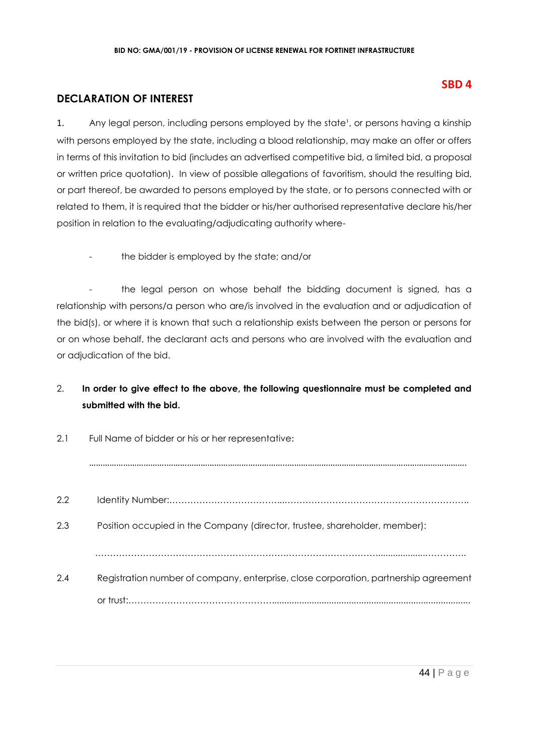**SBD 4**

## DECLARATION OF INTEREST

1. Any legal person, including persons employed by the state[1], or persons having a kinship with persons employed by the state, including a blood relationship, may make an offer or offers in terms of this invitation to bid (includes an advertised competitive bid, a limited bid, a proposal or written price quotation). In view of possible allegations of favoritism, should the resulting bid, or part thereof, be awarded to persons employed by the state, or to persons connected with or related to them, it is required that the bidder or his/her authorised representative declare his/her position in relation to the evaluating/adjudicating authority where-

   - the bidder is employed by the state; and/or

   - the legal person on whose behalf the bidding document is signed, has a relationship with persons/a person who are/is involved in the evaluation and or adjudication of the bid(s), or where it is known that such a relationship exists between the person or persons for or on whose behalf, the declarant acts and persons who are involved with the evaluation and or adjudication of the bid.

2. **In order to give effect to the above, the following questionnaire must be completed and submitted with the bid.**

2.1 Full Name of bidder or his or her representative:

......................................................................................................................................................................

2.2 Identity Number:.......................................................................................................................

2.3 Position occupied in the Company (director, trustee, shareholder, member):

......................................................................................................................................................

2.4 Registration number of company, enterprise, close corporation, partnership agreement or trust:......................................................................................................................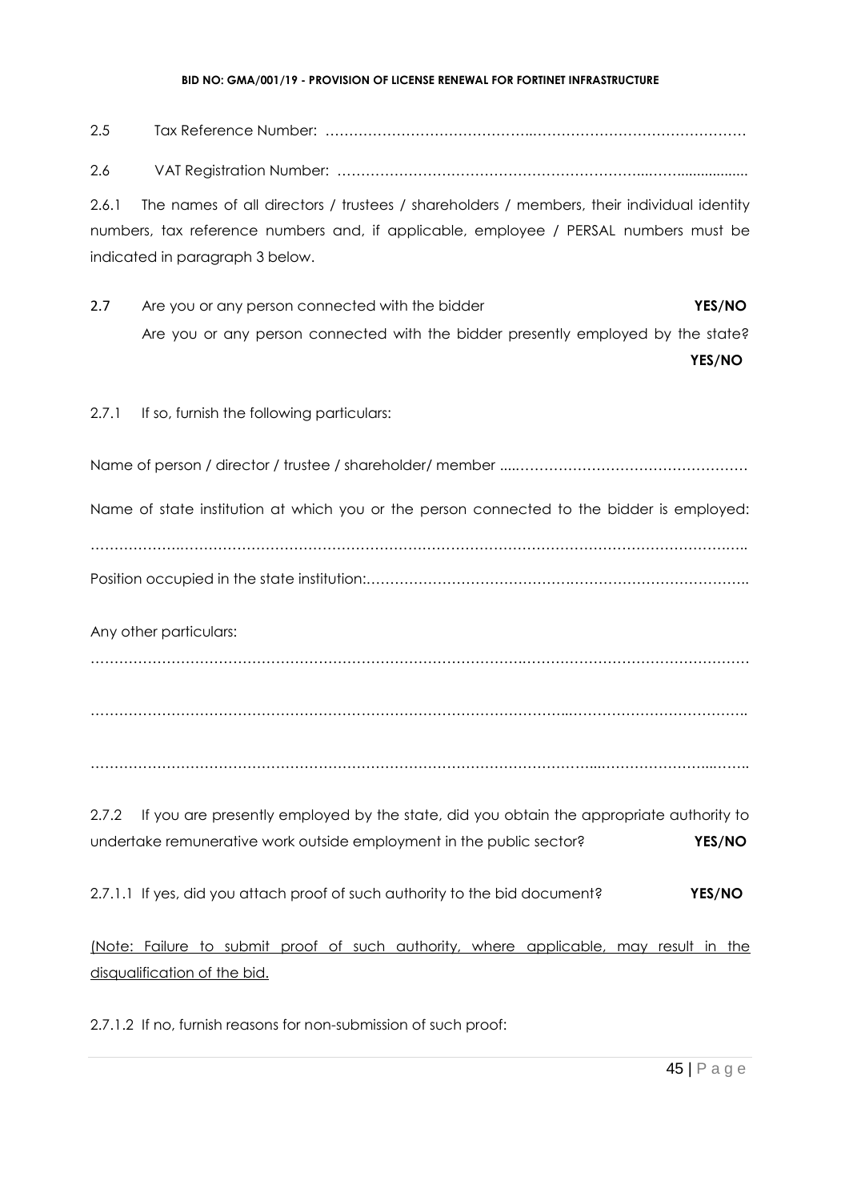2.5 Tax Reference Number: ……………………………………..………………………………………

2.6 VAT Registration Number: ………………………………………………………..……..................

2.6.1 The names of all directors / trustees / shareholders / members, their individual identity numbers, tax reference numbers and, if applicable, employee / PERSAL numbers must be indicated in paragraph 3 below.

2.7 Are you or any person connected with the bidder **YES/NO**
Are you or any person connected with the bidder presently employed by the state? **YES/NO**

2.7.1 If so, furnish the following particulars:

Name of person / director / trustee / shareholder/ member ....…………………………………………

Name of state institution at which you or the person connected to the bidder is employed: ……………….……………………………………………………………………………………………..

Position occupied in the state institution:……………………………………………………………………..

Any other particulars:

………………………………………………………………………………………………………………

……………………………………………………………………………………..………………………………..

…………………………………………………………………………………………....…………………..……..

2.7.2 If you are presently employed by the state, did you obtain the appropriate authority to undertake remunerative work outside employment in the public sector? **YES/NO**

2.7.1.1 If yes, did you attach proof of such authority to the bid document? **YES/NO**

(Note: Failure to submit proof of such authority, where applicable, may result in the disqualification of the bid.

2.7.1.2 If no, furnish reasons for non-submission of such proof: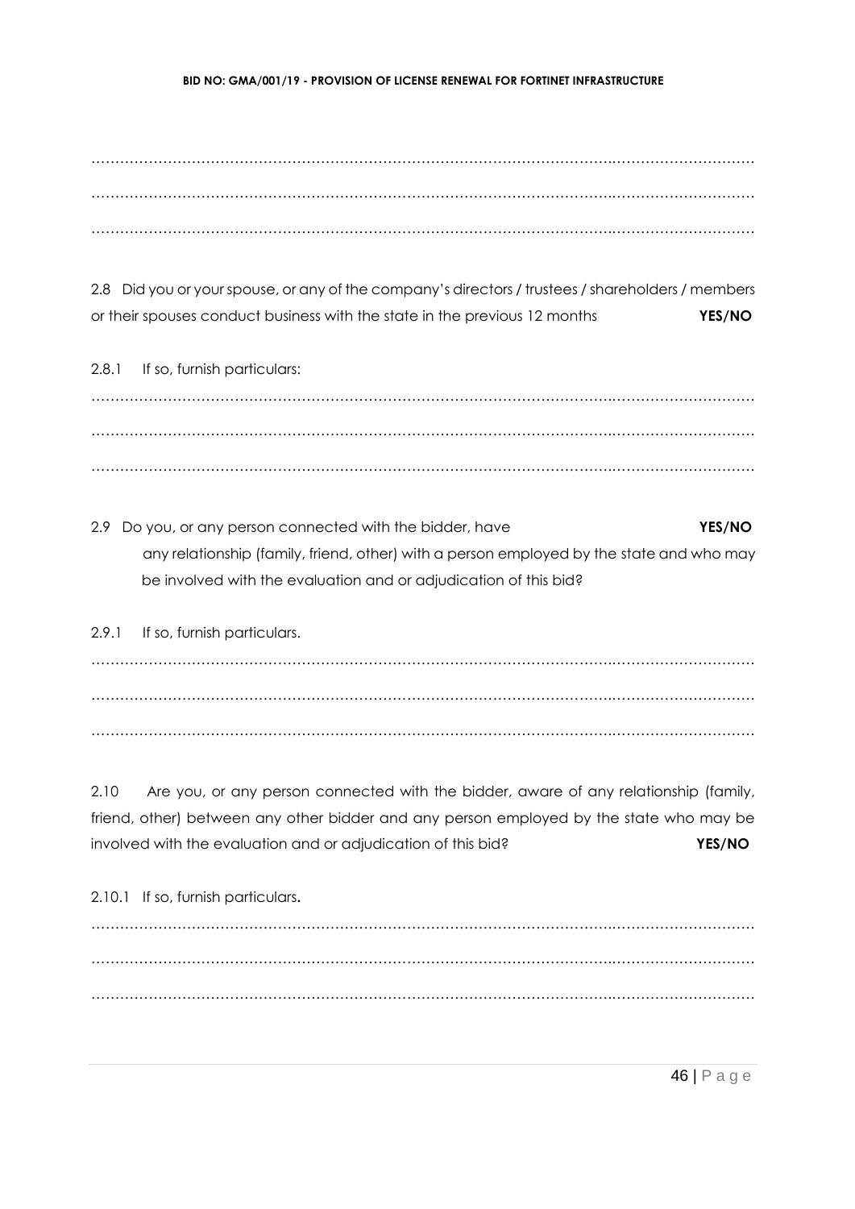………………………………………………………………………………………………………………………

………………………………………………………………………………………………………………………

………………………………………………………………………………………………………………………

2.8 Did you or your spouse, or any of the company's directors / trustees / shareholders / members or their spouses conduct business with the state in the previous 12 months **YES/NO**

2.8.1 If so, furnish particulars:

………………………………………………………………………………………………………………………

………………………………………………………………………………………………………………………

………………………………………………………………………………………………………………………

2.9 Do you, or any person connected with the bidder, have **YES/NO** any relationship (family, friend, other) with a person employed by the state and who may be involved with the evaluation and or adjudication of this bid?

2.9.1 If so, furnish particulars.

………………………………………………………………………………………………………………………

………………………………………………………………………………………………………………………

………………………………………………………………………………………………………………………

2.10 Are you, or any person connected with the bidder, aware of any relationship (family, friend, other) between any other bidder and any person employed by the state who may be involved with the evaluation and or adjudication of this bid? **YES/NO**

2.10.1 If so, furnish particulars**.**

………………………………………………………………………………………………………………………

………………………………………………………………………………………………………………………

………………………………………………………………………………………………………………………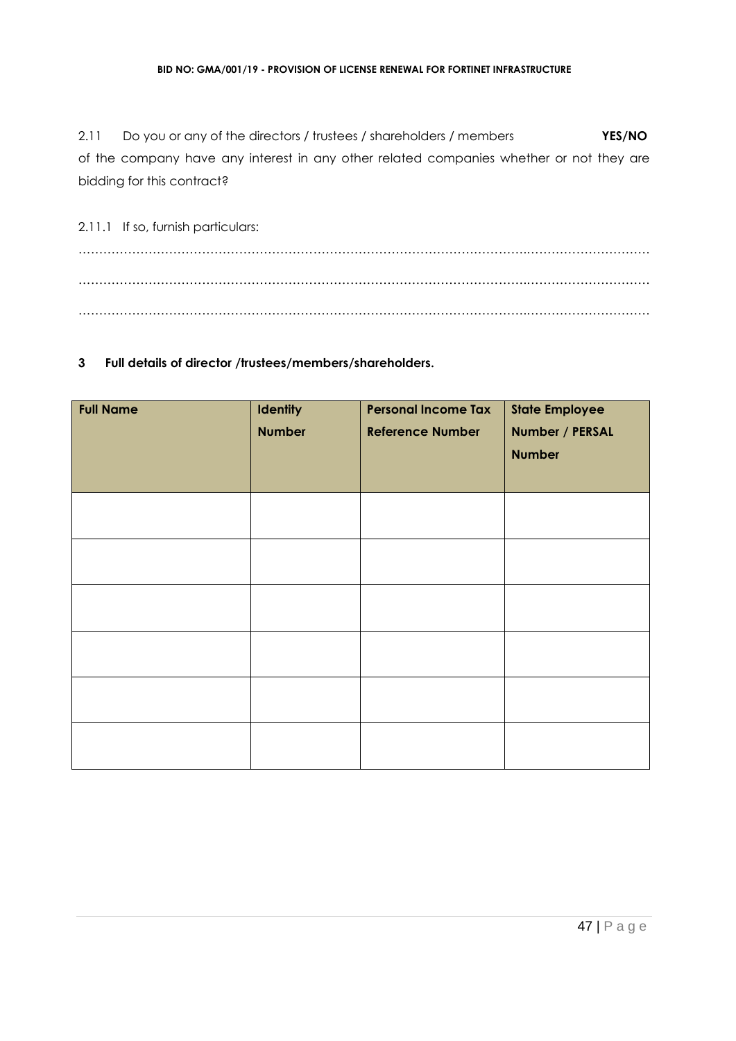2.11 Do you or any of the directors / trustees / shareholders / members **YES/NO** of the company have any interest in any other related companies whether or not they are bidding for this contract?

2.11.1 If so, furnish particulars:

…………………………………………………………………………………………………………………………

…………………………………………………………………………………………………………………………

…………………………………………………………………………………………………………………………

**3 Full details of director /trustees/members/shareholders.**

| **Full Name** | **Identity Number** | **Personal Income Tax Reference Number** | **State Employee Number / PERSAL Number** |
|---|---|---|---|
| | | | |
| | | | |
| | | | |
| | | | |
| | | | |
| | | | |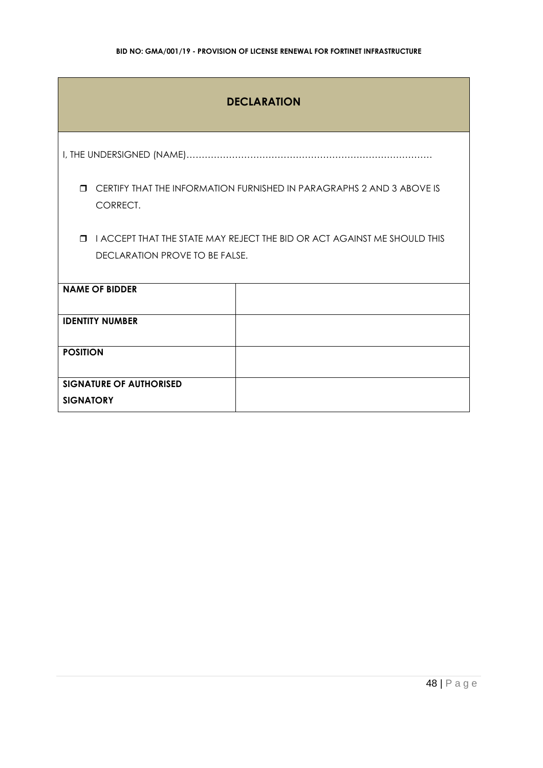## DECLARATION

I, THE UNDERSIGNED (NAME)………………………………………………………………………

- ❒ CERTIFY THAT THE INFORMATION FURNISHED IN PARAGRAPHS 2 AND 3 ABOVE IS CORRECT.
- ❒ I ACCEPT THAT THE STATE MAY REJECT THE BID OR ACT AGAINST ME SHOULD THIS DECLARATION PROVE TO BE FALSE.

| | |
|---|---|
| **NAME OF BIDDER** | |
| **IDENTITY NUMBER** | |
| **POSITION** | |
| **SIGNATURE OF AUTHORISED SIGNATORY** | |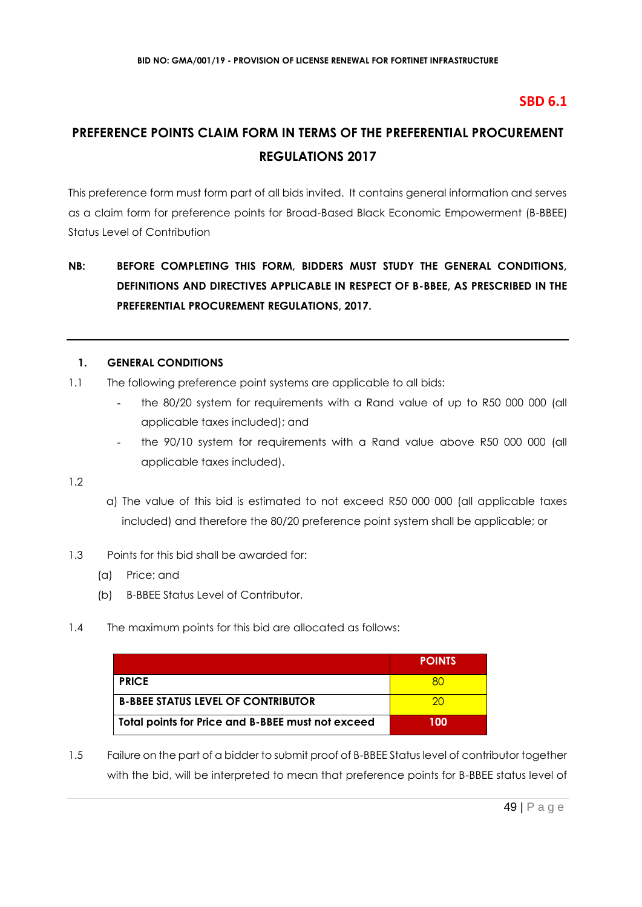**SBD 6.1**

# PREFERENCE POINTS CLAIM FORM IN TERMS OF THE PREFERENTIAL PROCUREMENT REGULATIONS 2017

This preference form must form part of all bids invited. It contains general information and serves as a claim form for preference points for Broad-Based Black Economic Empowerment (B-BBEE) Status Level of Contribution

**NB: BEFORE COMPLETING THIS FORM, BIDDERS MUST STUDY THE GENERAL CONDITIONS, DEFINITIONS AND DIRECTIVES APPLICABLE IN RESPECT OF B-BBEE, AS PRESCRIBED IN THE PREFERENTIAL PROCUREMENT REGULATIONS, 2017.**

---

## 1. GENERAL CONDITIONS

1.1 The following preference point systems are applicable to all bids:

- the 80/20 system for requirements with a Rand value of up to R50 000 000 (all applicable taxes included); and
- the 90/10 system for requirements with a Rand value above R50 000 000 (all applicable taxes included).

1.2

a) The value of this bid is estimated to not exceed R50 000 000 (all applicable taxes included) and therefore the 80/20 preference point system shall be applicable; or

1.3 Points for this bid shall be awarded for:

(a) Price; and

(b) B-BBEE Status Level of Contributor.

1.4 The maximum points for this bid are allocated as follows:

| | POINTS |
|---|---|
| **PRICE** | 80 |
| **B-BBEE STATUS LEVEL OF CONTRIBUTOR** | 20 |
| **Total points for Price and B-BBEE must not exceed** | **100** |

1.5 Failure on the part of a bidder to submit proof of B-BBEE Status level of contributor together with the bid, will be interpreted to mean that preference points for B-BBEE status level of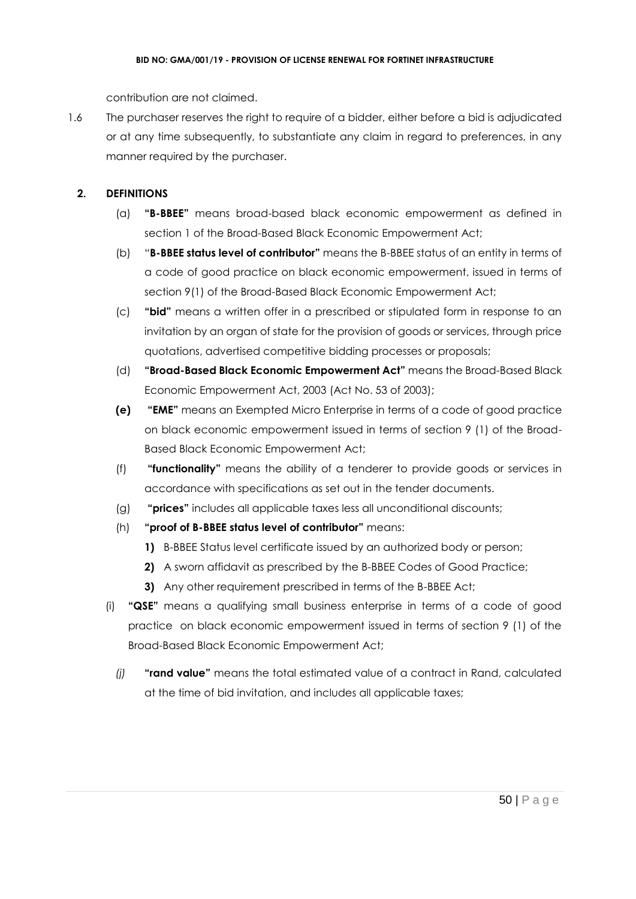contribution are not claimed.

1.6 The purchaser reserves the right to require of a bidder, either before a bid is adjudicated or at any time subsequently, to substantiate any claim in regard to preferences, in any manner required by the purchaser.

**2. DEFINITIONS**

(a) **"B-BBEE"** means broad-based black economic empowerment as defined in section 1 of the Broad-Based Black Economic Empowerment Act;

(b) "**B-BBEE status level of contributor"** means the B-BBEE status of an entity in terms of a code of good practice on black economic empowerment, issued in terms of section 9(1) of the Broad-Based Black Economic Empowerment Act;

(c) **"bid"** means a written offer in a prescribed or stipulated form in response to an invitation by an organ of state for the provision of goods or services, through price quotations, advertised competitive bidding processes or proposals;

(d) **"Broad-Based Black Economic Empowerment Act"** means the Broad-Based Black Economic Empowerment Act, 2003 (Act No. 53 of 2003);

**(e)** **"EME"** means an Exempted Micro Enterprise in terms of a code of good practice on black economic empowerment issued in terms of section 9 (1) of the Broad-Based Black Economic Empowerment Act;

(f) **"functionality"** means the ability of a tenderer to provide goods or services in accordance with specifications as set out in the tender documents.

(g) **"prices"** includes all applicable taxes less all unconditional discounts;

(h) **"proof of B-BBEE status level of contributor"** means:

**1)** B-BBEE Status level certificate issued by an authorized body or person;

**2)** A sworn affidavit as prescribed by the B-BBEE Codes of Good Practice;

**3)** Any other requirement prescribed in terms of the B-BBEE Act;

(i) **"QSE"** means a qualifying small business enterprise in terms of a code of good practice on black economic empowerment issued in terms of section 9 (1) of the Broad-Based Black Economic Empowerment Act;

*(j)* **"rand value"** means the total estimated value of a contract in Rand, calculated at the time of bid invitation, and includes all applicable taxes;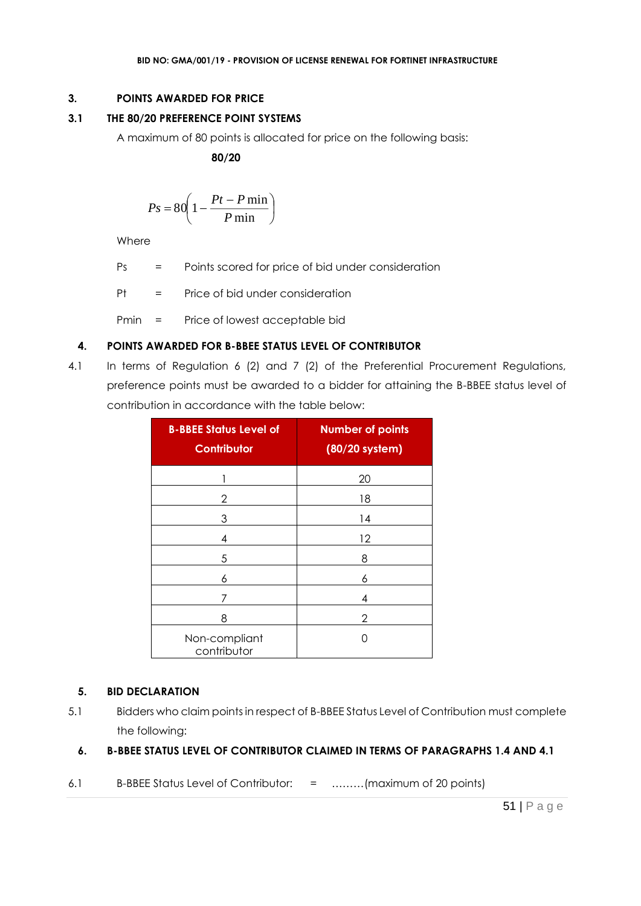### 3. POINTS AWARDED FOR PRICE

### 3.1 THE 80/20 PREFERENCE POINT SYSTEMS

A maximum of 80 points is allocated for price on the following basis:

**80/20**

$$Ps = 80\left(1 - \frac{Pt - P\min}{P\min}\right)$$

Where

Ps = Points scored for price of bid under consideration

Pt = Price of bid under consideration

Pmin = Price of lowest acceptable bid

### 4. POINTS AWARDED FOR B-BBEE STATUS LEVEL OF CONTRIBUTOR

4.1 In terms of Regulation 6 (2) and 7 (2) of the Preferential Procurement Regulations, preference points must be awarded to a bidder for attaining the B-BBEE status level of contribution in accordance with the table below:

| B-BBEE Status Level of Contributor | Number of points (80/20 system) |
|---|---|
| 1 | 20 |
| 2 | 18 |
| 3 | 14 |
| 4 | 12 |
| 5 | 8 |
| 6 | 6 |
| 7 | 4 |
| 8 | 2 |
| Non-compliant contributor | 0 |

### 5. BID DECLARATION

5.1 Bidders who claim points in respect of B-BBEE Status Level of Contribution must complete the following:

### 6. B-BBEE STATUS LEVEL OF CONTRIBUTOR CLAIMED IN TERMS OF PARAGRAPHS 1.4 AND 4.1

6.1 B-BBEE Status Level of Contributor: = ………(maximum of 20 points)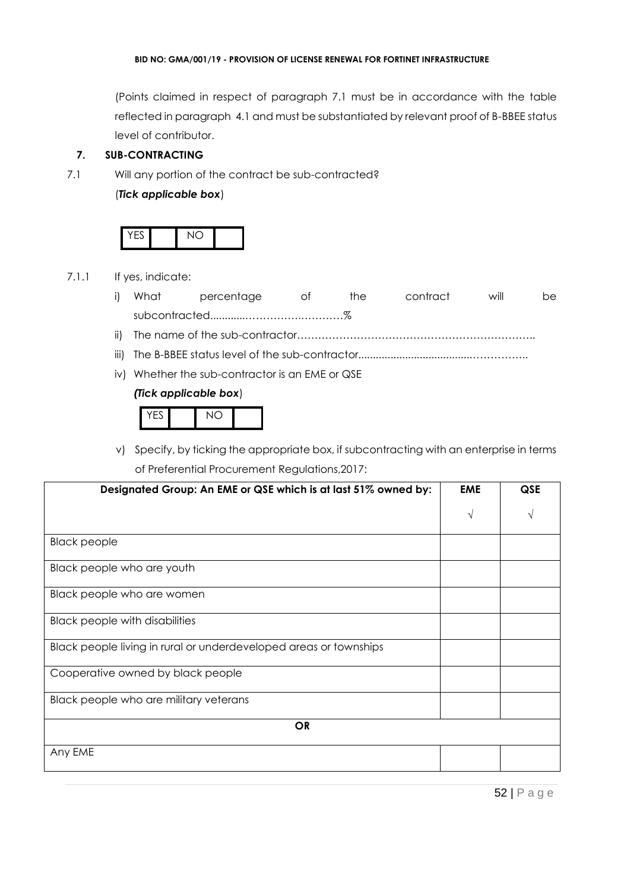(Points claimed in respect of paragraph 7.1 must be in accordance with the table reflected in paragraph 4.1 and must be substantiated by relevant proof of B-BBEE status level of contributor.

## 7. SUB-CONTRACTING

7.1 Will any portion of the contract be sub-contracted?

(*Tick applicable box*)

| YES | | NO | |
|---|---|---|---|

7.1.1 If yes, indicate:

i) What percentage of the contract will be subcontracted............…………….…………%

ii) The name of the sub-contractor…………………………………………………………..

iii) The B-BBEE status level of the sub-contractor......................................……………..

iv) Whether the sub-contractor is an EME or QSE

*(Tick applicable box*)

| YES | | NO | |
|---|---|---|---|

v) Specify, by ticking the appropriate box, if subcontracting with an enterprise in terms of Preferential Procurement Regulations,2017:

| **Designated Group: An EME or QSE which is at last 51% owned by:** | **EME** | **QSE** |
|---|---|---|
| | √ | √ |
| Black people | | |
| Black people who are youth | | |
| Black people who are women | | |
| Black people with disabilities | | |
| Black people living in rural or underdeveloped areas or townships | | |
| Cooperative owned by black people | | |
| Black people who are military veterans | | |
| **OR** | | |
| Any EME | | |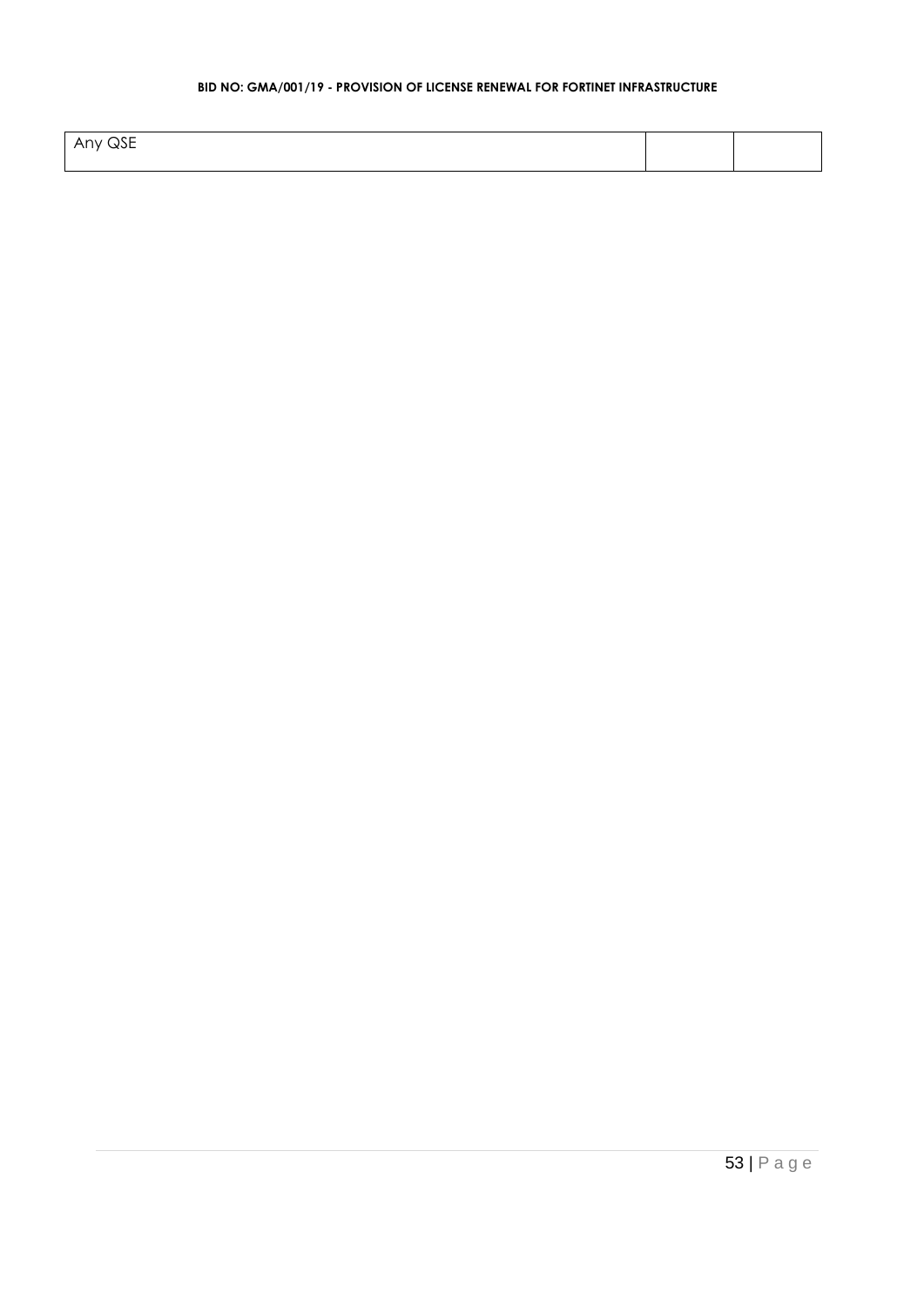| Any QSE | | |
|---|---|---|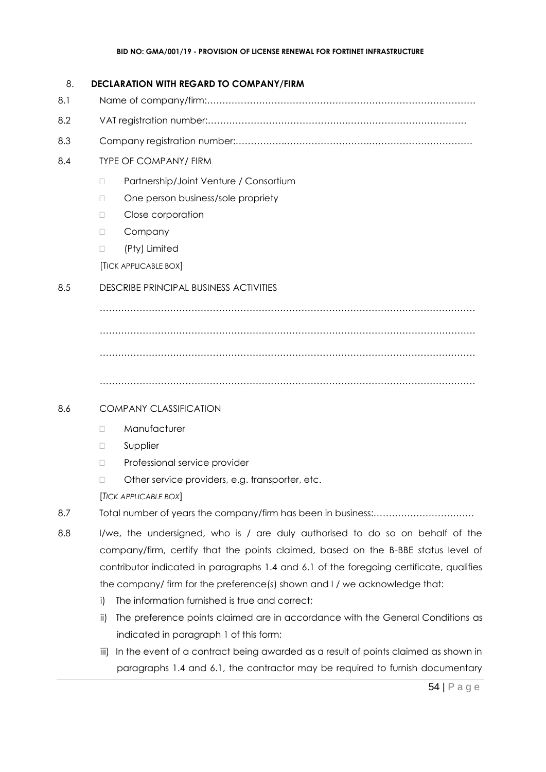8. **DECLARATION WITH REGARD TO COMPANY/FIRM**

8.1 Name of company/firm:…………………………………………………………………………….

8.2 VAT registration number:……………………………………….…………………………………

8.3 Company registration number:…………….……………………….…………………………….

8.4 TYPE OF COMPANY/ FIRM

- Partnership/Joint Venture / Consortium
- One person business/sole propriety
- Close corporation
- Company
- (Pty) Limited

[TICK APPLICABLE BOX]

8.5 DESCRIBE PRINCIPAL BUSINESS ACTIVITIES

………………………………………………………………………………………………………

………………………………………………………………………………………………………

………………………………………………………………………………………………………

………………………………………………………………………………………………………

8.6 COMPANY CLASSIFICATION

- Manufacturer
- Supplier
- Professional service provider
- Other service providers, e.g. transporter, etc.

[*TICK APPLICABLE BOX*]

8.7 Total number of years the company/firm has been in business:……………………………

8.8 I/we, the undersigned, who is / are duly authorised to do so on behalf of the company/firm, certify that the points claimed, based on the B-BBE status level of contributor indicated in paragraphs 1.4 and 6.1 of the foregoing certificate, qualifies the company/ firm for the preference(s) shown and I / we acknowledge that:

i) The information furnished is true and correct;

ii) The preference points claimed are in accordance with the General Conditions as indicated in paragraph 1 of this form;

iii) In the event of a contract being awarded as a result of points claimed as shown in paragraphs 1.4 and 6.1, the contractor may be required to furnish documentary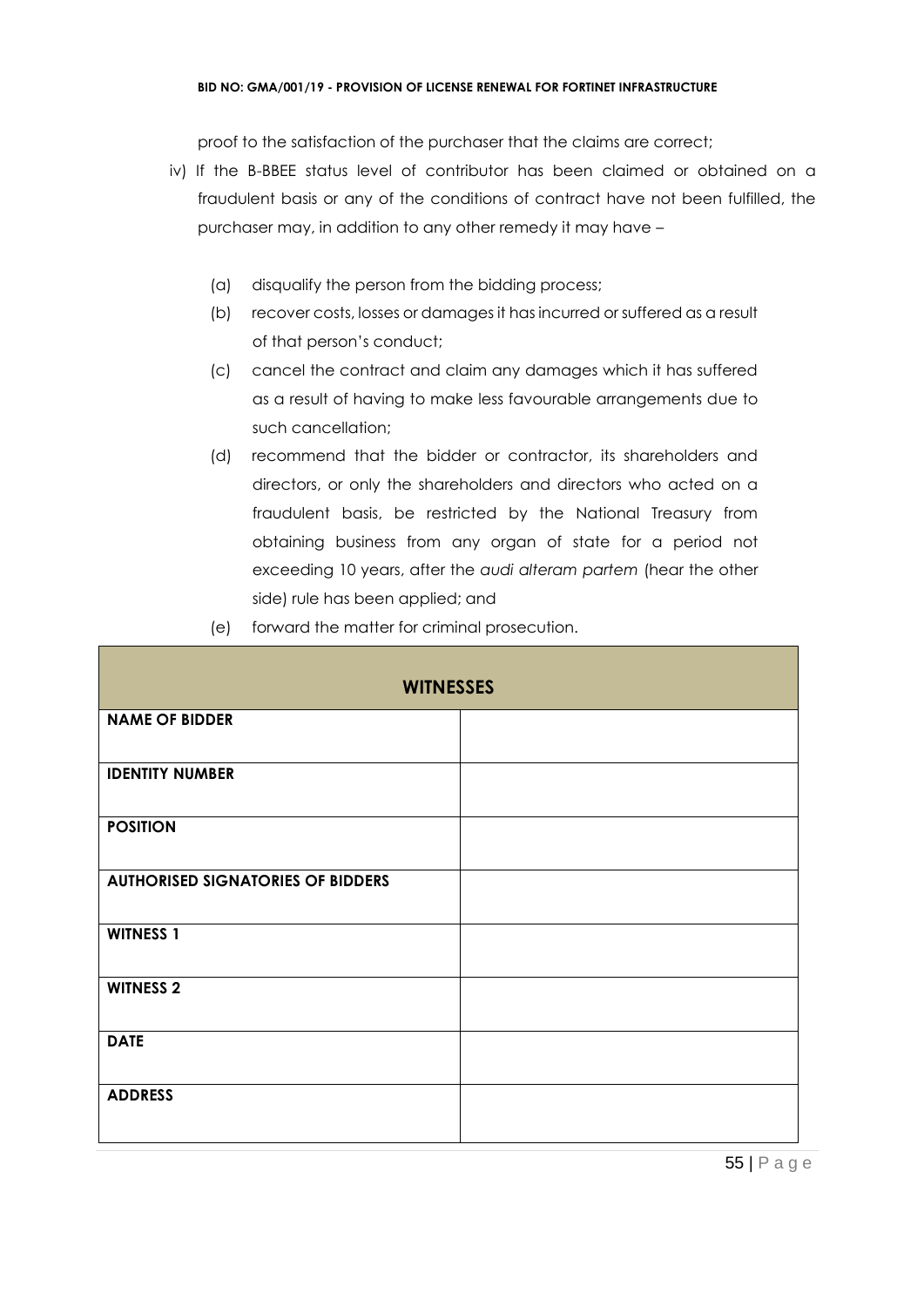proof to the satisfaction of the purchaser that the claims are correct;

iv) If the B-BBEE status level of contributor has been claimed or obtained on a fraudulent basis or any of the conditions of contract have not been fulfilled, the purchaser may, in addition to any other remedy it may have –

   (a) disqualify the person from the bidding process;

   (b) recover costs, losses or damages it has incurred or suffered as a result of that person's conduct;

   (c) cancel the contract and claim any damages which it has suffered as a result of having to make less favourable arrangements due to such cancellation;

   (d) recommend that the bidder or contractor, its shareholders and directors, or only the shareholders and directors who acted on a fraudulent basis, be restricted by the National Treasury from obtaining business from any organ of state for a period not exceeding 10 years, after the *audi alteram partem* (hear the other side) rule has been applied; and

   (e) forward the matter for criminal prosecution.

| WITNESSES | |
|---|---|
| **NAME OF BIDDER** | |
| **IDENTITY NUMBER** | |
| **POSITION** | |
| **AUTHORISED SIGNATORIES OF BIDDERS** | |
| **WITNESS 1** | |
| **WITNESS 2** | |
| **DATE** | |
| **ADDRESS** | |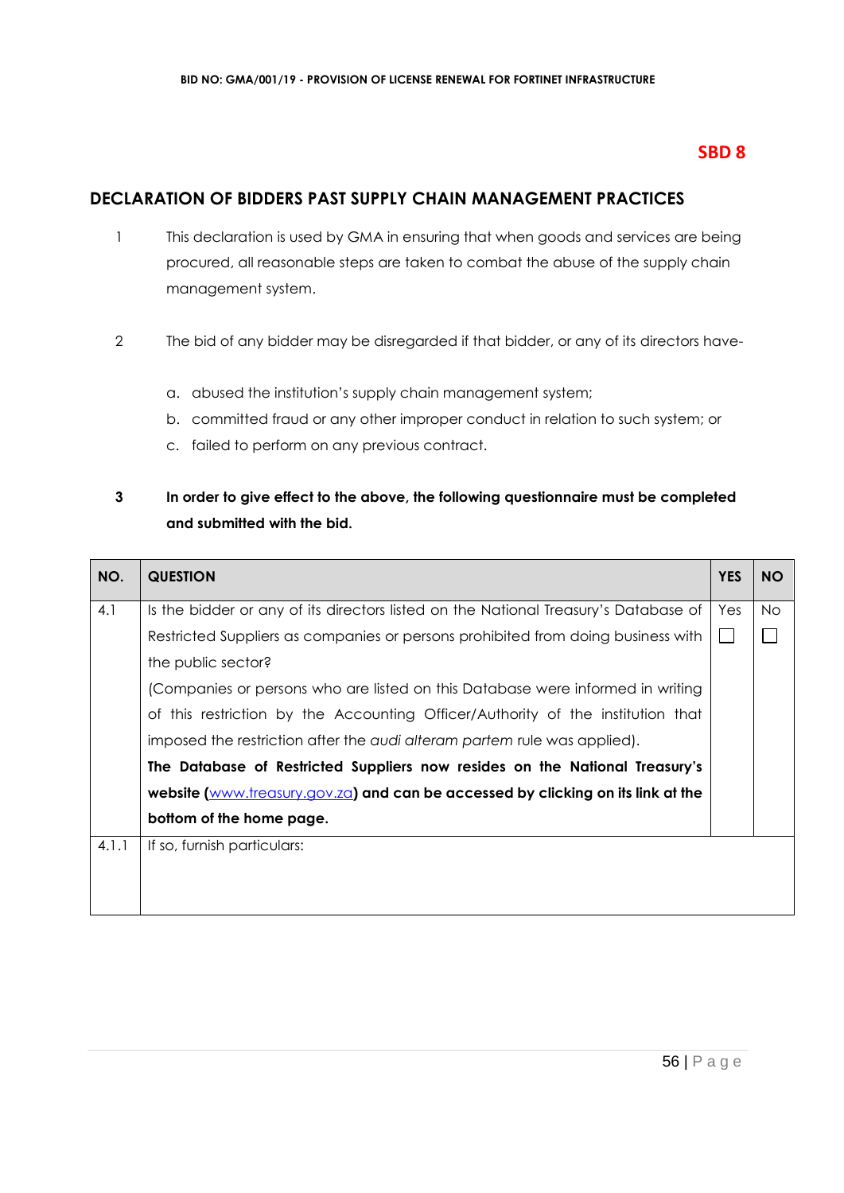**SBD 8**

## DECLARATION OF BIDDERS PAST SUPPLY CHAIN MANAGEMENT PRACTICES

1. This declaration is used by GMA in ensuring that when goods and services are being procured, all reasonable steps are taken to combat the abuse of the supply chain management system.

2. The bid of any bidder may be disregarded if that bidder, or any of its directors have-

   a. abused the institution's supply chain management system;
   b. committed fraud or any other improper conduct in relation to such system; or
   c. failed to perform on any previous contract.

3. **In order to give effect to the above, the following questionnaire must be completed and submitted with the bid.**

| NO. | QUESTION | YES | NO |
|---|---|---|---|
| 4.1 | Is the bidder or any of its directors listed on the National Treasury's Database of Restricted Suppliers as companies or persons prohibited from doing business with the public sector?<br>(Companies or persons who are listed on this Database were informed in writing of this restriction by the Accounting Officer/Authority of the institution that imposed the restriction after the *audi alteram partem* rule was applied).<br>**The Database of Restricted Suppliers now resides on the National Treasury's website (www.treasury.gov.za) and can be accessed by clicking on its link at the bottom of the home page.** | Yes ☐ | No ☐ |
| 4.1.1 | If so, furnish particulars: | | |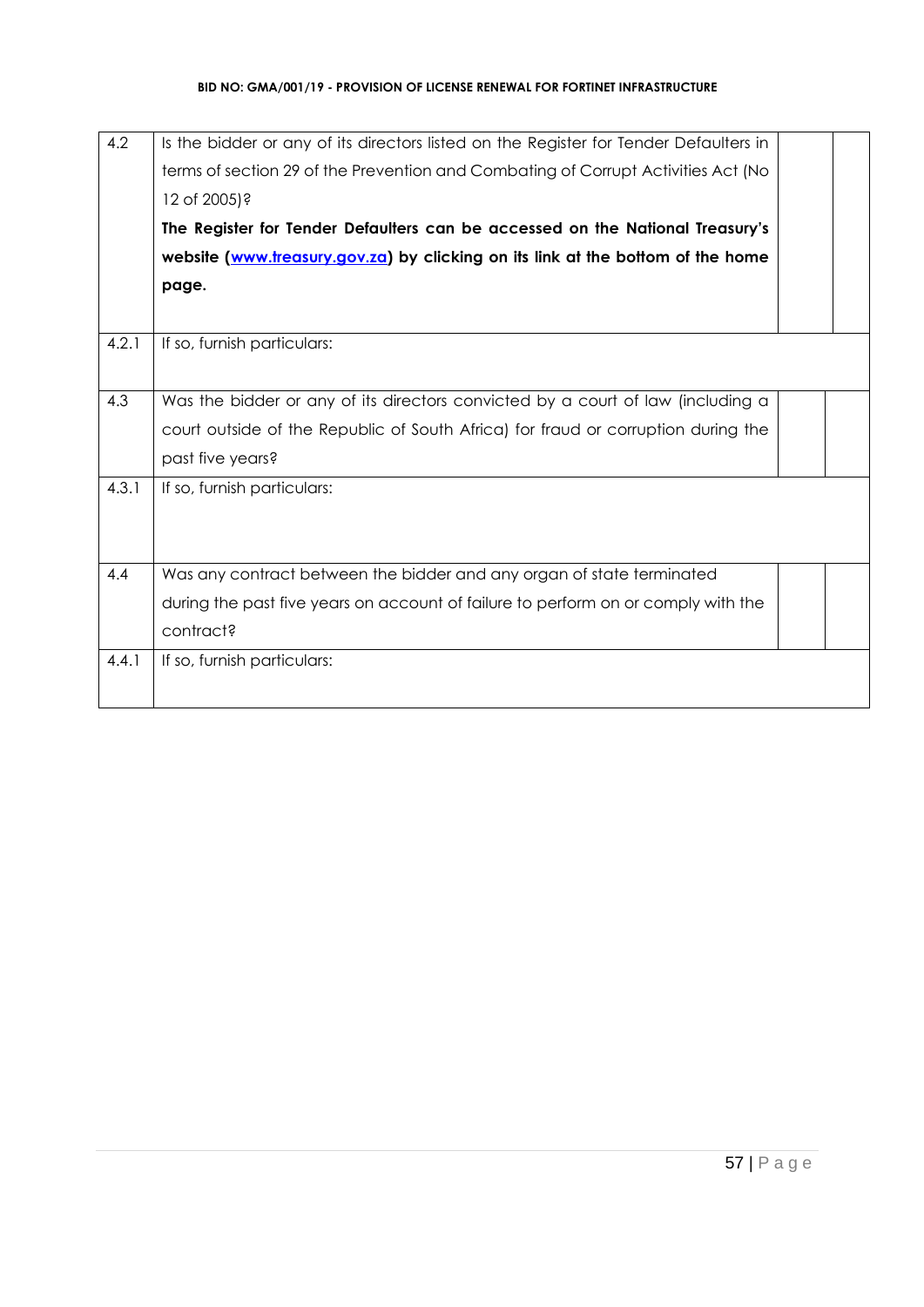| | | | |
|---|---|---|---|
| 4.2 | Is the bidder or any of its directors listed on the Register for Tender Defaulters in terms of section 29 of the Prevention and Combating of Corrupt Activities Act (No 12 of 2005)?<br>**The Register for Tender Defaulters can be accessed on the National Treasury's website ([www.treasury.gov.za](http://www.treasury.gov.za)) by clicking on its link at the bottom of the home page.** | | |
| 4.2.1 | If so, furnish particulars: | | |
| 4.3 | Was the bidder or any of its directors convicted by a court of law (including a court outside of the Republic of South Africa) for fraud or corruption during the past five years? | | |
| 4.3.1 | If so, furnish particulars: | | |
| 4.4 | Was any contract between the bidder and any organ of state terminated during the past five years on account of failure to perform on or comply with the contract? | | |
| 4.4.1 | If so, furnish particulars: | | |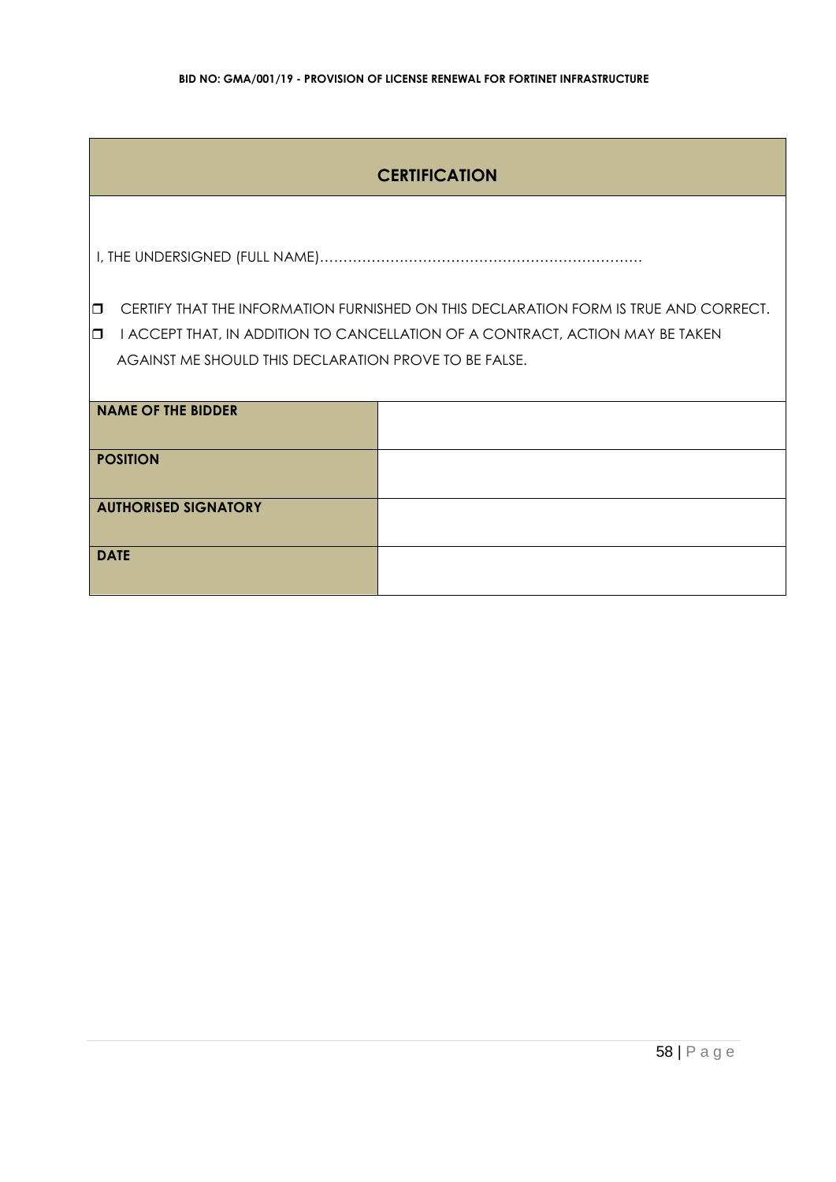## CERTIFICATION

I, THE UNDERSIGNED (FULL NAME)……………………………………………………………

- ❒ CERTIFY THAT THE INFORMATION FURNISHED ON THIS DECLARATION FORM IS TRUE AND CORRECT.
- ❒ I ACCEPT THAT, IN ADDITION TO CANCELLATION OF A CONTRACT, ACTION MAY BE TAKEN AGAINST ME SHOULD THIS DECLARATION PROVE TO BE FALSE.

| | |
|---|---|
| **NAME OF THE BIDDER** | |
| **POSITION** | |
| **AUTHORISED SIGNATORY** | |
| **DATE** | |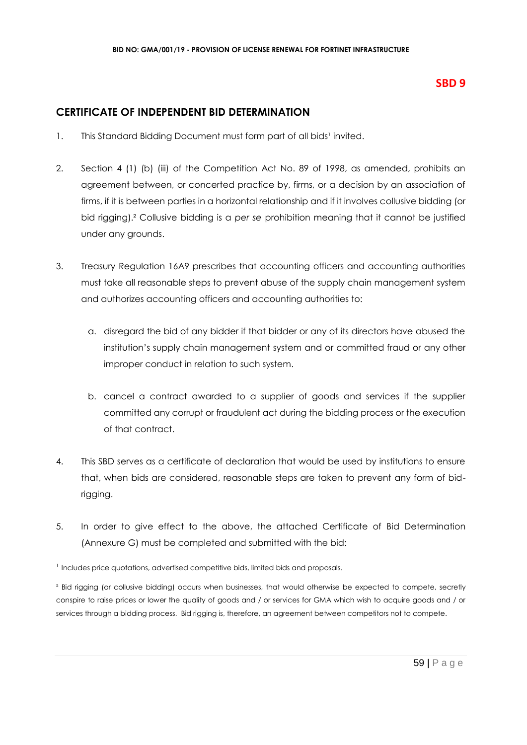**SBD 9**

## CERTIFICATE OF INDEPENDENT BID DETERMINATION

1. This Standard Bidding Document must form part of all bids[1] invited.

2. Section 4 (1) (b) (iii) of the Competition Act No. 89 of 1998, as amended, prohibits an agreement between, or concerted practice by, firms, or a decision by an association of firms, if it is between parties in a horizontal relationship and if it involves collusive bidding (or bid rigging).[2] Collusive bidding is a *per se* prohibition meaning that it cannot be justified under any grounds.

3. Treasury Regulation 16A9 prescribes that accounting officers and accounting authorities must take all reasonable steps to prevent abuse of the supply chain management system and authorizes accounting officers and accounting authorities to:

   a. disregard the bid of any bidder if that bidder or any of its directors have abused the institution's supply chain management system and or committed fraud or any other improper conduct in relation to such system.

   b. cancel a contract awarded to a supplier of goods and services if the supplier committed any corrupt or fraudulent act during the bidding process or the execution of that contract.

4. This SBD serves as a certificate of declaration that would be used by institutions to ensure that, when bids are considered, reasonable steps are taken to prevent any form of bid-rigging.

5. In order to give effect to the above, the attached Certificate of Bid Determination (Annexure G) must be completed and submitted with the bid:

[1] Includes price quotations, advertised competitive bids, limited bids and proposals.

[2] Bid rigging (or collusive bidding) occurs when businesses, that would otherwise be expected to compete, secretly conspire to raise prices or lower the quality of goods and / or services for GMA which wish to acquire goods and / or services through a bidding process. Bid rigging is, therefore, an agreement between competitors not to compete.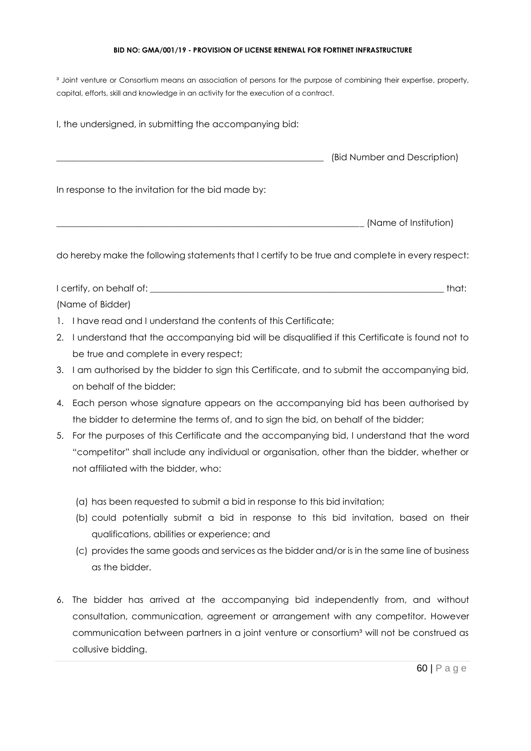[3] Joint venture or Consortium means an association of persons for the purpose of combining their expertise, property, capital, efforts, skill and knowledge in an activity for the execution of a contract.

I, the undersigned, in submitting the accompanying bid:

_____________________________________________________________ (Bid Number and Description)

In response to the invitation for the bid made by:

______________________________________________________________________ (Name of Institution)

do hereby make the following statements that I certify to be true and complete in every respect:

I certify, on behalf of: _________________________________________________________________ that:
(Name of Bidder)

1. I have read and I understand the contents of this Certificate;
2. I understand that the accompanying bid will be disqualified if this Certificate is found not to be true and complete in every respect;
3. I am authorised by the bidder to sign this Certificate, and to submit the accompanying bid, on behalf of the bidder;
4. Each person whose signature appears on the accompanying bid has been authorised by the bidder to determine the terms of, and to sign the bid, on behalf of the bidder;
5. For the purposes of this Certificate and the accompanying bid, I understand that the word "competitor" shall include any individual or organisation, other than the bidder, whether or not affiliated with the bidder, who:

   (a) has been requested to submit a bid in response to this bid invitation;
   (b) could potentially submit a bid in response to this bid invitation, based on their qualifications, abilities or experience; and
   (c) provides the same goods and services as the bidder and/or is in the same line of business as the bidder.

6. The bidder has arrived at the accompanying bid independently from, and without consultation, communication, agreement or arrangement with any competitor. However communication between partners in a joint venture or consortium[3] will not be construed as collusive bidding.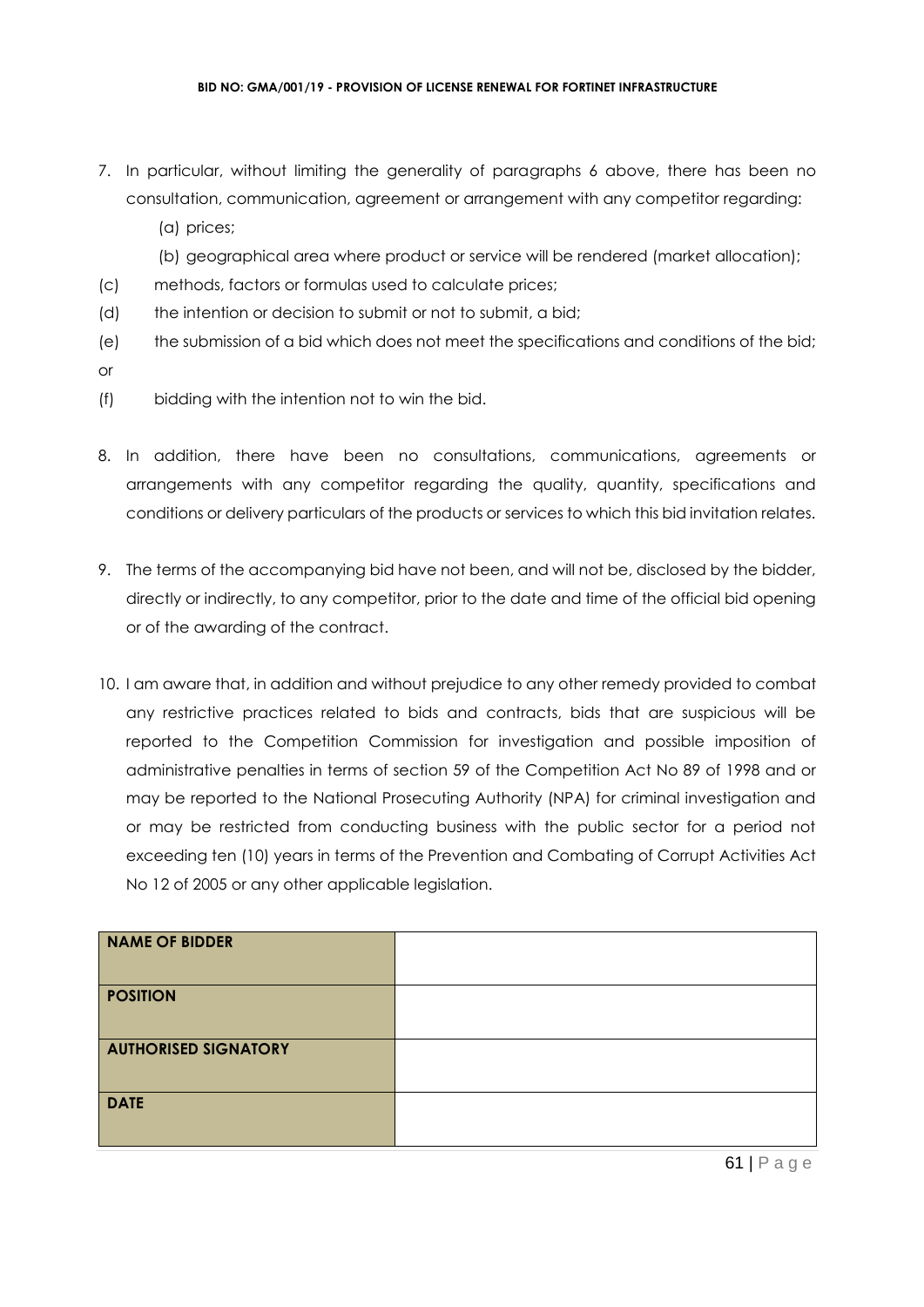7. In particular, without limiting the generality of paragraphs 6 above, there has been no consultation, communication, agreement or arrangement with any competitor regarding:
   (a) prices;
   (b) geographical area where product or service will be rendered (market allocation);

(c) methods, factors or formulas used to calculate prices;

(d) the intention or decision to submit or not to submit, a bid;

(e) the submission of a bid which does not meet the specifications and conditions of the bid; or

(f) bidding with the intention not to win the bid.

8. In addition, there have been no consultations, communications, agreements or arrangements with any competitor regarding the quality, quantity, specifications and conditions or delivery particulars of the products or services to which this bid invitation relates.

9. The terms of the accompanying bid have not been, and will not be, disclosed by the bidder, directly or indirectly, to any competitor, prior to the date and time of the official bid opening or of the awarding of the contract.

10. I am aware that, in addition and without prejudice to any other remedy provided to combat any restrictive practices related to bids and contracts, bids that are suspicious will be reported to the Competition Commission for investigation and possible imposition of administrative penalties in terms of section 59 of the Competition Act No 89 of 1998 and or may be reported to the National Prosecuting Authority (NPA) for criminal investigation and or may be restricted from conducting business with the public sector for a period not exceeding ten (10) years in terms of the Prevention and Combating of Corrupt Activities Act No 12 of 2005 or any other applicable legislation.

| **NAME OF BIDDER** | |
|---|---|
| **POSITION** | |
| **AUTHORISED SIGNATORY** | |
| **DATE** | |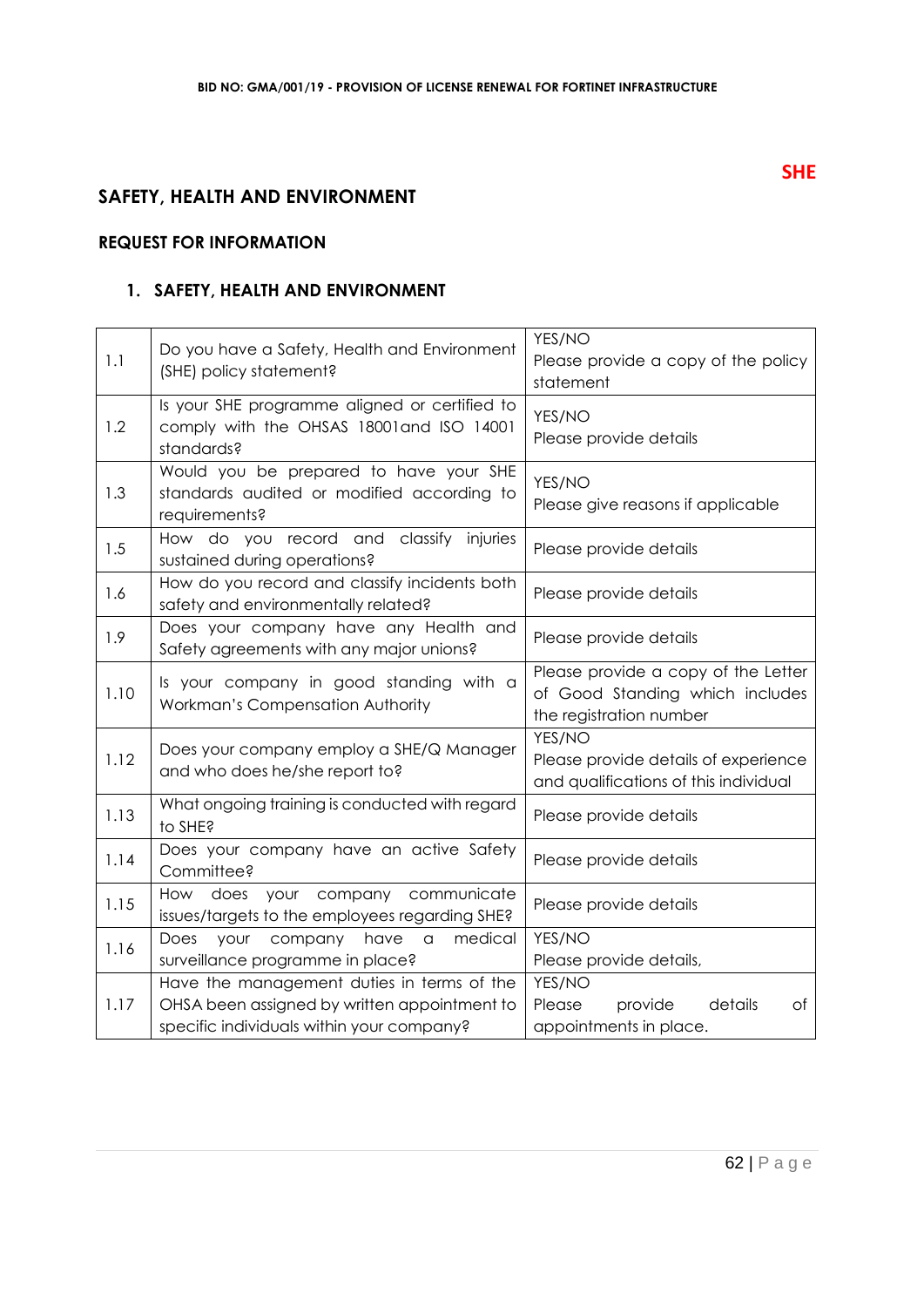**SHE**

## SAFETY, HEALTH AND ENVIRONMENT

### REQUEST FOR INFORMATION

### 1. SAFETY, HEALTH AND ENVIRONMENT

| | | |
|---|---|---|
| 1.1 | Do you have a Safety, Health and Environment (SHE) policy statement? | YES/NO<br>Please provide a copy of the policy statement |
| 1.2 | Is your SHE programme aligned or certified to comply with the OHSAS 18001and ISO 14001 standards? | YES/NO<br>Please provide details |
| 1.3 | Would you be prepared to have your SHE standards audited or modified according to requirements? | YES/NO<br>Please give reasons if applicable |
| 1.5 | How do you record and classify injuries sustained during operations? | Please provide details |
| 1.6 | How do you record and classify incidents both safety and environmentally related? | Please provide details |
| 1.9 | Does your company have any Health and Safety agreements with any major unions? | Please provide details |
| 1.10 | Is your company in good standing with a Workman's Compensation Authority | Please provide a copy of the Letter of Good Standing which includes the registration number |
| 1.12 | Does your company employ a SHE/Q Manager and who does he/she report to? | YES/NO<br>Please provide details of experience and qualifications of this individual |
| 1.13 | What ongoing training is conducted with regard to SHE? | Please provide details |
| 1.14 | Does your company have an active Safety Committee? | Please provide details |
| 1.15 | How does your company communicate issues/targets to the employees regarding SHE? | Please provide details |
| 1.16 | Does your company have a medical surveillance programme in place? | YES/NO<br>Please provide details, |
| 1.17 | Have the management duties in terms of the OHSA been assigned by written appointment to specific individuals within your company? | YES/NO<br>Please provide details of appointments in place. |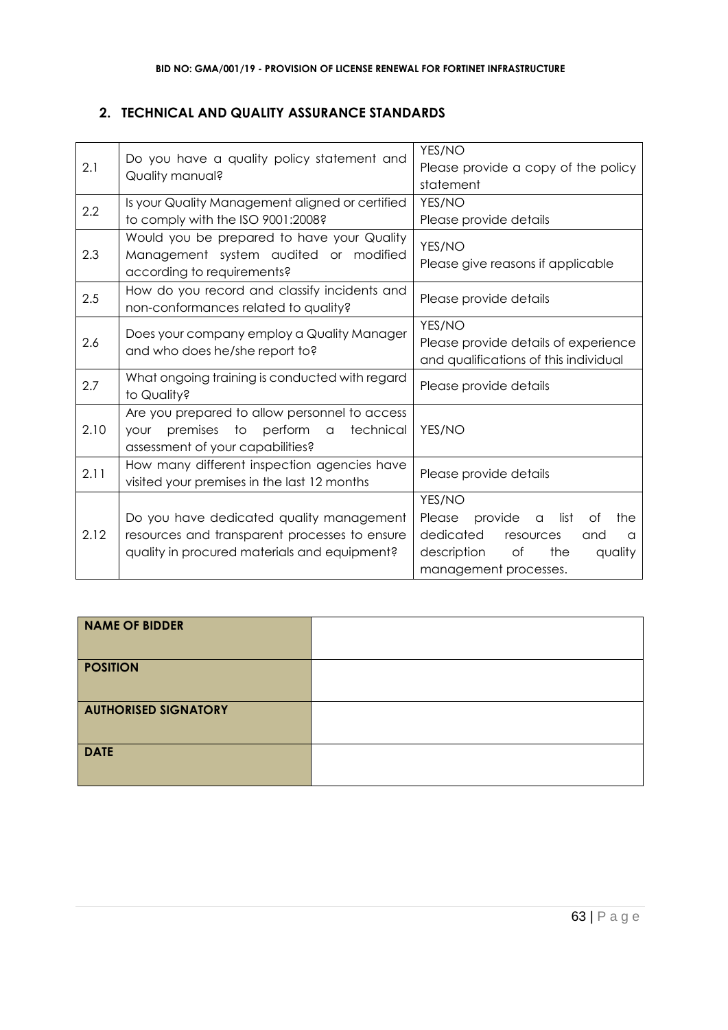## 2. TECHNICAL AND QUALITY ASSURANCE STANDARDS

| | | |
|---|---|---|
| 2.1 | Do you have a quality policy statement and Quality manual? | YES/NO<br>Please provide a copy of the policy statement |
| 2.2 | Is your Quality Management aligned or certified to comply with the ISO 9001:2008? | YES/NO<br>Please provide details |
| 2.3 | Would you be prepared to have your Quality Management system audited or modified according to requirements? | YES/NO<br>Please give reasons if applicable |
| 2.5 | How do you record and classify incidents and non-conformances related to quality? | Please provide details |
| 2.6 | Does your company employ a Quality Manager and who does he/she report to? | YES/NO<br>Please provide details of experience and qualifications of this individual |
| 2.7 | What ongoing training is conducted with regard to Quality? | Please provide details |
| 2.10 | Are you prepared to allow personnel to access your premises to perform a technical assessment of your capabilities? | YES/NO |
| 2.11 | How many different inspection agencies have visited your premises in the last 12 months | Please provide details |
| 2.12 | Do you have dedicated quality management resources and transparent processes to ensure quality in procured materials and equipment? | YES/NO<br>Please provide a list of the dedicated resources and a description of the quality management processes. |

| | |
|---|---|
| **NAME OF BIDDER** | |
| **POSITION** | |
| **AUTHORISED SIGNATORY** | |
| **DATE** | |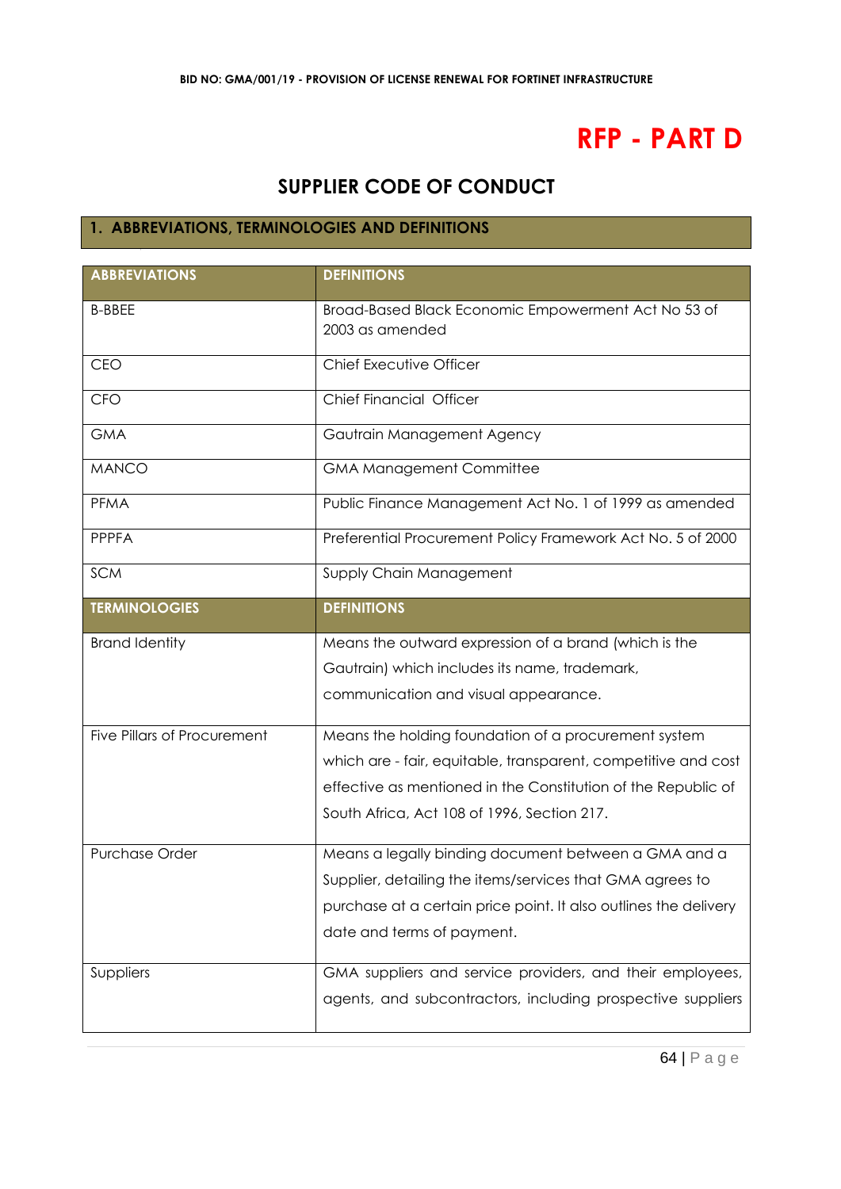# RFP - PART D

## SUPPLIER CODE OF CONDUCT

### 1. ABBREVIATIONS, TERMINOLOGIES AND DEFINITIONS

| ABBREVIATIONS | DEFINITIONS |
|---|---|
| B-BBEE | Broad-Based Black Economic Empowerment Act No 53 of 2003 as amended |
| CEO | Chief Executive Officer |
| CFO | Chief Financial Officer |
| GMA | Gautrain Management Agency |
| MANCO | GMA Management Committee |
| PFMA | Public Finance Management Act No. 1 of 1999 as amended |
| PPPFA | Preferential Procurement Policy Framework Act No. 5 of 2000 |
| SCM | Supply Chain Management |
| **TERMINOLOGIES** | **DEFINITIONS** |
| Brand Identity | Means the outward expression of a brand (which is the Gautrain) which includes its name, trademark, communication and visual appearance. |
| Five Pillars of Procurement | Means the holding foundation of a procurement system which are - fair, equitable, transparent, competitive and cost effective as mentioned in the Constitution of the Republic of South Africa, Act 108 of 1996, Section 217. |
| Purchase Order | Means a legally binding document between a GMA and a Supplier, detailing the items/services that GMA agrees to purchase at a certain price point. It also outlines the delivery date and terms of payment. |
| Suppliers | GMA suppliers and service providers, and their employees, agents, and subcontractors, including prospective suppliers |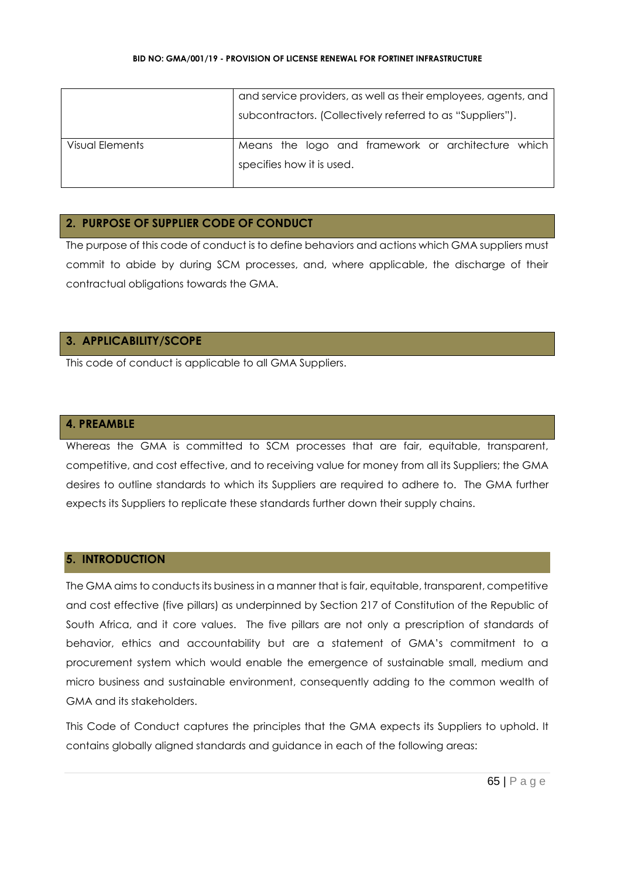| | |
|---|---|
| | and service providers, as well as their employees, agents, and subcontractors. (Collectively referred to as "Suppliers"). |
| Visual Elements | Means the logo and framework or architecture which specifies how it is used. |

## 2. PURPOSE OF SUPPLIER CODE OF CONDUCT

The purpose of this code of conduct is to define behaviors and actions which GMA suppliers must commit to abide by during SCM processes, and, where applicable, the discharge of their contractual obligations towards the GMA.

## 3. APPLICABILITY/SCOPE

This code of conduct is applicable to all GMA Suppliers.

## 4. PREAMBLE

Whereas the GMA is committed to SCM processes that are fair, equitable, transparent, competitive, and cost effective, and to receiving value for money from all its Suppliers; the GMA desires to outline standards to which its Suppliers are required to adhere to. The GMA further expects its Suppliers to replicate these standards further down their supply chains.

## 5. INTRODUCTION

The GMA aims to conducts its business in a manner that is fair, equitable, transparent, competitive and cost effective (five pillars) as underpinned by Section 217 of Constitution of the Republic of South Africa, and it core values. The five pillars are not only a prescription of standards of behavior, ethics and accountability but are a statement of GMA's commitment to a procurement system which would enable the emergence of sustainable small, medium and micro business and sustainable environment, consequently adding to the common wealth of GMA and its stakeholders.

This Code of Conduct captures the principles that the GMA expects its Suppliers to uphold. It contains globally aligned standards and guidance in each of the following areas: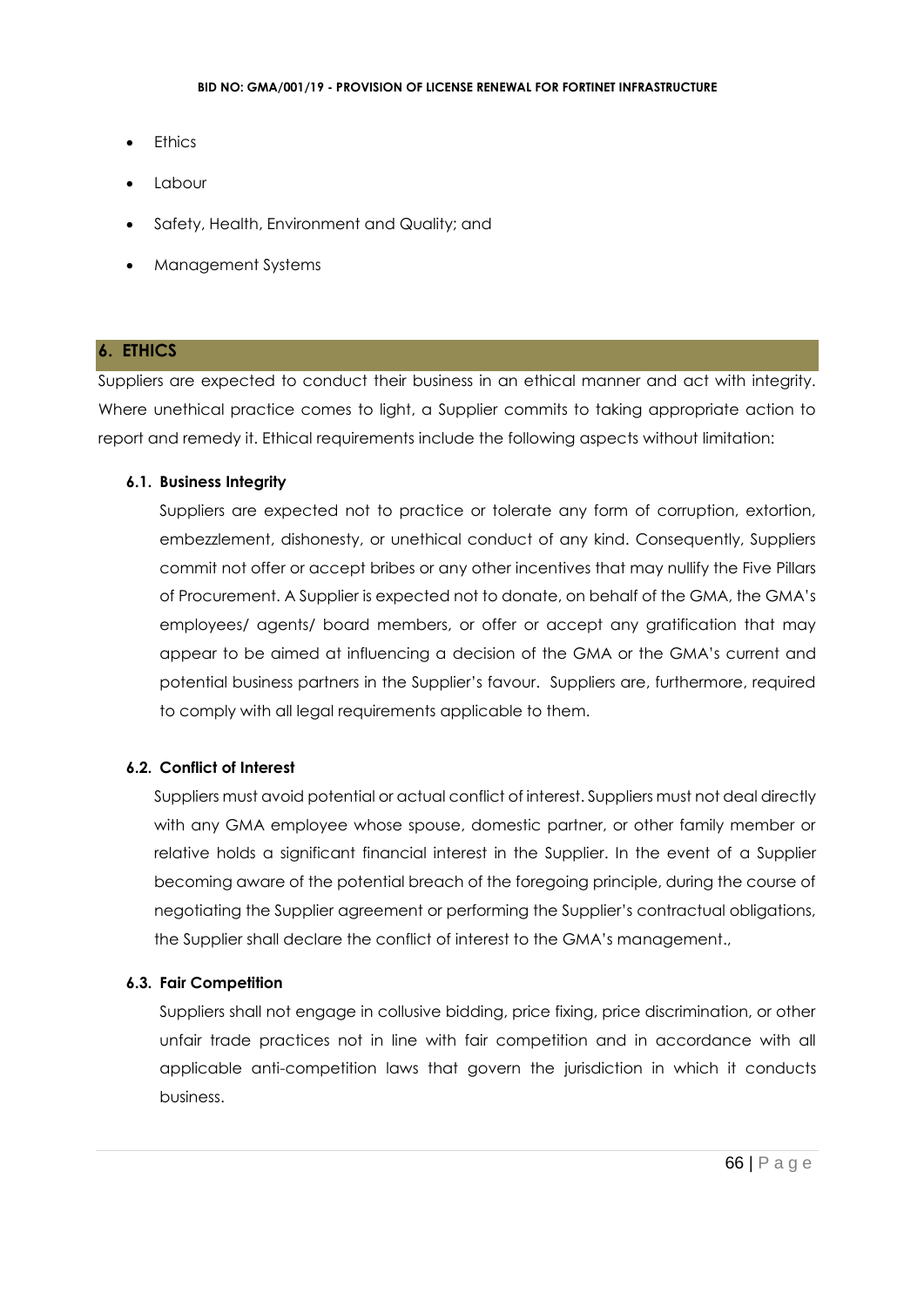- Ethics
- Labour
- Safety, Health, Environment and Quality; and
- Management Systems

## 6. ETHICS

Suppliers are expected to conduct their business in an ethical manner and act with integrity. Where unethical practice comes to light, a Supplier commits to taking appropriate action to report and remedy it. Ethical requirements include the following aspects without limitation:

### 6.1. Business Integrity

Suppliers are expected not to practice or tolerate any form of corruption, extortion, embezzlement, dishonesty, or unethical conduct of any kind. Consequently, Suppliers commit not offer or accept bribes or any other incentives that may nullify the Five Pillars of Procurement. A Supplier is expected not to donate, on behalf of the GMA, the GMA's employees/ agents/ board members, or offer or accept any gratification that may appear to be aimed at influencing a decision of the GMA or the GMA's current and potential business partners in the Supplier's favour. Suppliers are, furthermore, required to comply with all legal requirements applicable to them.

### 6.2. Conflict of Interest

Suppliers must avoid potential or actual conflict of interest. Suppliers must not deal directly with any GMA employee whose spouse, domestic partner, or other family member or relative holds a significant financial interest in the Supplier. In the event of a Supplier becoming aware of the potential breach of the foregoing principle, during the course of negotiating the Supplier agreement or performing the Supplier's contractual obligations, the Supplier shall declare the conflict of interest to the GMA's management.,

### 6.3. Fair Competition

Suppliers shall not engage in collusive bidding, price fixing, price discrimination, or other unfair trade practices not in line with fair competition and in accordance with all applicable anti-competition laws that govern the jurisdiction in which it conducts business.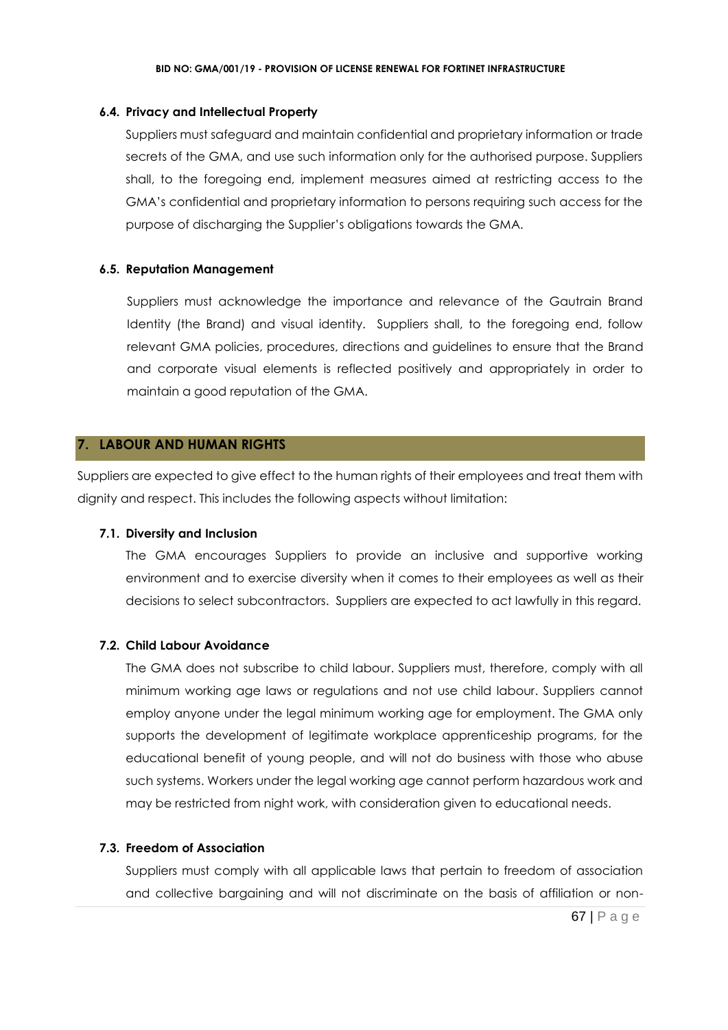#### 6.4. Privacy and Intellectual Property

Suppliers must safeguard and maintain confidential and proprietary information or trade secrets of the GMA, and use such information only for the authorised purpose. Suppliers shall, to the foregoing end, implement measures aimed at restricting access to the GMA's confidential and proprietary information to persons requiring such access for the purpose of discharging the Supplier's obligations towards the GMA.

#### 6.5. Reputation Management

Suppliers must acknowledge the importance and relevance of the Gautrain Brand Identity (the Brand) and visual identity. Suppliers shall, to the foregoing end, follow relevant GMA policies, procedures, directions and guidelines to ensure that the Brand and corporate visual elements is reflected positively and appropriately in order to maintain a good reputation of the GMA.

## 7. LABOUR AND HUMAN RIGHTS

Suppliers are expected to give effect to the human rights of their employees and treat them with dignity and respect. This includes the following aspects without limitation:

#### 7.1. Diversity and Inclusion

The GMA encourages Suppliers to provide an inclusive and supportive working environment and to exercise diversity when it comes to their employees as well as their decisions to select subcontractors. Suppliers are expected to act lawfully in this regard.

#### 7.2. Child Labour Avoidance

The GMA does not subscribe to child labour. Suppliers must, therefore, comply with all minimum working age laws or regulations and not use child labour. Suppliers cannot employ anyone under the legal minimum working age for employment. The GMA only supports the development of legitimate workplace apprenticeship programs, for the educational benefit of young people, and will not do business with those who abuse such systems. Workers under the legal working age cannot perform hazardous work and may be restricted from night work, with consideration given to educational needs.

#### 7.3. Freedom of Association

Suppliers must comply with all applicable laws that pertain to freedom of association and collective bargaining and will not discriminate on the basis of affiliation or non-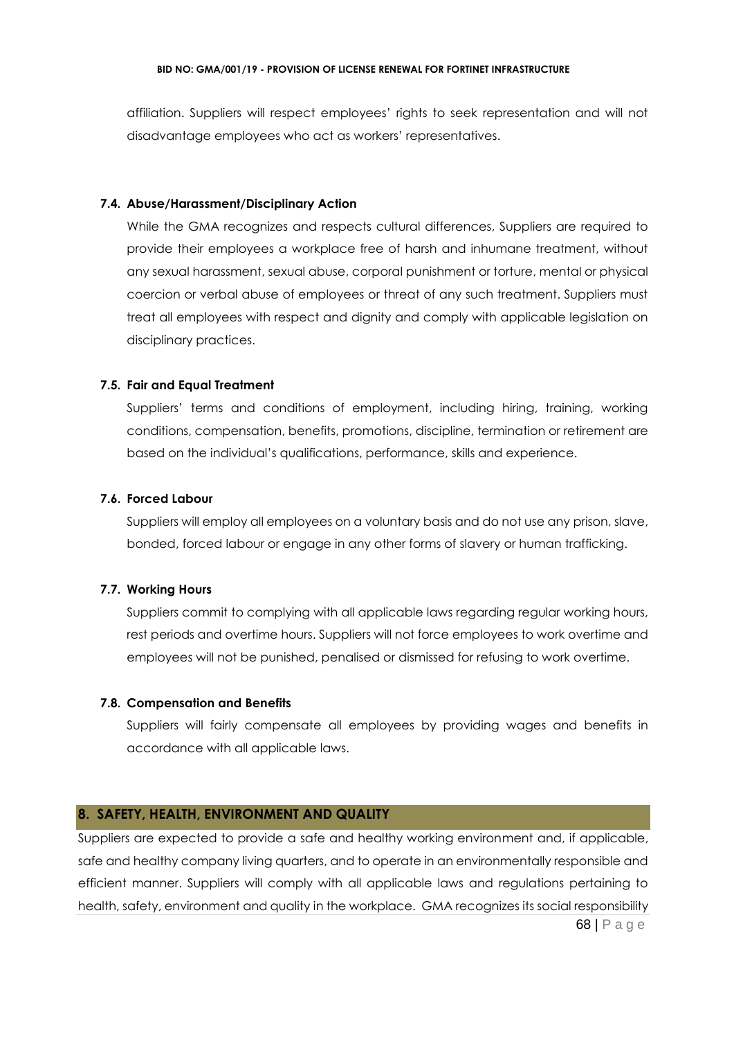affiliation. Suppliers will respect employees' rights to seek representation and will not disadvantage employees who act as workers' representatives.

### 7.4. Abuse/Harassment/Disciplinary Action

While the GMA recognizes and respects cultural differences, Suppliers are required to provide their employees a workplace free of harsh and inhumane treatment, without any sexual harassment, sexual abuse, corporal punishment or torture, mental or physical coercion or verbal abuse of employees or threat of any such treatment. Suppliers must treat all employees with respect and dignity and comply with applicable legislation on disciplinary practices.

### 7.5. Fair and Equal Treatment

Suppliers' terms and conditions of employment, including hiring, training, working conditions, compensation, benefits, promotions, discipline, termination or retirement are based on the individual's qualifications, performance, skills and experience.

### 7.6. Forced Labour

Suppliers will employ all employees on a voluntary basis and do not use any prison, slave, bonded, forced labour or engage in any other forms of slavery or human trafficking.

### 7.7. Working Hours

Suppliers commit to complying with all applicable laws regarding regular working hours, rest periods and overtime hours. Suppliers will not force employees to work overtime and employees will not be punished, penalised or dismissed for refusing to work overtime.

### 7.8. Compensation and Benefits

Suppliers will fairly compensate all employees by providing wages and benefits in accordance with all applicable laws.

## 8. SAFETY, HEALTH, ENVIRONMENT AND QUALITY

Suppliers are expected to provide a safe and healthy working environment and, if applicable, safe and healthy company living quarters, and to operate in an environmentally responsible and efficient manner. Suppliers will comply with all applicable laws and regulations pertaining to health, safety, environment and quality in the workplace. GMA recognizes its social responsibility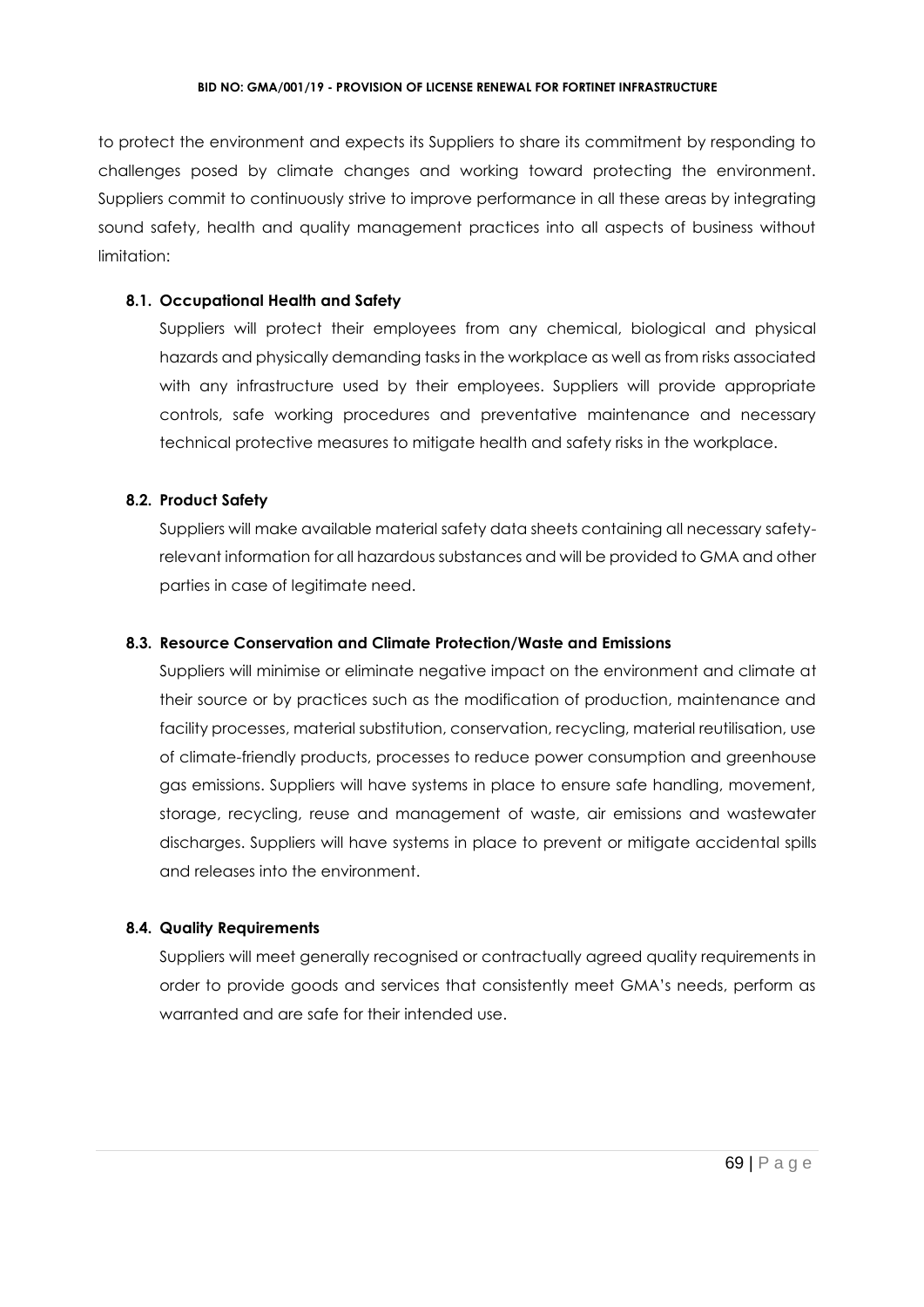to protect the environment and expects its Suppliers to share its commitment by responding to challenges posed by climate changes and working toward protecting the environment. Suppliers commit to continuously strive to improve performance in all these areas by integrating sound safety, health and quality management practices into all aspects of business without limitation:

### 8.1. Occupational Health and Safety

Suppliers will protect their employees from any chemical, biological and physical hazards and physically demanding tasks in the workplace as well as from risks associated with any infrastructure used by their employees. Suppliers will provide appropriate controls, safe working procedures and preventative maintenance and necessary technical protective measures to mitigate health and safety risks in the workplace.

### 8.2. Product Safety

Suppliers will make available material safety data sheets containing all necessary safety-relevant information for all hazardous substances and will be provided to GMA and other parties in case of legitimate need.

### 8.3. Resource Conservation and Climate Protection/Waste and Emissions

Suppliers will minimise or eliminate negative impact on the environment and climate at their source or by practices such as the modification of production, maintenance and facility processes, material substitution, conservation, recycling, material reutilisation, use of climate-friendly products, processes to reduce power consumption and greenhouse gas emissions. Suppliers will have systems in place to ensure safe handling, movement, storage, recycling, reuse and management of waste, air emissions and wastewater discharges. Suppliers will have systems in place to prevent or mitigate accidental spills and releases into the environment.

### 8.4. Quality Requirements

Suppliers will meet generally recognised or contractually agreed quality requirements in order to provide goods and services that consistently meet GMA's needs, perform as warranted and are safe for their intended use.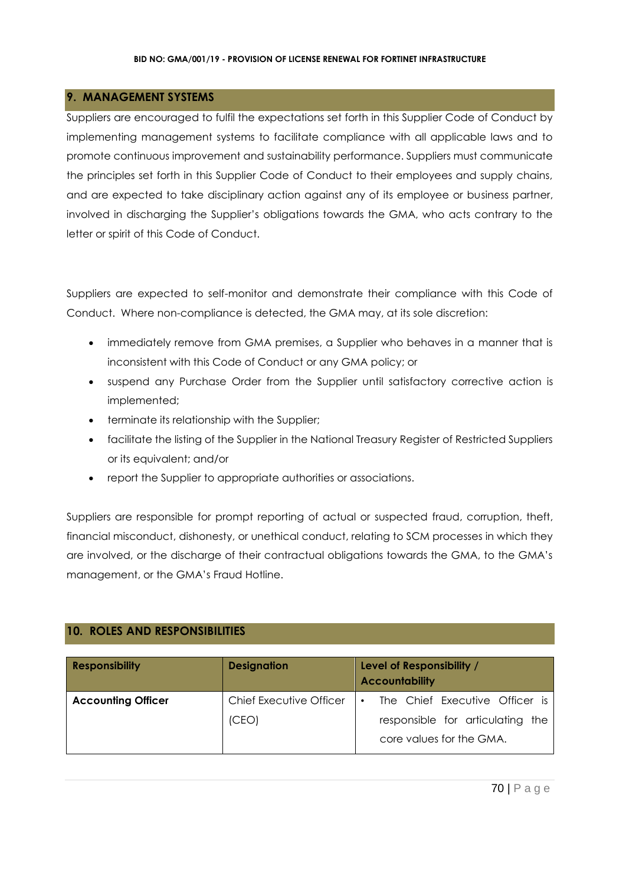## 9. MANAGEMENT SYSTEMS

Suppliers are encouraged to fulfil the expectations set forth in this Supplier Code of Conduct by implementing management systems to facilitate compliance with all applicable laws and to promote continuous improvement and sustainability performance. Suppliers must communicate the principles set forth in this Supplier Code of Conduct to their employees and supply chains, and are expected to take disciplinary action against any of its employee or business partner, involved in discharging the Supplier's obligations towards the GMA, who acts contrary to the letter or spirit of this Code of Conduct.

Suppliers are expected to self-monitor and demonstrate their compliance with this Code of Conduct. Where non-compliance is detected, the GMA may, at its sole discretion:

- immediately remove from GMA premises, a Supplier who behaves in a manner that is inconsistent with this Code of Conduct or any GMA policy; or
- suspend any Purchase Order from the Supplier until satisfactory corrective action is implemented;
- terminate its relationship with the Supplier;
- facilitate the listing of the Supplier in the National Treasury Register of Restricted Suppliers or its equivalent; and/or
- report the Supplier to appropriate authorities or associations.

Suppliers are responsible for prompt reporting of actual or suspected fraud, corruption, theft, financial misconduct, dishonesty, or unethical conduct, relating to SCM processes in which they are involved, or the discharge of their contractual obligations towards the GMA, to the GMA's management, or the GMA's Fraud Hotline.

## 10. ROLES AND RESPONSIBILITIES

| Responsibility | Designation | Level of Responsibility / Accountability |
|---|---|---|
| **Accounting Officer** | Chief Executive Officer (CEO) | • The Chief Executive Officer is responsible for articulating the core values for the GMA. |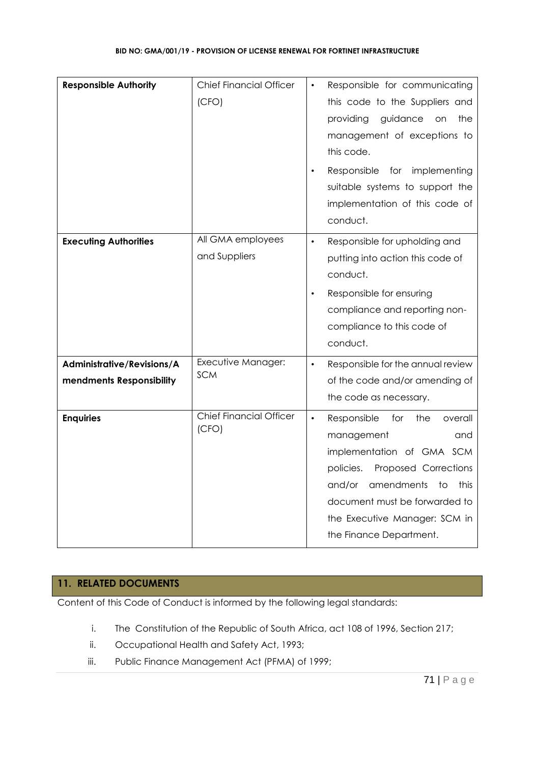| **Responsible Authority** | Chief Financial Officer (CFO) | • Responsible for communicating this code to the Suppliers and providing guidance on the management of exceptions to this code.<br>• Responsible for implementing suitable systems to support the implementation of this code of conduct. |
|---|---|---|
| **Executing Authorities** | All GMA employees and Suppliers | • Responsible for upholding and putting into action this code of conduct.<br>• Responsible for ensuring compliance and reporting non-compliance to this code of conduct. |
| **Administrative/Revisions/Amendments Responsibility** | Executive Manager: SCM | • Responsible for the annual review of the code and/or amending of the code as necessary. |
| **Enquiries** | Chief Financial Officer (CFO) | • Responsible for the overall management and implementation of GMA SCM policies. Proposed Corrections and/or amendments to this document must be forwarded to the Executive Manager: SCM in the Finance Department. |

## 11. RELATED DOCUMENTS

Content of this Code of Conduct is informed by the following legal standards:

i. The Constitution of the Republic of South Africa, act 108 of 1996, Section 217;
ii. Occupational Health and Safety Act, 1993;
iii. Public Finance Management Act (PFMA) of 1999;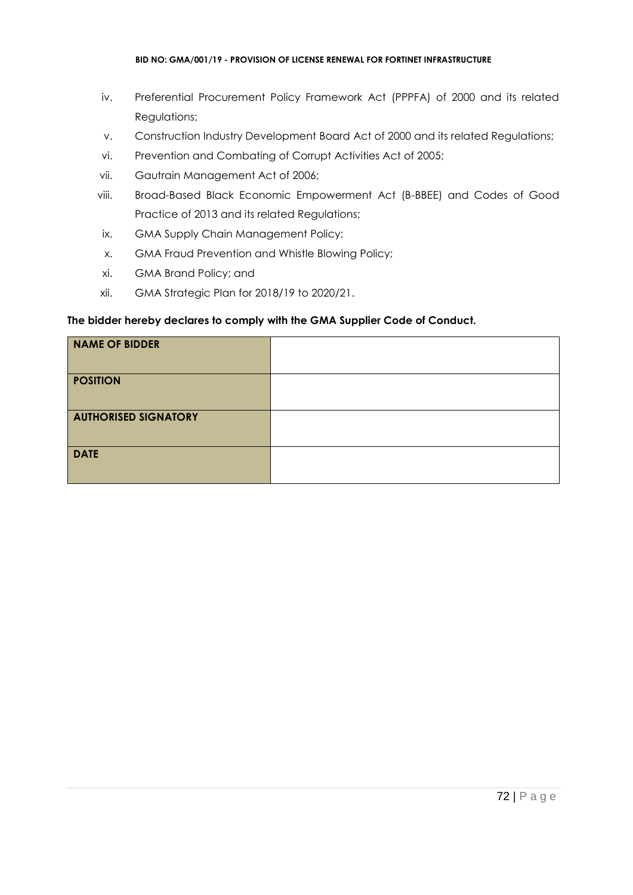iv. Preferential Procurement Policy Framework Act (PPPFA) of 2000 and its related Regulations;
v. Construction Industry Development Board Act of 2000 and its related Regulations;
vi. Prevention and Combating of Corrupt Activities Act of 2005;
vii. Gautrain Management Act of 2006;
viii. Broad-Based Black Economic Empowerment Act (B-BBEE) and Codes of Good Practice of 2013 and its related Regulations;
ix. GMA Supply Chain Management Policy;
x. GMA Fraud Prevention and Whistle Blowing Policy;
xi. GMA Brand Policy; and
xii. GMA Strategic Plan for 2018/19 to 2020/21.

**The bidder hereby declares to comply with the GMA Supplier Code of Conduct.**

| | |
|---|---|
| **NAME OF BIDDER** | |
| **POSITION** | |
| **AUTHORISED SIGNATORY** | |
| **DATE** | |